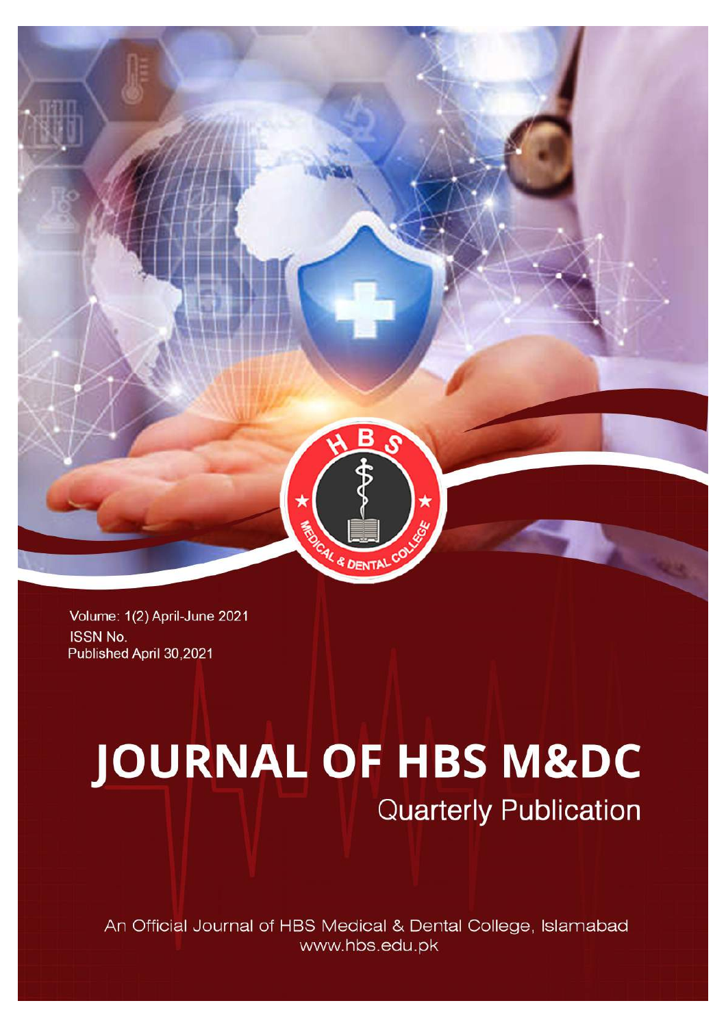Volume: 1(2) April-June 2021

ISSN No.

Published April 30,2021

# JOURNAL OF HBS M&DC

## Quarterly Publication

An Official Journal of HBS Medical & Dental College, Islamabad

www.hbs.edu.pk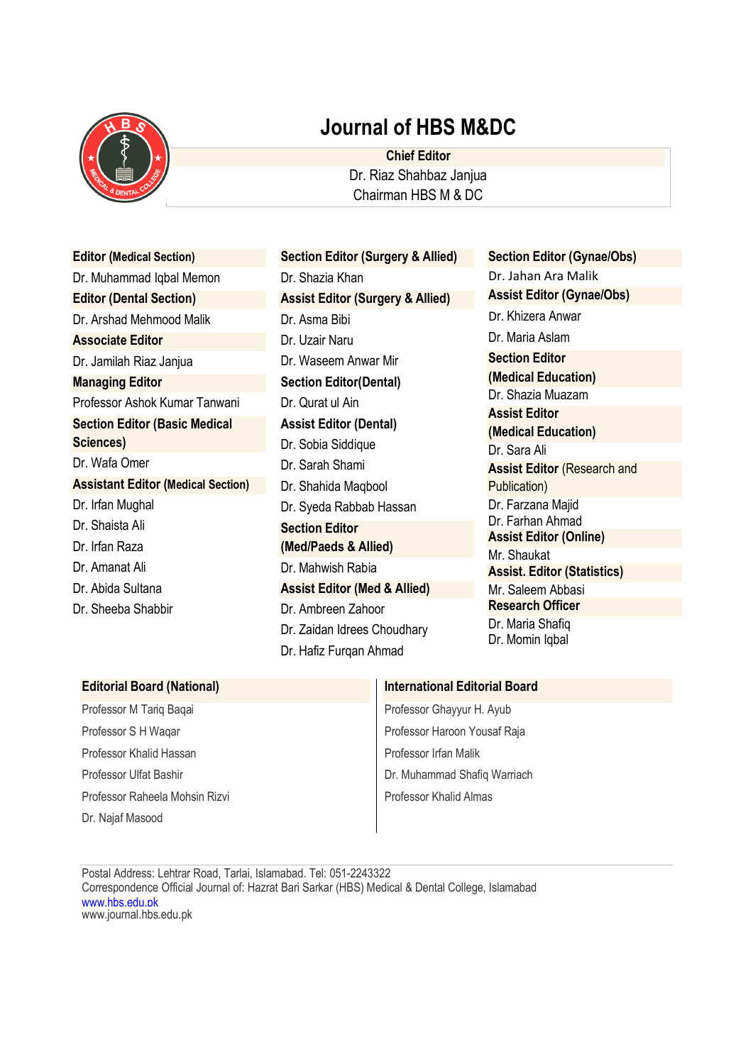# Journal of HBS M&DC

**Chief Editor**

Dr. Riaz Shahbaz Janjua
Chairman HBS M & DC

**Editor (Medical Section)**
Dr. Muhammad Iqbal Memon

**Editor (Dental Section)**
Dr. Arshad Mehmood Malik

**Associate Editor**
Dr. Jamilah Riaz Janjua

**Managing Editor**
Professor Ashok Kumar Tanwani

**Section Editor (Basic Medical Sciences)**
Dr. Wafa Omer

**Assistant Editor (Medical Section)**
Dr. Irfan Mughal
Dr. Shaista Ali
Dr. Irfan Raza
Dr. Amanat Ali
Dr. Abida Sultana
Dr. Sheeba Shabbir

**Section Editor (Surgery & Allied)**
Dr. Shazia Khan

**Assist Editor (Surgery & Allied)**
Dr. Asma Bibi
Dr. Uzair Naru
Dr. Waseem Anwar Mir

**Section Editor(Dental)**
Dr. Qurat ul Ain

**Assist Editor (Dental)**
Dr. Sobia Siddique
Dr. Sarah Shami
Dr. Shahida Maqbool
Dr. Syeda Rabbab Hassan

**Section Editor (Med/Paeds & Allied)**
Dr. Mahwish Rabia

**Assist Editor (Med & Allied)**
Dr. Ambreen Zahoor
Dr. Zaidan Idrees Choudhary
Dr. Hafiz Furqan Ahmad

**Section Editor (Gynae/Obs)**
Dr. Jahan Ara Malik

**Assist Editor (Gynae/Obs)**
Dr. Khizera Anwar
Dr. Maria Aslam

**Section Editor (Medical Education)**
Dr. Shazia Muazam

**Assist Editor (Medical Education)**
Dr. Sara Ali

**Assist Editor** (Research and Publication)
Dr. Farzana Majid
Dr. Farhan Ahmad

**Assist Editor (Online)**
Mr. Shaukat

**Assist. Editor (Statistics)**
Mr. Saleem Abbasi

**Research Officer**
Dr. Maria Shafiq
Dr. Momin Iqbal

**Editorial Board (National)**
Professor M Tariq Baqai
Professor S H Waqar
Professor Khalid Hassan
Professor Ulfat Bashir
Professor Raheela Mohsin Rizvi
Dr. Najaf Masood

**International Editorial Board**
Professor Ghayyur H. Ayub
Professor Haroon Yousaf Raja
Professor Irfan Malik
Dr. Muhammad Shafiq Warriach
Professor Khalid Almas

Postal Address: Lehtrar Road, Tarlai, Islamabad. Tel: 051-2243322
Correspondence Official Journal of: Hazrat Bari Sarkar (HBS) Medical & Dental College, Islamabad
www.hbs.edu.pk
www.journal.hbs.edu.pk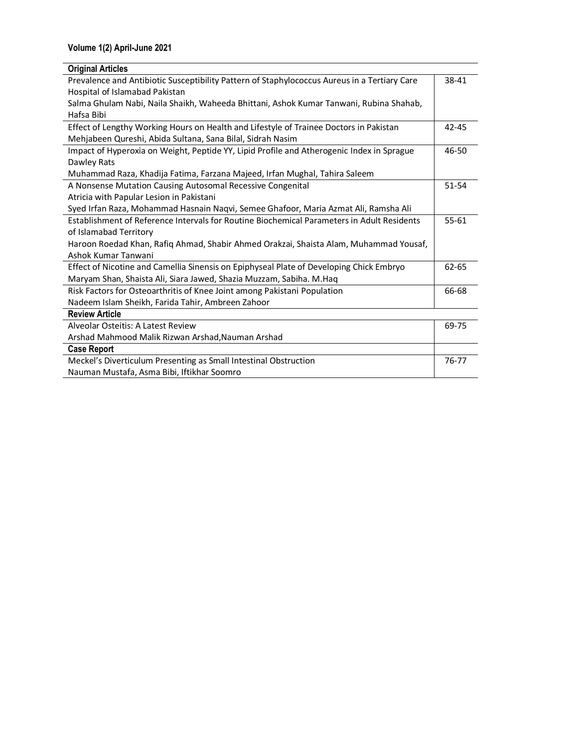**Volume 1(2) April-June 2021**

| **Original Articles** | |
|---|---|
| Prevalence and Antibiotic Susceptibility Pattern of Staphylococcus Aureus in a Tertiary Care Hospital of Islamabad Pakistan<br>Salma Ghulam Nabi, Naila Shaikh, Waheeda Bhittani, Ashok Kumar Tanwani, Rubina Shahab, Hafsa Bibi | 38-41 |
| Effect of Lengthy Working Hours on Health and Lifestyle of Trainee Doctors in Pakistan<br>Mehjabeen Qureshi, Abida Sultana, Sana Bilal, Sidrah Nasim | 42-45 |
| Impact of Hyperoxia on Weight, Peptide YY, Lipid Profile and Atherogenic Index in Sprague Dawley Rats<br>Muhammad Raza, Khadija Fatima, Farzana Majeed, Irfan Mughal, Tahira Saleem | 46-50 |
| A Nonsense Mutation Causing Autosomal Recessive Congenital Atricia with Papular Lesion in Pakistani<br>Syed Irfan Raza, Mohammad Hasnain Naqvi, Semee Ghafoor, Maria Azmat Ali, Ramsha Ali | 51-54 |
| Establishment of Reference Intervals for Routine Biochemical Parameters in Adult Residents of Islamabad Territory<br>Haroon Roedad Khan, Rafiq Ahmad, Shabir Ahmed Orakzai, Shaista Alam, Muhammad Yousaf, Ashok Kumar Tanwani | 55-61 |
| Effect of Nicotine and Camellia Sinensis on Epiphyseal Plate of Developing Chick Embryo<br>Maryam Shan, Shaista Ali, Siara Jawed, Shazia Muzzam, Sabiha. M.Haq | 62-65 |
| Risk Factors for Osteoarthritis of Knee Joint among Pakistani Population<br>Nadeem Islam Sheikh, Farida Tahir, Ambreen Zahoor | 66-68 |
| **Review Article** | |
| Alveolar Osteitis: A Latest Review<br>Arshad Mahmood Malik Rizwan Arshad,Nauman Arshad | 69-75 |
| **Case Report** | |
| Meckel's Diverticulum Presenting as Small Intestinal Obstruction<br>Nauman Mustafa, Asma Bibi, Iftikhar Soomro | 76-77 |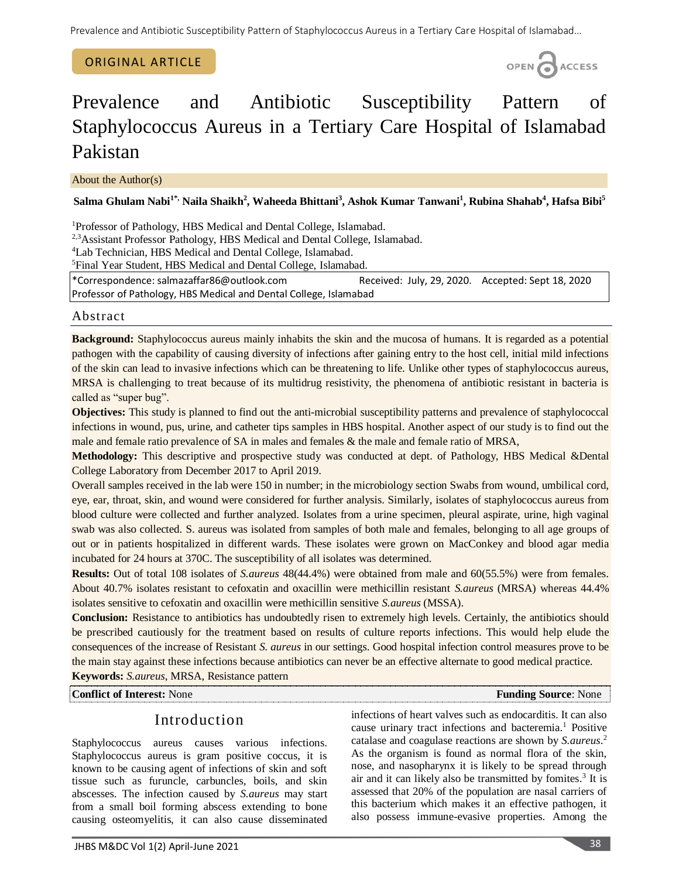ORIGINAL ARTICLE

# Prevalence and Antibiotic Susceptibility Pattern of Staphylococcus Aureus in a Tertiary Care Hospital of Islamabad Pakistan

About the Author(s)

**Salma Ghulam Nabi[1*], Naila Shaikh[2], Waheeda Bhittani[3], Ashok Kumar Tanwani[1], Rubina Shahab[4], Hafsa Bibi[5]**

[1]Professor of Pathology, HBS Medical and Dental College, Islamabad.
[2,3]Assistant Professor Pathology, HBS Medical and Dental College, Islamabad.
[4]Lab Technician, HBS Medical and Dental College, Islamabad.
[5]Final Year Student, HBS Medical and Dental College, Islamabad.

*Correspondence: salmazaffar86@outlook.com Received: July, 29, 2020. Accepted: Sept 18, 2020
Professor of Pathology, HBS Medical and Dental College, Islamabad

## Abstract

**Background:** Staphylococcus aureus mainly inhabits the skin and the mucosa of humans. It is regarded as a potential pathogen with the capability of causing diversity of infections after gaining entry to the host cell, initial mild infections of the skin can lead to invasive infections which can be threatening to life. Unlike other types of staphylococcus aureus, MRSA is challenging to treat because of its multidrug resistivity, the phenomena of antibiotic resistant in bacteria is called as "super bug".

**Objectives:** This study is planned to find out the anti-microbial susceptibility patterns and prevalence of staphylococcal infections in wound, pus, urine, and catheter tips samples in HBS hospital. Another aspect of our study is to find out the male and female ratio prevalence of SA in males and females & the male and female ratio of MRSA,

**Methodology:** This descriptive and prospective study was conducted at dept. of Pathology, HBS Medical &Dental College Laboratory from December 2017 to April 2019.

Overall samples received in the lab were 150 in number; in the microbiology section Swabs from wound, umbilical cord, eye, ear, throat, skin, and wound were considered for further analysis. Similarly, isolates of staphylococcus aureus from blood culture were collected and further analyzed. Isolates from a urine specimen, pleural aspirate, urine, high vaginal swab was also collected. S. aureus was isolated from samples of both male and females, belonging to all age groups of out or in patients hospitalized in different wards. These isolates were grown on MacConkey and blood agar media incubated for 24 hours at 370C. The susceptibility of all isolates was determined.

**Results:** Out of total 108 isolates of *S.aureus* 48(44.4%) were obtained from male and 60(55.5%) were from females. About 40.7% isolates resistant to cefoxatin and oxacillin were methicillin resistant *S.aureus* (MRSA) whereas 44.4% isolates sensitive to cefoxatin and oxacillin were methicillin sensitive *S.aureus* (MSSA).

**Conclusion:** Resistance to antibiotics has undoubtedly risen to extremely high levels. Certainly, the antibiotics should be prescribed cautiously for the treatment based on results of culture reports infections. This would help elude the consequences of the increase of Resistant *S. aureus* in our settings. Good hospital infection control measures prove to be the main stay against these infections because antibiotics can never be an effective alternate to good medical practice.

**Keywords:** *S.aureus*, MRSA, Resistance pattern

**Conflict of Interest:** None **Funding Source**: None

## Introduction

Staphylococcus aureus causes various infections. Staphylococcus aureus is gram positive coccus, it is known to be causing agent of infections of skin and soft tissue such as furuncle, carbuncles, boils, and skin abscesses. The infection caused by *S.aureus* may start from a small boil forming abscess extending to bone causing osteomyelitis, it can also cause disseminated infections of heart valves such as endocarditis. It can also cause urinary tract infections and bacteremia.[1] Positive catalase and coagulase reactions are shown by *S.aureus*.[2] As the organism is found as normal flora of the skin, nose, and nasopharynx it is likely to be spread through air and it can likely also be transmitted by fomites.[3] It is assessed that 20% of the population are nasal carriers of this bacterium which makes it an effective pathogen, it also possess immune-evasive properties. Among the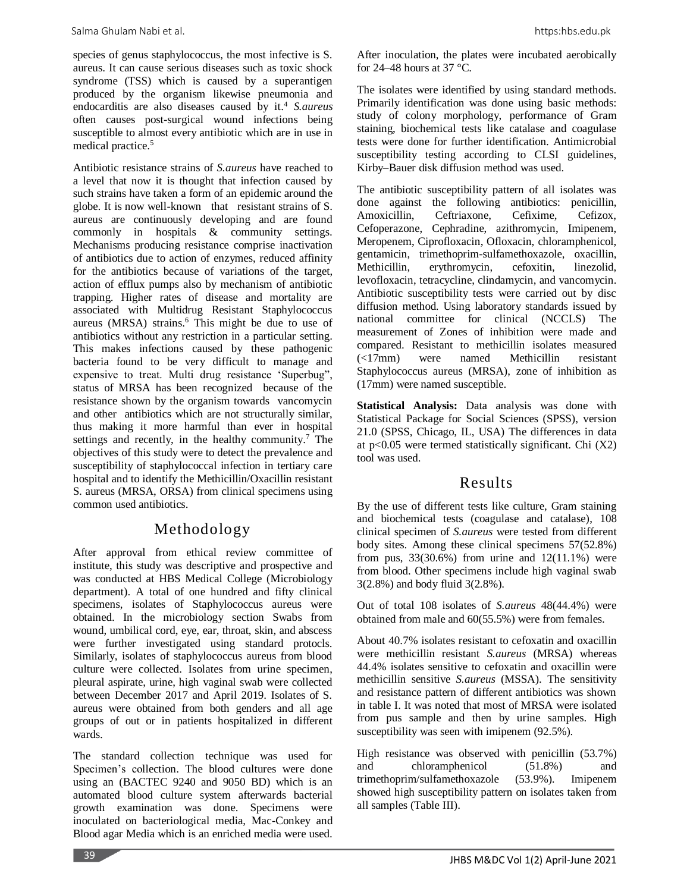species of genus staphylococcus, the most infective is S. aureus. It can cause serious diseases such as toxic shock syndrome (TSS) which is caused by a superantigen produced by the organism likewise pneumonia and endocarditis are also diseases caused by it.[4] *S.aureus* often causes post-surgical wound infections being susceptible to almost every antibiotic which are in use in medical practice.[5]

Antibiotic resistance strains of *S.aureus* have reached to a level that now it is thought that infection caused by such strains have taken a form of an epidemic around the globe. It is now well-known that resistant strains of S. aureus are continuously developing and are found commonly in hospitals & community settings. Mechanisms producing resistance comprise inactivation of antibiotics due to action of enzymes, reduced affinity for the antibiotics because of variations of the target, action of efflux pumps also by mechanism of antibiotic trapping. Higher rates of disease and mortality are associated with Multidrug Resistant Staphylococcus aureus (MRSA) strains.[6] This might be due to use of antibiotics without any restriction in a particular setting. This makes infections caused by these pathogenic bacteria found to be very difficult to manage and expensive to treat. Multi drug resistance 'Superbug", status of MRSA has been recognized because of the resistance shown by the organism towards vancomycin and other antibiotics which are not structurally similar, thus making it more harmful than ever in hospital settings and recently, in the healthy community.[7] The objectives of this study were to detect the prevalence and susceptibility of staphylococcal infection in tertiary care hospital and to identify the Methicillin/Oxacillin resistant S. aureus (MRSA, ORSA) from clinical specimens using common used antibiotics.

## Methodology

After approval from ethical review committee of institute, this study was descriptive and prospective and was conducted at HBS Medical College (Microbiology department). A total of one hundred and fifty clinical specimens, isolates of Staphylococcus aureus were obtained. In the microbiology section Swabs from wound, umbilical cord, eye, ear, throat, skin, and abscess were further investigated using standard protocls. Similarly, isolates of staphylococcus aureus from blood culture were collected. Isolates from urine specimen, pleural aspirate, urine, high vaginal swab were collected between December 2017 and April 2019. Isolates of S. aureus were obtained from both genders and all age groups of out or in patients hospitalized in different wards.

The standard collection technique was used for Specimen's collection. The blood cultures were done using an (BACTEC 9240 and 9050 BD) which is an automated blood culture system afterwards bacterial growth examination was done. Specimens were inoculated on bacteriological media, Mac-Conkey and Blood agar Media which is an enriched media were used. After inoculation, the plates were incubated aerobically for 24–48 hours at 37 °C.

The isolates were identified by using standard methods. Primarily identification was done using basic methods: study of colony morphology, performance of Gram staining, biochemical tests like catalase and coagulase tests were done for further identification. Antimicrobial susceptibility testing according to CLSI guidelines, Kirby–Bauer disk diffusion method was used.

The antibiotic susceptibility pattern of all isolates was done against the following antibiotics: penicillin, Amoxicillin, Ceftriaxone, Cefixime, Cefizox, Cefoperazone, Cephradine, azithromycin, Imipenem, Meropenem, Ciprofloxacin, Ofloxacin, chloramphenicol, gentamicin, trimethoprim-sulfamethoxazole, oxacillin, Methicillin, erythromycin, cefoxitin, linezolid, levofloxacin, tetracycline, clindamycin, and vancomycin. Antibiotic susceptibility tests were carried out by disc diffusion method. Using laboratory standards issued by national committee for clinical (NCCLS) The measurement of Zones of inhibition were made and compared. Resistant to methicillin isolates measured (<17mm) were named Methicillin resistant Staphylococcus aureus (MRSA), zone of inhibition as (17mm) were named susceptible.

**Statistical Analysis:** Data analysis was done with Statistical Package for Social Sciences (SPSS), version 21.0 (SPSS, Chicago, IL, USA) The differences in data at $p<0.05$ were termed statistically significant. Chi ($X2$) tool was used.

## Results

By the use of different tests like culture, Gram staining and biochemical tests (coagulase and catalase), 108 clinical specimen of *S.aureus* were tested from different body sites. Among these clinical specimens 57(52.8%) from pus, 33(30.6%) from urine and 12(11.1%) were from blood. Other specimens include high vaginal swab 3(2.8%) and body fluid 3(2.8%).

Out of total 108 isolates of *S.aureus* 48(44.4%) were obtained from male and 60(55.5%) were from females.

About 40.7% isolates resistant to cefoxatin and oxacillin were methicillin resistant *S.aureus* (MRSA) whereas 44.4% isolates sensitive to cefoxatin and oxacillin were methicillin sensitive *S.aureus* (MSSA). The sensitivity and resistance pattern of different antibiotics was shown in table I. It was noted that most of MRSA were isolated from pus sample and then by urine samples. High susceptibility was seen with imipenem (92.5%).

High resistance was observed with penicillin (53.7%) and chloramphenicol (51.8%) and trimethoprim/sulfamethoxazole (53.9%). Imipenem showed high susceptibility pattern on isolates taken from all samples (Table III).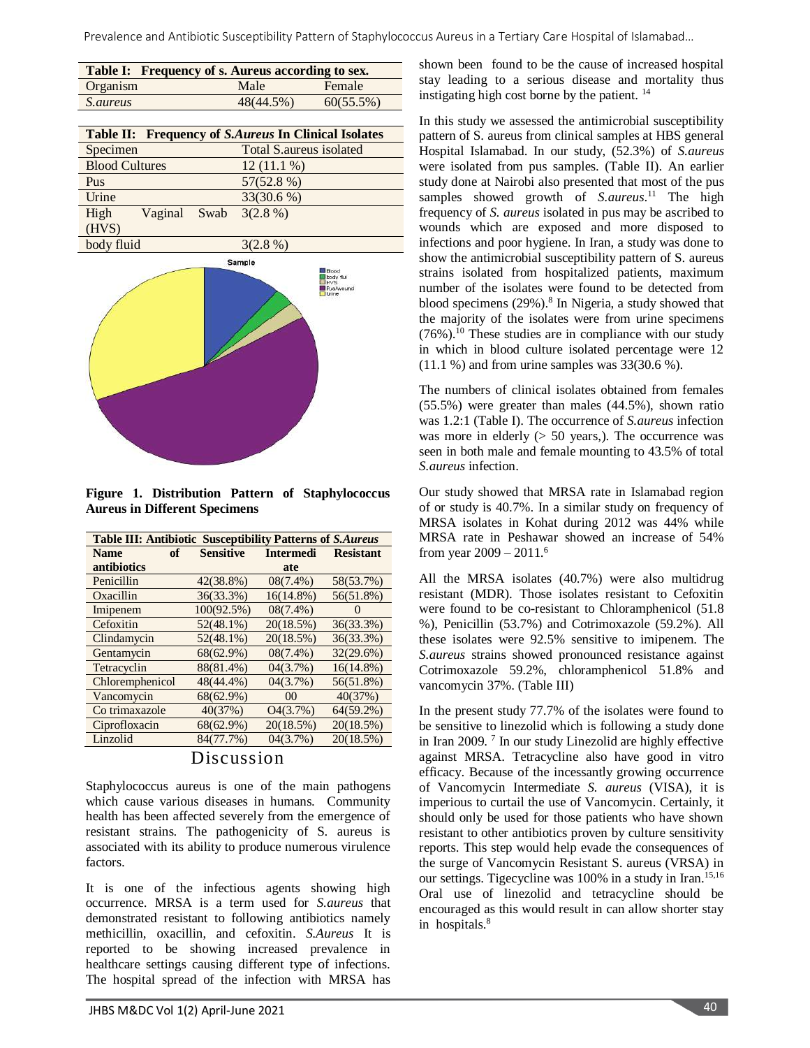**Table I: Frequency of s. Aureus according to sex.**

| Organism | Male | Female |
|---|---|---|
| *S.aureus* | 48(44.5%) | 60(55.5%) |

**Table II: Frequency of *S.Aureus* In Clinical Isolates**

| Specimen | Total S.aureus isolated |
|---|---|
| Blood Cultures | 12 (11.1 %) |
| Pus | 57(52.8 %) |
| Urine | 33(30.6 %) |
| High Vaginal Swab (HVS) | 3(2.8 %) |
| body fluid | 3(2.8 %) |

**Figure 1. Distribution Pattern of Staphylococcus Aureus in Different Specimens**

**Table III: Antibiotic Susceptibility Patterns of *S.Aureus***

| Name of antibiotics | Sensitive | Intermediate | Resistant |
|---|---|---|---|
| Penicillin | 42(38.8%) | 08(7.4%) | 58(53.7%) |
| Oxacillin | 36(33.3%) | 16(14.8%) | 56(51.8%) |
| Imipenem | 100(92.5%) | 08(7.4%) | 0 |
| Cefoxitin | 52(48.1%) | 20(18.5%) | 36(33.3%) |
| Clindamycin | 52(48.1%) | 20(18.5%) | 36(33.3%) |
| Gentamycin | 68(62.9%) | 08(7.4%) | 32(29.6%) |
| Tetracyclin | 88(81.4%) | 04(3.7%) | 16(14.8%) |
| Chlorempheni­col | 48(44.4%) | 04(3.7%) | 56(51.8%) |
| Vancomycin | 68(62.9%) | 00 | 40(37%) |
| Co trimaxazole | 40(37%) | O4(3.7%) | 64(59.2%) |
| Ciprofloxacin | 68(62.9%) | 20(18.5%) | 20(18.5%) |
| Linzolid | 84(77.7%) | 04(3.7%) | 20(18.5%) |

## Discussion

Staphylococcus aureus is one of the main pathogens which cause various diseases in humans. Community health has been affected severely from the emergence of resistant strains. The pathogenicity of S. aureus is associated with its ability to produce numerous virulence factors.

It is one of the infectious agents showing high occurrence. MRSA is a term used for *S.aureus* that demonstrated resistant to following antibiotics namely methicillin, oxacillin, and cefoxitin. *S.Aureus* It is reported to be showing increased prevalence in healthcare settings causing different type of infections. The hospital spread of the infection with MRSA has shown been found to be the cause of increased hospital stay leading to a serious disease and mortality thus instigating high cost borne by the patient. [14]

In this study we assessed the antimicrobial susceptibility pattern of S. aureus from clinical samples at HBS general Hospital Islamabad. In our study, (52.3%) of *S.aureus* were isolated from pus samples. (Table II). An earlier study done at Nairobi also presented that most of the pus samples showed growth of *S.aureus*.[11] The high frequency of *S. aureus* isolated in pus may be ascribed to wounds which are exposed and more disposed to infections and poor hygiene. In Iran, a study was done to show the antimicrobial susceptibility pattern of S. aureus strains isolated from hospitalized patients, maximum number of the isolates were found to be detected from blood specimens (29%).[8] In Nigeria, a study showed that the majority of the isolates were from urine specimens (76%).[10] These studies are in compliance with our study in which in blood culture isolated percentage were 12 (11.1 %) and from urine samples was 33(30.6 %).

The numbers of clinical isolates obtained from females (55.5%) were greater than males (44.5%), shown ratio was 1.2:1 (Table I). The occurrence of *S.aureus* infection was more in elderly (> 50 years,). The occurrence was seen in both male and female mounting to 43.5% of total *S.aureus* infection.

Our study showed that MRSA rate in Islamabad region of or study is 40.7%. In a similar study on frequency of MRSA isolates in Kohat during 2012 was 44% while MRSA rate in Peshawar showed an increase of 54% from year 2009 – 2011.[6]

All the MRSA isolates (40.7%) were also multidrug resistant (MDR). Those isolates resistant to Cefoxitin were found to be co-resistant to Chloramphenicol (51.8 %), Penicillin (53.7%) and Cotrimoxazole (59.2%). All these isolates were 92.5% sensitive to imipenem. The *S.aureus* strains showed pronounced resistance against Cotrimoxazole 59.2%, chloramphenicol 51.8% and vancomycin 37%. (Table III)

In the present study 77.7% of the isolates were found to be sensitive to linezolid which is following a study done in Iran 2009. [7] In our study Linezolid are highly effective against MRSA. Tetracycline also have good in vitro efficacy. Because of the incessantly growing occurrence of Vancomycin Intermediate *S. aureus* (VISA), it is imperious to curtail the use of Vancomycin. Certainly, it should only be used for those patients who have shown resistant to other antibiotics proven by culture sensitivity reports. This step would help evade the consequences of the surge of Vancomycin Resistant S. aureus (VRSA) in our settings. Tigecycline was 100% in a study in Iran.[15,16] Oral use of linezolid and tetracycline should be encouraged as this would result in can allow shorter stay in hospitals.[8]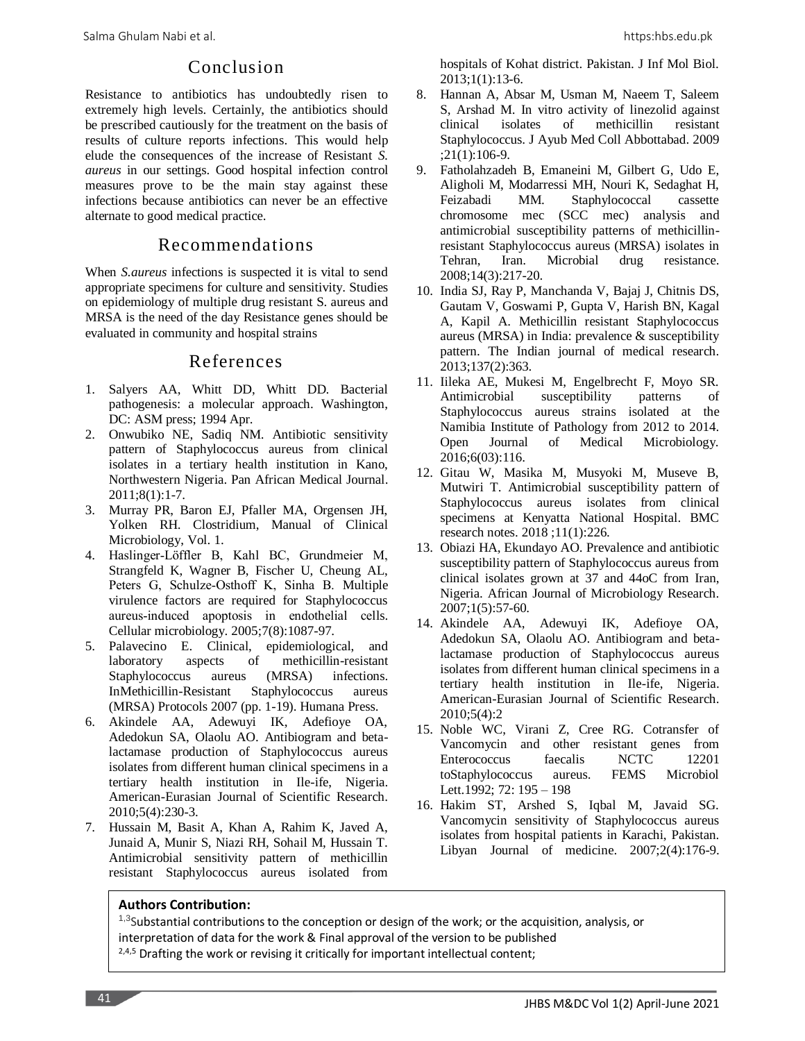## Conclusion

Resistance to antibiotics has undoubtedly risen to extremely high levels. Certainly, the antibiotics should be prescribed cautiously for the treatment on the basis of results of culture reports infections. This would help elude the consequences of the increase of Resistant *S. aureus* in our settings. Good hospital infection control measures prove to be the main stay against these infections because antibiotics can never be an effective alternate to good medical practice.

## Recommendations

When *S.aureus* infections is suspected it is vital to send appropriate specimens for culture and sensitivity. Studies on epidemiology of multiple drug resistant S. aureus and MRSA is the need of the day Resistance genes should be evaluated in community and hospital strains

## References

1. Salyers AA, Whitt DD, Whitt DD. Bacterial pathogenesis: a molecular approach. Washington, DC: ASM press; 1994 Apr.
2. Onwubiko NE, Sadiq NM. Antibiotic sensitivity pattern of Staphylococcus aureus from clinical isolates in a tertiary health institution in Kano, Northwestern Nigeria. Pan African Medical Journal. 2011;8(1):1-7.
3. Murray PR, Baron EJ, Pfaller MA, Orgensen JH, Yolken RH. Clostridium, Manual of Clinical Microbiology, Vol. 1.
4. Haslinger-Löffler B, Kahl BC, Grundmeier M, Strangfeld K, Wagner B, Fischer U, Cheung AL, Peters G, Schulze-Osthoff K, Sinha B. Multiple virulence factors are required for Staphylococcus aureus-induced apoptosis in endothelial cells. Cellular microbiology. 2005;7(8):1087-97.
5. Palavecino E. Clinical, epidemiological, and laboratory aspects of methicillin-resistant Staphylococcus aureus (MRSA) infections. InMethicillin-Resistant Staphylococcus aureus (MRSA) Protocols 2007 (pp. 1-19). Humana Press.
6. Akindele AA, Adewuyi IK, Adefioye OA, Adedokun SA, Olaolu AO. Antibiogram and beta-lactamase production of Staphylococcus aureus isolates from different human clinical specimens in a tertiary health institution in Ile-ife, Nigeria. American-Eurasian Journal of Scientific Research. 2010;5(4):230-3.
7. Hussain M, Basit A, Khan A, Rahim K, Javed A, Junaid A, Munir S, Niazi RH, Sohail M, Hussain T. Antimicrobial sensitivity pattern of methicillin resistant Staphylococcus aureus isolated from hospitals of Kohat district. Pakistan. J Inf Mol Biol. 2013;1(1):13-6.
8. Hannan A, Absar M, Usman M, Naeem T, Saleem S, Arshad M. In vitro activity of linezolid against clinical isolates of methicillin resistant Staphylococcus. J Ayub Med Coll Abbottabad. 2009 ;21(1):106-9.
9. Fatholahzadeh B, Emaneini M, Gilbert G, Udo E, Aligholi M, Modarressi MH, Nouri K, Sedaghat H, Feizabadi MM. Staphylococcal cassette chromosome mec (SCC mec) analysis and antimicrobial susceptibility patterns of methicillin-resistant Staphylococcus aureus (MRSA) isolates in Tehran, Iran. Microbial drug resistance. 2008;14(3):217-20.
10. India SJ, Ray P, Manchanda V, Bajaj J, Chitnis DS, Gautam V, Goswami P, Gupta V, Harish BN, Kagal A, Kapil A. Methicillin resistant Staphylococcus aureus (MRSA) in India: prevalence & susceptibility pattern. The Indian journal of medical research. 2013;137(2):363.
11. Iileka AE, Mukesi M, Engelbrecht F, Moyo SR. Antimicrobial susceptibility patterns of Staphylococcus aureus strains isolated at the Namibia Institute of Pathology from 2012 to 2014. Open Journal of Medical Microbiology. 2016;6(03):116.
12. Gitau W, Masika M, Musyoki M, Museve B, Mutwiri T. Antimicrobial susceptibility pattern of Staphylococcus aureus isolates from clinical specimens at Kenyatta National Hospital. BMC research notes. 2018 ;11(1):226.
13. Obiazi HA, Ekundayo AO. Prevalence and antibiotic susceptibility pattern of Staphylococcus aureus from clinical isolates grown at 37 and 44oC from Iran, Nigeria. African Journal of Microbiology Research. 2007;1(5):57-60.
14. Akindele AA, Adewuyi IK, Adefioye OA, Adedokun SA, Olaolu AO. Antibiogram and beta-lactamase production of Staphylococcus aureus isolates from different human clinical specimens in a tertiary health institution in Ile-ife, Nigeria. American-Eurasian Journal of Scientific Research. 2010;5(4):2
15. Noble WC, Virani Z, Cree RG. Cotransfer of Vancomycin and other resistant genes from Enterococcus faecalis NCTC 12201 toStaphylococcus aureus. FEMS Microbiol Lett.1992; 72: 195 – 198
16. Hakim ST, Arshed S, Iqbal M, Javaid SG. Vancomycin sensitivity of Staphylococcus aureus isolates from hospital patients in Karachi, Pakistan. Libyan Journal of medicine. 2007;2(4):176-9.

**Authors Contribution:**

[1,3]Substantial contributions to the conception or design of the work; or the acquisition, analysis, or interpretation of data for the work & Final approval of the version to be published

[2,4,5] Drafting the work or revising it critically for important intellectual content;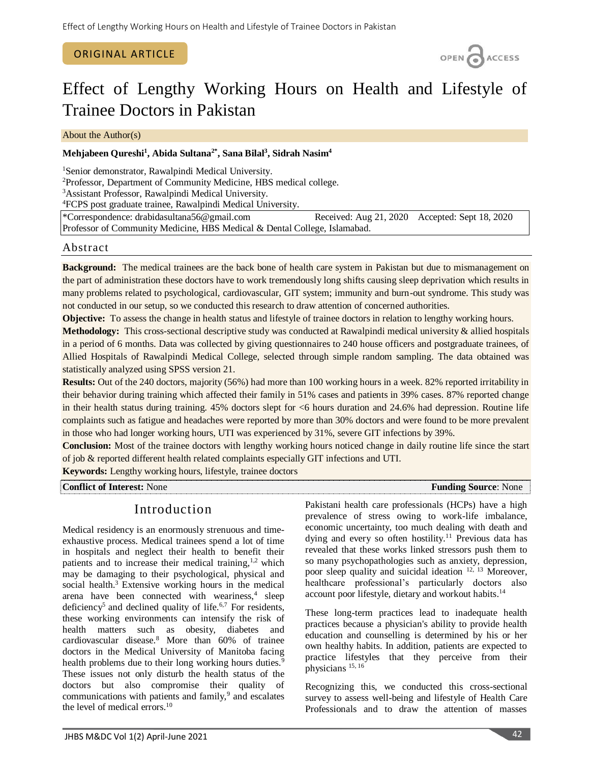ORIGINAL ARTICLE

# Effect of Lengthy Working Hours on Health and Lifestyle of Trainee Doctors in Pakistan

About the Author(s)

**Mehjabeen Qureshi[1], Abida Sultana[2*], Sana Bilal[3], Sidrah Nasim[4]**

[1]Senior demonstrator, Rawalpindi Medical University.
[2]Professor, Department of Community Medicine, HBS medical college.
[3]Assistant Professor, Rawalpindi Medical University.
[4]FCPS post graduate trainee, Rawalpindi Medical University.

*Correspondence: drabidasultana56@gmail.com Received: Aug 21, 2020 Accepted: Sept 18, 2020
Professor of Community Medicine, HBS Medical & Dental College, Islamabad.

## Abstract

**Background:** The medical trainees are the back bone of health care system in Pakistan but due to mismanagement on the part of administration these doctors have to work tremendously long shifts causing sleep deprivation which results in many problems related to psychological, cardiovascular, GIT system; immunity and burn-out syndrome. This study was not conducted in our setup, so we conducted this research to draw attention of concerned authorities.

**Objective:** To assess the change in health status and lifestyle of trainee doctors in relation to lengthy working hours.

**Methodology:** This cross-sectional descriptive study was conducted at Rawalpindi medical university & allied hospitals in a period of 6 months. Data was collected by giving questionnaires to 240 house officers and postgraduate trainees, of Allied Hospitals of Rawalpindi Medical College, selected through simple random sampling. The data obtained was statistically analyzed using SPSS version 21.

**Results:** Out of the 240 doctors, majority (56%) had more than 100 working hours in a week. 82% reported irritability in their behavior during training which affected their family in 51% cases and patients in 39% cases. 87% reported change in their health status during training. 45% doctors slept for <6 hours duration and 24.6% had depression. Routine life complaints such as fatigue and headaches were reported by more than 30% doctors and were found to be more prevalent in those who had longer working hours, UTI was experienced by 31%, severe GIT infections by 39%.

**Conclusion:** Most of the trainee doctors with lengthy working hours noticed change in daily routine life since the start of job & reported different health related complaints especially GIT infections and UTI.

**Keywords:** Lengthy working hours, lifestyle, trainee doctors

**Conflict of Interest:** None **Funding Source**: None

## Introduction

Medical residency is an enormously strenuous and time-exhaustive process. Medical trainees spend a lot of time in hospitals and neglect their health to benefit their patients and to increase their medical training,[1,2] which may be damaging to their psychological, physical and social health.[3] Extensive working hours in the medical arena have been connected with weariness,[4] sleep deficiency[5] and declined quality of life.[6,7] For residents, these working environments can intensify the risk of health matters such as obesity, diabetes and cardiovascular disease.[8] More than 60% of trainee doctors in the Medical University of Manitoba facing health problems due to their long working hours duties.[9] These issues not only disturb the health status of the doctors but also compromise their quality of communications with patients and family,[9] and escalates the level of medical errors.[10]

Pakistani health care professionals (HCPs) have a high prevalence of stress owing to work-life imbalance, economic uncertainty, too much dealing with death and dying and every so often hostility.[11] Previous data has revealed that these works linked stressors push them to so many psychopathologies such as anxiety, depression, poor sleep quality and suicidal ideation [12, 13] Moreover, healthcare professional's particularly doctors also account poor lifestyle, dietary and workout habits.[14]

These long-term practices lead to inadequate health practices because a physician's ability to provide health education and counselling is determined by his or her own healthy habits. In addition, patients are expected to practice lifestyles that they perceive from their physicians [15, 16]

Recognizing this, we conducted this cross-sectional survey to assess well-being and lifestyle of Health Care Professionals and to draw the attention of masses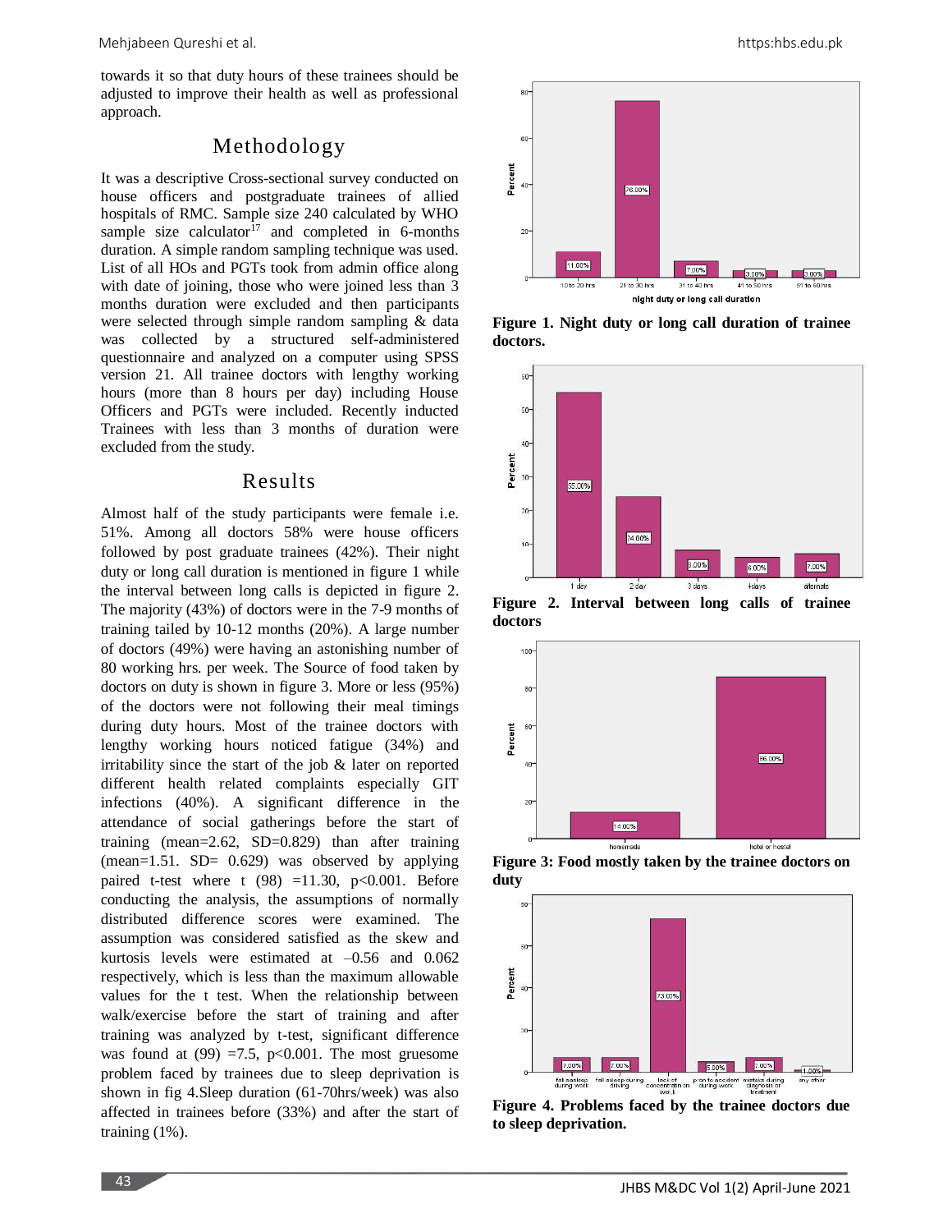towards it so that duty hours of these trainees should be adjusted to improve their health as well as professional approach.

## Methodology

It was a descriptive Cross-sectional survey conducted on house officers and postgraduate trainees of allied hospitals of RMC. Sample size 240 calculated by WHO sample size calculator[17] and completed in 6-months duration. A simple random sampling technique was used. List of all HOs and PGTs took from admin office along with date of joining, those who were joined less than 3 months duration were excluded and then participants were selected through simple random sampling & data was collected by a structured self-administered questionnaire and analyzed on a computer using SPSS version 21. All trainee doctors with lengthy working hours (more than 8 hours per day) including House Officers and PGTs were included. Recently inducted Trainees with less than 3 months of duration were excluded from the study.

## Results

Almost half of the study participants were female i.e. 51%. Among all doctors 58% were house officers followed by post graduate trainees (42%). Their night duty or long call duration is mentioned in figure 1 while the interval between long calls is depicted in figure 2. The majority (43%) of doctors were in the 7-9 months of training tailed by 10-12 months (20%). A large number of doctors (49%) were having an astonishing number of 80 working hrs. per week. The Source of food taken by doctors on duty is shown in figure 3. More or less (95%) of the doctors were not following their meal timings during duty hours. Most of the trainee doctors with lengthy working hours noticed fatigue (34%) and irritability since the start of the job & later on reported different health related complaints especially GIT infections (40%). A significant difference in the attendance of social gatherings before the start of training (mean=2.62, SD=0.829) than after training (mean=1.51. SD= 0.629) was observed by applying paired t-test where t (98) =11.30, $p<0.001$. Before conducting the analysis, the assumptions of normally distributed difference scores were examined. The assumption was considered satisfied as the skew and kurtosis levels were estimated at –0.56 and 0.062 respectively, which is less than the maximum allowable values for the t test. When the relationship between walk/exercise before the start of training and after training was analyzed by t-test, significant difference was found at (99) =7.5, $p<0.001$. The most gruesome problem faced by trainees due to sleep deprivation is shown in fig 4.Sleep duration (61-70hrs/week) was also affected in trainees before (33%) and after the start of training (1%).

**Figure 1. Night duty or long call duration of trainee doctors.**

**Figure 2. Interval between long calls of trainee doctors**

**Figure 3: Food mostly taken by the trainee doctors on duty**

**Figure 4. Problems faced by the trainee doctors due to sleep deprivation.**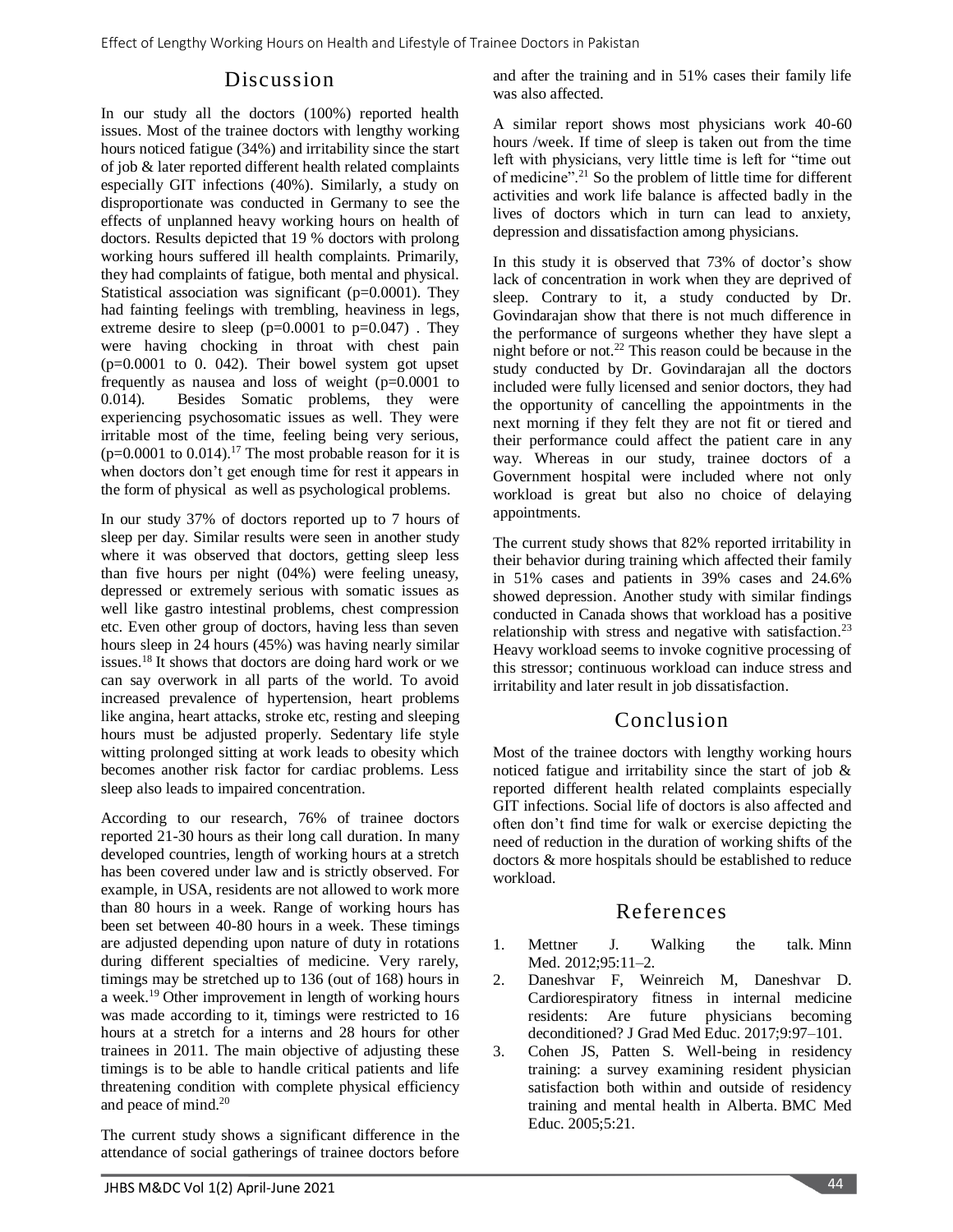## Discussion

In our study all the doctors (100%) reported health issues. Most of the trainee doctors with lengthy working hours noticed fatigue (34%) and irritability since the start of job & later reported different health related complaints especially GIT infections (40%). Similarly, a study on disproportionate was conducted in Germany to see the effects of unplanned heavy working hours on health of doctors. Results depicted that 19 % doctors with prolong working hours suffered ill health complaints. Primarily, they had complaints of fatigue, both mental and physical. Statistical association was significant (p=0.0001). They had fainting feelings with trembling, heaviness in legs, extreme desire to sleep (p=0.0001 to p=0.047) . They were having chocking in throat with chest pain (p=0.0001 to 0. 042). Their bowel system got upset frequently as nausea and loss of weight (p=0.0001 to 0.014). Besides Somatic problems, they were experiencing psychosomatic issues as well. They were irritable most of the time, feeling being very serious, (p=0.0001 to 0.014).[17] The most probable reason for it is when doctors don't get enough time for rest it appears in the form of physical as well as psychological problems.

In our study 37% of doctors reported up to 7 hours of sleep per day. Similar results were seen in another study where it was observed that doctors, getting sleep less than five hours per night (04%) were feeling uneasy, depressed or extremely serious with somatic issues as well like gastro intestinal problems, chest compression etc. Even other group of doctors, having less than seven hours sleep in 24 hours (45%) was having nearly similar issues.[18] It shows that doctors are doing hard work or we can say overwork in all parts of the world. To avoid increased prevalence of hypertension, heart problems like angina, heart attacks, stroke etc, resting and sleeping hours must be adjusted properly. Sedentary life style witting prolonged sitting at work leads to obesity which becomes another risk factor for cardiac problems. Less sleep also leads to impaired concentration.

According to our research, 76% of trainee doctors reported 21-30 hours as their long call duration. In many developed countries, length of working hours at a stretch has been covered under law and is strictly observed. For example, in USA, residents are not allowed to work more than 80 hours in a week. Range of working hours has been set between 40-80 hours in a week. These timings are adjusted depending upon nature of duty in rotations during different specialties of medicine. Very rarely, timings may be stretched up to 136 (out of 168) hours in a week.[19] Other improvement in length of working hours was made according to it, timings were restricted to 16 hours at a stretch for a interns and 28 hours for other trainees in 2011. The main objective of adjusting these timings is to be able to handle critical patients and life threatening condition with complete physical efficiency and peace of mind.[20]

The current study shows a significant difference in the attendance of social gatherings of trainee doctors before and after the training and in 51% cases their family life was also affected.

A similar report shows most physicians work 40-60 hours /week. If time of sleep is taken out from the time left with physicians, very little time is left for "time out of medicine".[21] So the problem of little time for different activities and work life balance is affected badly in the lives of doctors which in turn can lead to anxiety, depression and dissatisfaction among physicians.

In this study it is observed that 73% of doctor's show lack of concentration in work when they are deprived of sleep. Contrary to it, a study conducted by Dr. Govindarajan show that there is not much difference in the performance of surgeons whether they have slept a night before or not.[22] This reason could be because in the study conducted by Dr. Govindarajan all the doctors included were fully licensed and senior doctors, they had the opportunity of cancelling the appointments in the next morning if they felt they are not fit or tiered and their performance could affect the patient care in any way. Whereas in our study, trainee doctors of a Government hospital were included where not only workload is great but also no choice of delaying appointments.

The current study shows that 82% reported irritability in their behavior during training which affected their family in 51% cases and patients in 39% cases and 24.6% showed depression. Another study with similar findings conducted in Canada shows that workload has a positive relationship with stress and negative with satisfaction.[23] Heavy workload seems to invoke cognitive processing of this stressor; continuous workload can induce stress and irritability and later result in job dissatisfaction.

## Conclusion

Most of the trainee doctors with lengthy working hours noticed fatigue and irritability since the start of job & reported different health related complaints especially GIT infections. Social life of doctors is also affected and often don't find time for walk or exercise depicting the need of reduction in the duration of working shifts of the doctors & more hospitals should be established to reduce workload.

## References

1. Mettner J. Walking the talk. Minn Med. 2012;95:11–2.
2. Daneshvar F, Weinreich M, Daneshvar D. Cardiorespiratory fitness in internal medicine residents: Are future physicians becoming deconditioned? J Grad Med Educ. 2017;9:97–101.
3. Cohen JS, Patten S. Well-being in residency training: a survey examining resident physician satisfaction both within and outside of residency training and mental health in Alberta. BMC Med Educ. 2005;5:21.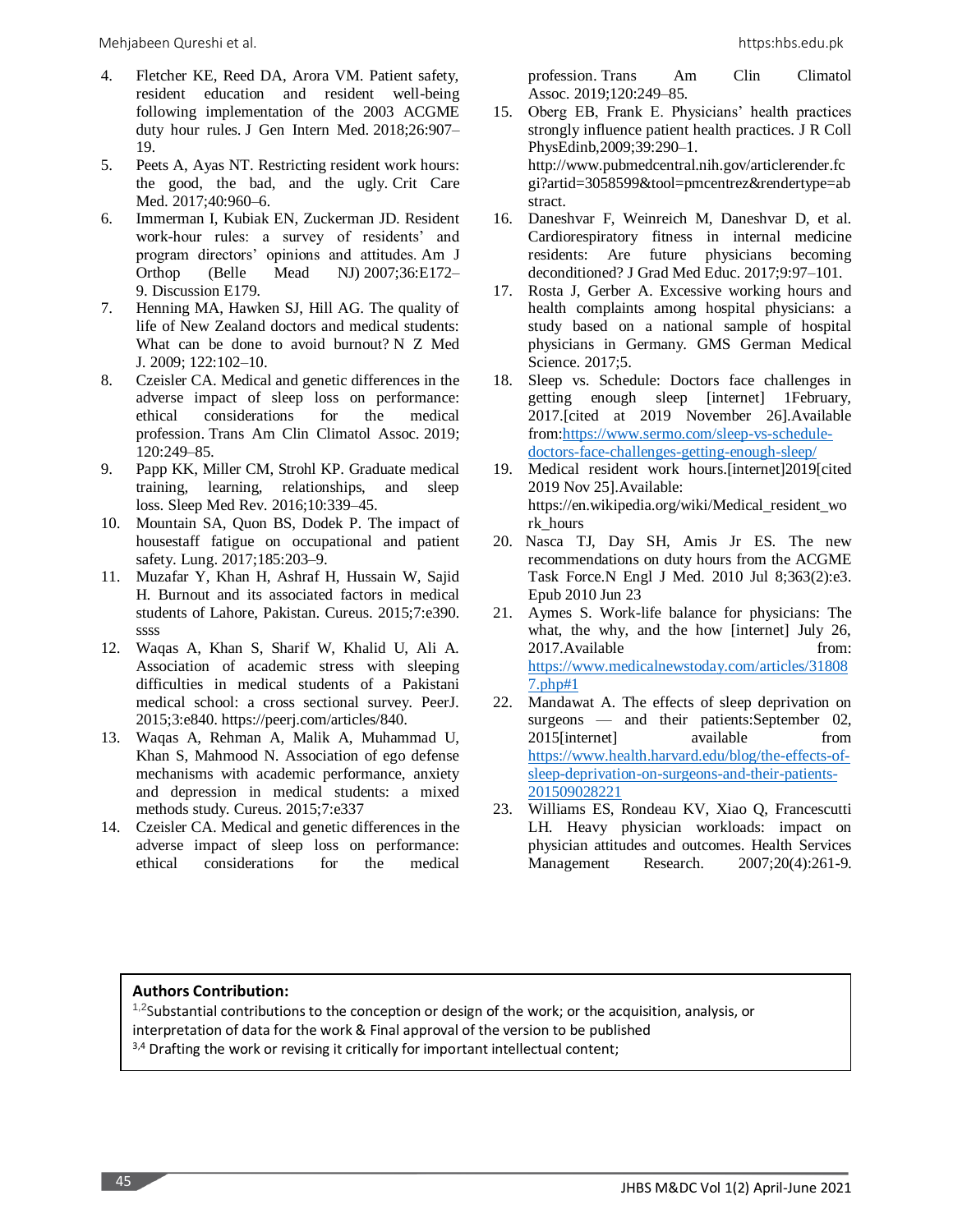4. Fletcher KE, Reed DA, Arora VM. Patient safety, resident education and resident well-being following implementation of the 2003 ACGME duty hour rules. J Gen Intern Med. 2018;26:907–19.
5. Peets A, Ayas NT. Restricting resident work hours: the good, the bad, and the ugly. Crit Care Med. 2017;40:960–6.
6. Immerman I, Kubiak EN, Zuckerman JD. Resident work-hour rules: a survey of residents' and program directors' opinions and attitudes. Am J Orthop (Belle Mead NJ) 2007;36:E172–9. Discussion E179.
7. Henning MA, Hawken SJ, Hill AG. The quality of life of New Zealand doctors and medical students: What can be done to avoid burnout? N Z Med J. 2009; 122:102–10.
8. Czeisler CA. Medical and genetic differences in the adverse impact of sleep loss on performance: ethical considerations for the medical profession. Trans Am Clin Climatol Assoc. 2019; 120:249–85.
9. Papp KK, Miller CM, Strohl KP. Graduate medical training, learning, relationships, and sleep loss. Sleep Med Rev. 2016;10:339–45.
10. Mountain SA, Quon BS, Dodek P. The impact of housestaff fatigue on occupational and patient safety. Lung. 2017;185:203–9.
11. Muzafar Y, Khan H, Ashraf H, Hussain W, Sajid H. Burnout and its associated factors in medical students of Lahore, Pakistan. Cureus. 2015;7:e390. ssss
12. Waqas A, Khan S, Sharif W, Khalid U, Ali A. Association of academic stress with sleeping difficulties in medical students of a Pakistani medical school: a cross sectional survey. PeerJ. 2015;3:e840. https://peerj.com/articles/840.
13. Waqas A, Rehman A, Malik A, Muhammad U, Khan S, Mahmood N. Association of ego defense mechanisms with academic performance, anxiety and depression in medical students: a mixed methods study. Cureus. 2015;7:e337
14. Czeisler CA. Medical and genetic differences in the adverse impact of sleep loss on performance: ethical considerations for the medical profession. Trans Am Clin Climatol Assoc. 2019;120:249–85.
15. Oberg EB, Frank E. Physicians' health practices strongly influence patient health practices. J R Coll PhysEdinb,2009;39:290–1. http://www.pubmedcentral.nih.gov/articlerender.fcgi?artid=3058599&tool=pmcentrez&rendertype=abstract.
16. Daneshvar F, Weinreich M, Daneshvar D, et al. Cardiorespiratory fitness in internal medicine residents: Are future physicians becoming deconditioned? J Grad Med Educ. 2017;9:97–101.
17. Rosta J, Gerber A. Excessive working hours and health complaints among hospital physicians: a study based on a national sample of hospital physicians in Germany. GMS German Medical Science. 2017;5.
18. Sleep vs. Schedule: Doctors face challenges in getting enough sleep [internet] 1February, 2017.[cited at 2019 November 26].Available from:https://www.sermo.com/sleep-vs-schedule-doctors-face-challenges-getting-enough-sleep/
19. Medical resident work hours.[internet]2019[cited 2019 Nov 25].Available: https://en.wikipedia.org/wiki/Medical_resident_work_hours
20. Nasca TJ, Day SH, Amis Jr ES. The new recommendations on duty hours from the ACGME Task Force.N Engl J Med. 2010 Jul 8;363(2):e3. Epub 2010 Jun 23
21. Aymes S. Work-life balance for physicians: The what, the why, and the how [internet] July 26, 2017.Available from: https://www.medicalnewstoday.com/articles/318087.php#1
22. Mandawat A. The effects of sleep deprivation on surgeons — and their patients:September 02, 2015[internet] available from https://www.health.harvard.edu/blog/the-effects-of-sleep-deprivation-on-surgeons-and-their-patients-201509028221
23. Williams ES, Rondeau KV, Xiao Q, Francescutti LH. Heavy physician workloads: impact on physician attitudes and outcomes. Health Services Management Research. 2007;20(4):261-9.

**Authors Contribution:**

[1,2]Substantial contributions to the conception or design of the work; or the acquisition, analysis, or interpretation of data for the work & Final approval of the version to be published

[3,4] Drafting the work or revising it critically for important intellectual content;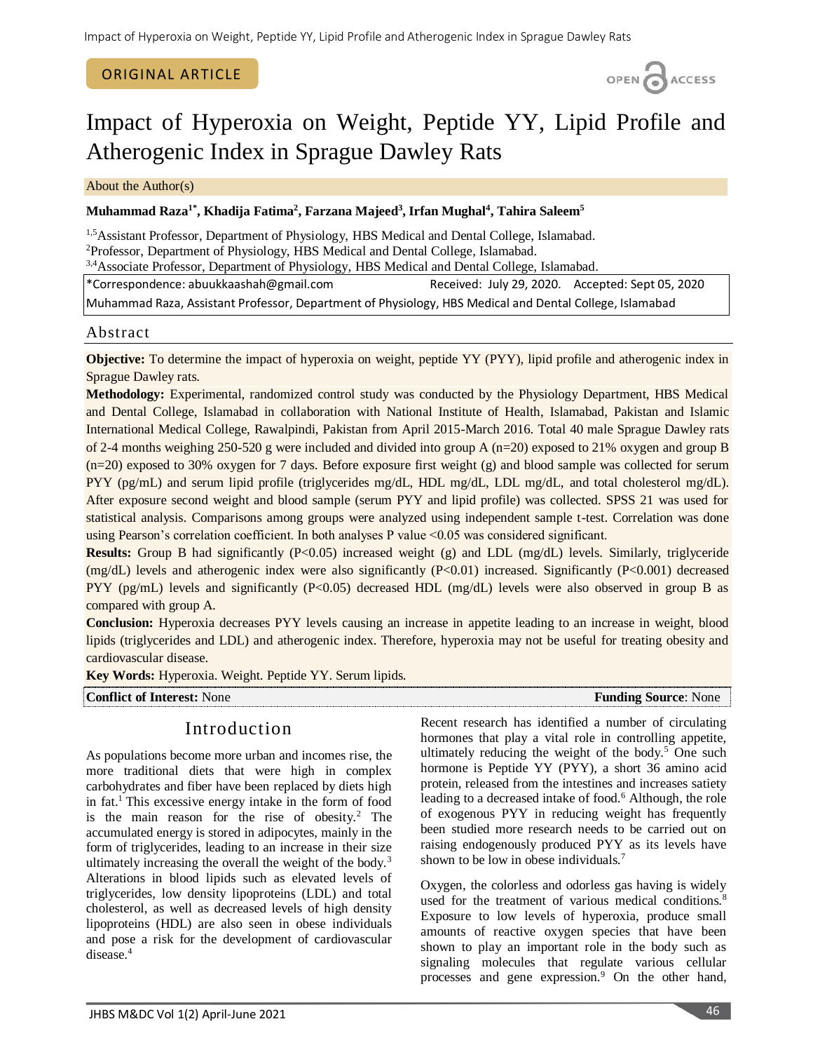ORIGINAL ARTICLE

OPEN ACCESS

# Impact of Hyperoxia on Weight, Peptide YY, Lipid Profile and Atherogenic Index in Sprague Dawley Rats

About the Author(s)

**Muhammad Raza[1*], Khadija Fatima[2], Farzana Majeed[3], Irfan Mughal[4], Tahira Saleem[5]**

[1,5]Assistant Professor, Department of Physiology, HBS Medical and Dental College, Islamabad.
[2]Professor, Department of Physiology, HBS Medical and Dental College, Islamabad.
[3,4]Associate Professor, Department of Physiology, HBS Medical and Dental College, Islamabad.

*Correspondence: abuukkaashah@gmail.com Received: July 29, 2020. Accepted: Sept 05, 2020
Muhammad Raza, Assistant Professor, Department of Physiology, HBS Medical and Dental College, Islamabad

## Abstract

**Objective:** To determine the impact of hyperoxia on weight, peptide YY (PYY), lipid profile and atherogenic index in Sprague Dawley rats.

**Methodology:** Experimental, randomized control study was conducted by the Physiology Department, HBS Medical and Dental College, Islamabad in collaboration with National Institute of Health, Islamabad, Pakistan and Islamic International Medical College, Rawalpindi, Pakistan from April 2015-March 2016. Total 40 male Sprague Dawley rats of 2-4 months weighing 250-520 g were included and divided into group A (n=20) exposed to 21% oxygen and group B (n=20) exposed to 30% oxygen for 7 days. Before exposure first weight (g) and blood sample was collected for serum PYY (pg/mL) and serum lipid profile (triglycerides mg/dL, HDL mg/dL, LDL mg/dL, and total cholesterol mg/dL). After exposure second weight and blood sample (serum PYY and lipid profile) was collected. SPSS 21 was used for statistical analysis. Comparisons among groups were analyzed using independent sample t-test. Correlation was done using Pearson's correlation coefficient. In both analyses P value <0.05 was considered significant.

**Results:** Group B had significantly (P<0.05) increased weight (g) and LDL (mg/dL) levels. Similarly, triglyceride (mg/dL) levels and atherogenic index were also significantly (P<0.01) increased. Significantly (P<0.001) decreased PYY (pg/mL) levels and significantly (P<0.05) decreased HDL (mg/dL) levels were also observed in group B as compared with group A.

**Conclusion:** Hyperoxia decreases PYY levels causing an increase in appetite leading to an increase in weight, blood lipids (triglycerides and LDL) and atherogenic index. Therefore, hyperoxia may not be useful for treating obesity and cardiovascular disease.

**Key Words:** Hyperoxia. Weight. Peptide YY. Serum lipids.

**Conflict of Interest:** None **Funding Source**: None

## Introduction

As populations become more urban and incomes rise, the more traditional diets that were high in complex carbohydrates and fiber have been replaced by diets high in fat.[1] This excessive energy intake in the form of food is the main reason for the rise of obesity.[2] The accumulated energy is stored in adipocytes, mainly in the form of triglycerides, leading to an increase in their size ultimately increasing the overall the weight of the body.[3] Alterations in blood lipids such as elevated levels of triglycerides, low density lipoproteins (LDL) and total cholesterol, as well as decreased levels of high density lipoproteins (HDL) are also seen in obese individuals and pose a risk for the development of cardiovascular disease.[4]

Recent research has identified a number of circulating hormones that play a vital role in controlling appetite, ultimately reducing the weight of the body.[5] One such hormone is Peptide YY (PYY), a short 36 amino acid protein, released from the intestines and increases satiety leading to a decreased intake of food.[6] Although, the role of exogenous PYY in reducing weight has frequently been studied more research needs to be carried out on raising endogenously produced PYY as its levels have shown to be low in obese individuals.[7]

Oxygen, the colorless and odorless gas having is widely used for the treatment of various medical conditions.[8] Exposure to low levels of hyperoxia, produce small amounts of reactive oxygen species that have been shown to play an important role in the body such as signaling molecules that regulate various cellular processes and gene expression.[9] On the other hand,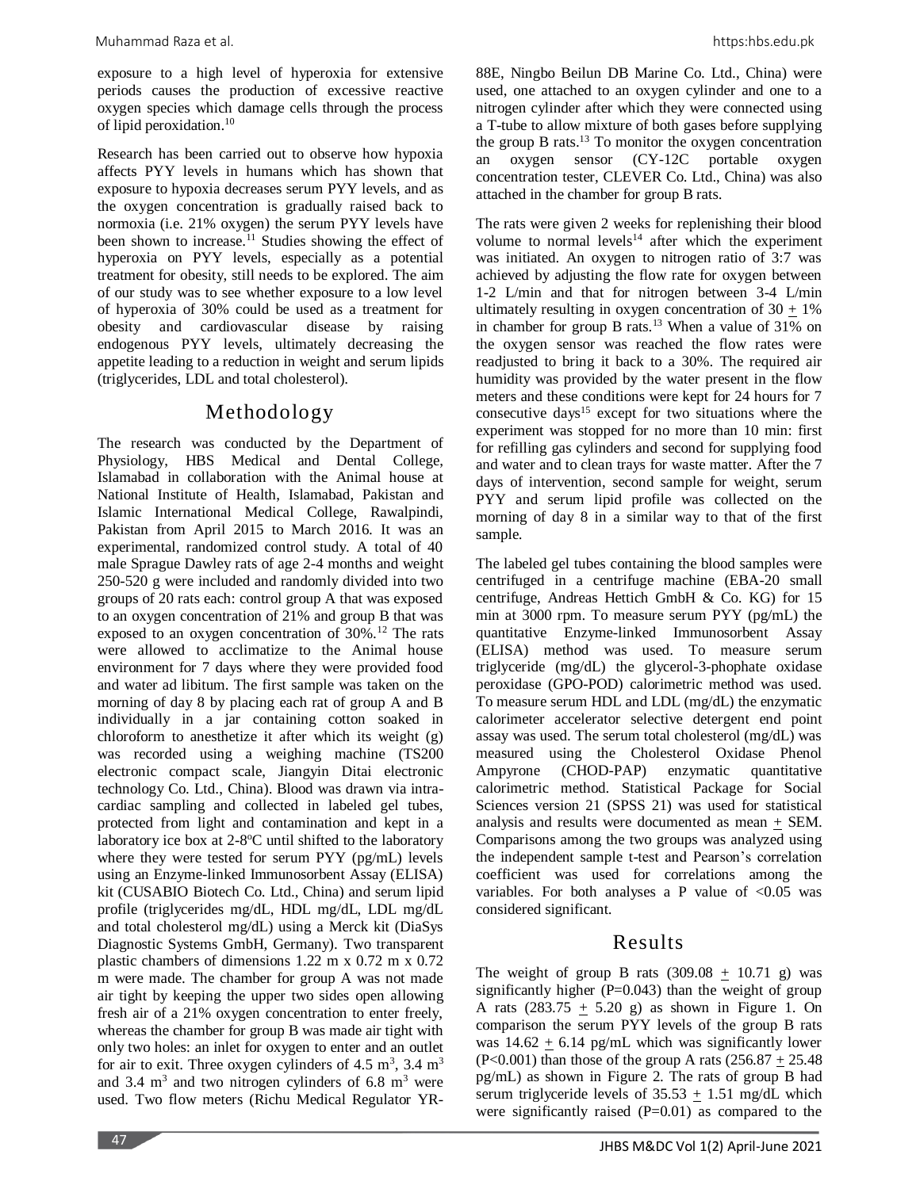exposure to a high level of hyperoxia for extensive periods causes the production of excessive reactive oxygen species which damage cells through the process of lipid peroxidation.[10]

Research has been carried out to observe how hypoxia affects PYY levels in humans which has shown that exposure to hypoxia decreases serum PYY levels, and as the oxygen concentration is gradually raised back to normoxia (i.e. 21% oxygen) the serum PYY levels have been shown to increase.[11] Studies showing the effect of hyperoxia on PYY levels, especially as a potential treatment for obesity, still needs to be explored. The aim of our study was to see whether exposure to a low level of hyperoxia of 30% could be used as a treatment for obesity and cardiovascular disease by raising endogenous PYY levels, ultimately decreasing the appetite leading to a reduction in weight and serum lipids (triglycerides, LDL and total cholesterol).

## Methodology

The research was conducted by the Department of Physiology, HBS Medical and Dental College, Islamabad in collaboration with the Animal house at National Institute of Health, Islamabad, Pakistan and Islamic International Medical College, Rawalpindi, Pakistan from April 2015 to March 2016. It was an experimental, randomized control study. A total of 40 male Sprague Dawley rats of age 2-4 months and weight 250-520 g were included and randomly divided into two groups of 20 rats each: control group A that was exposed to an oxygen concentration of 21% and group B that was exposed to an oxygen concentration of 30%.[12] The rats were allowed to acclimatize to the Animal house environment for 7 days where they were provided food and water ad libitum. The first sample was taken on the morning of day 8 by placing each rat of group A and B individually in a jar containing cotton soaked in chloroform to anesthetize it after which its weight (g) was recorded using a weighing machine (TS200 electronic compact scale, Jiangyin Ditai electronic technology Co. Ltd., China). Blood was drawn via intra-cardiac sampling and collected in labeled gel tubes, protected from light and contamination and kept in a laboratory ice box at 2-8ºC until shifted to the laboratory where they were tested for serum PYY (pg/mL) levels using an Enzyme-linked Immunosorbent Assay (ELISA) kit (CUSABIO Biotech Co. Ltd., China) and serum lipid profile (triglycerides mg/dL, HDL mg/dL, LDL mg/dL and total cholesterol mg/dL) using a Merck kit (DiaSys Diagnostic Systems GmbH, Germany). Two transparent plastic chambers of dimensions 1.22 m x 0.72 m x 0.72 m were made. The chamber for group A was not made air tight by keeping the upper two sides open allowing fresh air of a 21% oxygen concentration to enter freely, whereas the chamber for group B was made air tight with only two holes: an inlet for oxygen to enter and an outlet for air to exit. Three oxygen cylinders of 4.5 $m^3$, 3.4 $m^3$ and 3.4 $m^3$ and two nitrogen cylinders of 6.8 $m^3$ were used. Two flow meters (Richu Medical Regulator YR-88E, Ningbo Beilun DB Marine Co. Ltd., China) were used, one attached to an oxygen cylinder and one to a nitrogen cylinder after which they were connected using a T-tube to allow mixture of both gases before supplying the group B rats.[13] To monitor the oxygen concentration an oxygen sensor (CY-12C portable oxygen concentration tester, CLEVER Co. Ltd., China) was also attached in the chamber for group B rats.

The rats were given 2 weeks for replenishing their blood volume to normal levels[14] after which the experiment was initiated. An oxygen to nitrogen ratio of 3:7 was achieved by adjusting the flow rate for oxygen between 1-2 L/min and that for nitrogen between 3-4 L/min ultimately resulting in oxygen concentration of 30 $\pm$ 1% in chamber for group B rats.[13] When a value of 31% on the oxygen sensor was reached the flow rates were readjusted to bring it back to a 30%. The required air humidity was provided by the water present in the flow meters and these conditions were kept for 24 hours for 7 consecutive days[15] except for two situations where the experiment was stopped for no more than 10 min: first for refilling gas cylinders and second for supplying food and water and to clean trays for waste matter. After the 7 days of intervention, second sample for weight, serum PYY and serum lipid profile was collected on the morning of day 8 in a similar way to that of the first sample.

The labeled gel tubes containing the blood samples were centrifuged in a centrifuge machine (EBA-20 small centrifuge, Andreas Hettich GmbH & Co. KG) for 15 min at 3000 rpm. To measure serum PYY (pg/mL) the quantitative Enzyme-linked Immunosorbent Assay (ELISA) method was used. To measure serum triglyceride (mg/dL) the glycerol-3-phophate oxidase peroxidase (GPO-POD) calorimetric method was used. To measure serum HDL and LDL (mg/dL) the enzymatic calorimeter accelerator selective detergent end point assay was used. The serum total cholesterol (mg/dL) was measured using the Cholesterol Oxidase Phenol Ampyrone (CHOD-PAP) enzymatic quantitative calorimetric method. Statistical Package for Social Sciences version 21 (SPSS 21) was used for statistical analysis and results were documented as mean $\pm$ SEM. Comparisons among the two groups was analyzed using the independent sample t-test and Pearson's correlation coefficient was used for correlations among the variables. For both analyses a P value of <0.05 was considered significant.

## Results

The weight of group B rats (309.08 $\pm$ 10.71 g) was significantly higher (P=0.043) than the weight of group A rats (283.75 $\pm$ 5.20 g) as shown in Figure 1. On comparison the serum PYY levels of the group B rats was 14.62 $\pm$ 6.14 pg/mL which was significantly lower (P<0.001) than those of the group A rats (256.87 $\pm$ 25.48 pg/mL) as shown in Figure 2. The rats of group B had serum triglyceride levels of 35.53 $\pm$ 1.51 mg/dL which were significantly raised (P=0.01) as compared to the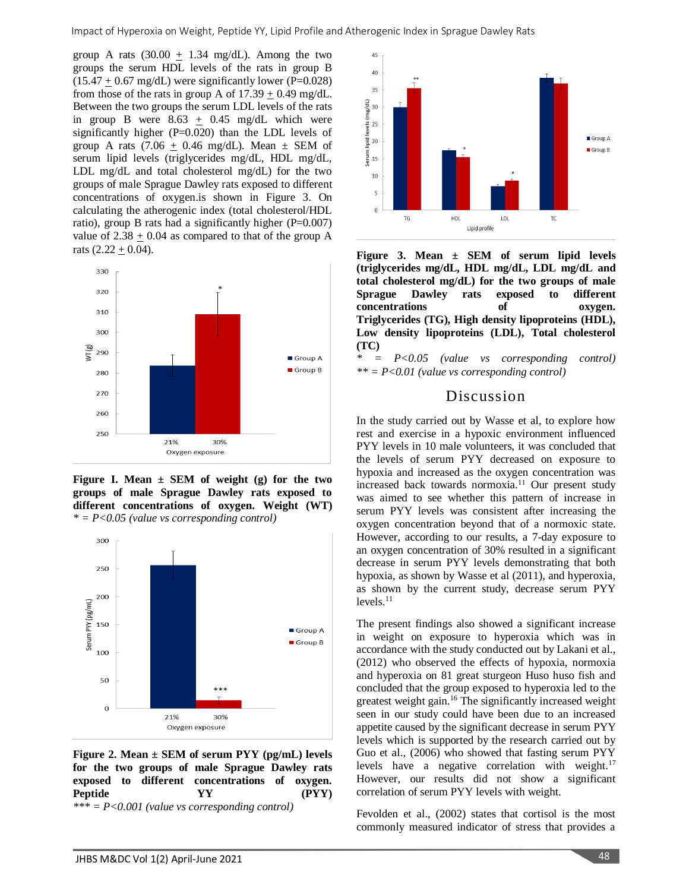group A rats (30.00 + 1.34 mg/dL). Among the two groups the serum HDL levels of the rats in group B (15.47 + 0.67 mg/dL) were significantly lower (P=0.028) from those of the rats in group A of 17.39 + 0.49 mg/dL. Between the two groups the serum LDL levels of the rats in group B were 8.63 + 0.45 mg/dL which were significantly higher (P=0.020) than the LDL levels of group A rats (7.06 + 0.46 mg/dL). Mean ± SEM of serum lipid levels (triglycerides mg/dL, HDL mg/dL, LDL mg/dL and total cholesterol mg/dL) for the two groups of male Sprague Dawley rats exposed to different concentrations of oxygen.is shown in Figure 3. On calculating the atherogenic index (total cholesterol/HDL ratio), group B rats had a significantly higher (P=0.007) value of 2.38 + 0.04 as compared to that of the group A rats (2.22 + 0.04).

**Figure I. Mean ± SEM of weight (g) for the two groups of male Sprague Dawley rats exposed to different concentrations of oxygen. Weight (WT)**
*\* = P<0.05 (value vs corresponding control)*

**Figure 2. Mean ± SEM of serum PYY (pg/mL) levels for the two groups of male Sprague Dawley rats exposed to different concentrations of oxygen. Peptide YY (PYY)**
*\*\*\* = P<0.001 (value vs corresponding control)*

**Figure 3. Mean ± SEM of serum lipid levels (triglycerides mg/dL, HDL mg/dL, LDL mg/dL and total cholesterol mg/dL) for the two groups of male Sprague Dawley rats exposed to different concentrations of oxygen. Triglycerides (TG), High density lipoproteins (HDL), Low density lipoproteins (LDL), Total cholesterol (TC)**
*\* = P<0.05 (value vs corresponding control)*
*\*\* = P<0.01 (value vs corresponding control)*

## Discussion

In the study carried out by Wasse et al, to explore how rest and exercise in a hypoxic environment influenced PYY levels in 10 male volunteers, it was concluded that the levels of serum PYY decreased on exposure to hypoxia and increased as the oxygen concentration was increased back towards normoxia.[11] Our present study was aimed to see whether this pattern of increase in serum PYY levels was consistent after increasing the oxygen concentration beyond that of a normoxic state. However, according to our results, a 7-day exposure to an oxygen concentration of 30% resulted in a significant decrease in serum PYY levels demonstrating that both hypoxia, as shown by Wasse et al (2011), and hyperoxia, as shown by the current study, decrease serum PYY levels.[11]

The present findings also showed a significant increase in weight on exposure to hyperoxia which was in accordance with the study conducted out by Lakani et al., (2012) who observed the effects of hypoxia, normoxia and hyperoxia on 81 great sturgeon Huso huso fish and concluded that the group exposed to hyperoxia led to the greatest weight gain.[16] The significantly increased weight seen in our study could have been due to an increased appetite caused by the significant decrease in serum PYY levels which is supported by the research carried out by Guo et al., (2006) who showed that fasting serum PYY levels have a negative correlation with weight.[17] However, our results did not show a significant correlation of serum PYY levels with weight.

Fevolden et al., (2002) states that cortisol is the most commonly measured indicator of stress that provides a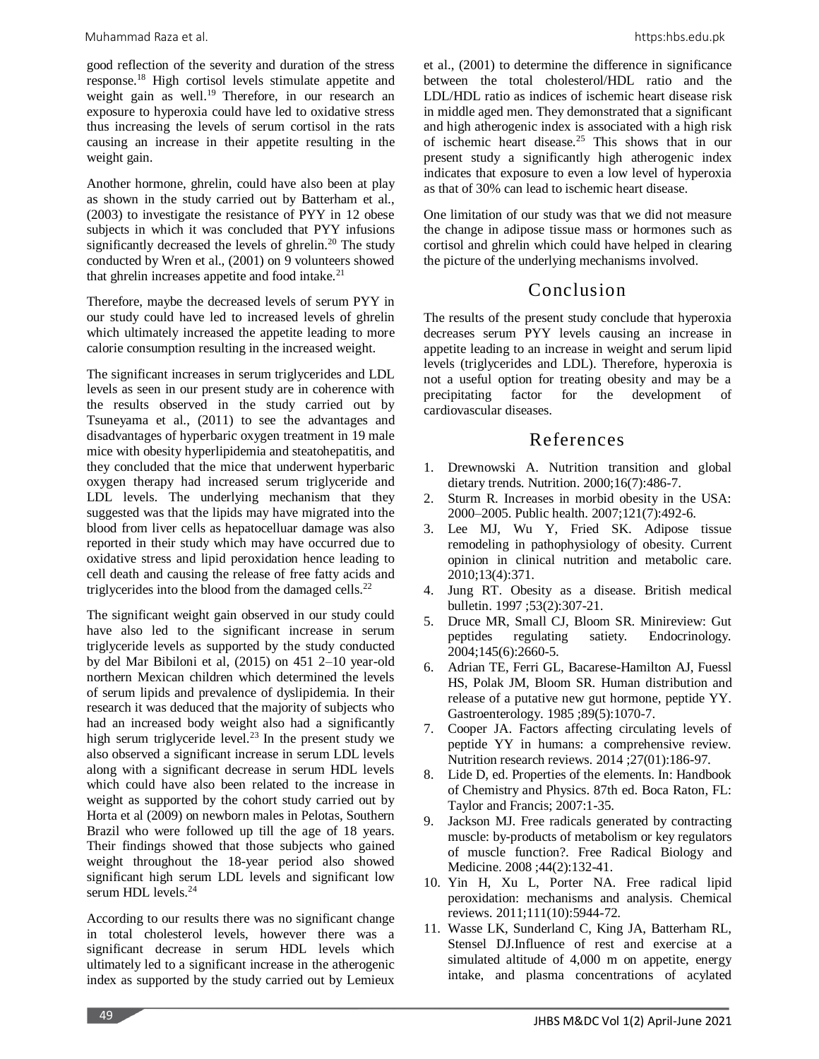good reflection of the severity and duration of the stress response.[18] High cortisol levels stimulate appetite and weight gain as well.[19] Therefore, in our research an exposure to hyperoxia could have led to oxidative stress thus increasing the levels of serum cortisol in the rats causing an increase in their appetite resulting in the weight gain.

Another hormone, ghrelin, could have also been at play as shown in the study carried out by Batterham et al., (2003) to investigate the resistance of PYY in 12 obese subjects in which it was concluded that PYY infusions significantly decreased the levels of ghrelin.[20] The study conducted by Wren et al., (2001) on 9 volunteers showed that ghrelin increases appetite and food intake.[21]

Therefore, maybe the decreased levels of serum PYY in our study could have led to increased levels of ghrelin which ultimately increased the appetite leading to more calorie consumption resulting in the increased weight.

The significant increases in serum triglycerides and LDL levels as seen in our present study are in coherence with the results observed in the study carried out by Tsuneyama et al., (2011) to see the advantages and disadvantages of hyperbaric oxygen treatment in 19 male mice with obesity hyperlipidemia and steatohepatitis, and they concluded that the mice that underwent hyperbaric oxygen therapy had increased serum triglyceride and LDL levels. The underlying mechanism that they suggested was that the lipids may have migrated into the blood from liver cells as hepatocelluar damage was also reported in their study which may have occurred due to oxidative stress and lipid peroxidation hence leading to cell death and causing the release of free fatty acids and triglycerides into the blood from the damaged cells.[22]

The significant weight gain observed in our study could have also led to the significant increase in serum triglyceride levels as supported by the study conducted by del Mar Bibiloni et al, (2015) on 451 2–10 year-old northern Mexican children which determined the levels of serum lipids and prevalence of dyslipidemia. In their research it was deduced that the majority of subjects who had an increased body weight also had a significantly high serum triglyceride level.[23] In the present study we also observed a significant increase in serum LDL levels along with a significant decrease in serum HDL levels which could have also been related to the increase in weight as supported by the cohort study carried out by Horta et al (2009) on newborn males in Pelotas, Southern Brazil who were followed up till the age of 18 years. Their findings showed that those subjects who gained weight throughout the 18-year period also showed significant high serum LDL levels and significant low serum HDL levels.[24]

According to our results there was no significant change in total cholesterol levels, however there was a significant decrease in serum HDL levels which ultimately led to a significant increase in the atherogenic index as supported by the study carried out by Lemieux et al., (2001) to determine the difference in significance between the total cholesterol/HDL ratio and the LDL/HDL ratio as indices of ischemic heart disease risk in middle aged men. They demonstrated that a significant and high atherogenic index is associated with a high risk of ischemic heart disease.[25] This shows that in our present study a significantly high atherogenic index indicates that exposure to even a low level of hyperoxia as that of 30% can lead to ischemic heart disease.

One limitation of our study was that we did not measure the change in adipose tissue mass or hormones such as cortisol and ghrelin which could have helped in clearing the picture of the underlying mechanisms involved.

## Conclusion

The results of the present study conclude that hyperoxia decreases serum PYY levels causing an increase in appetite leading to an increase in weight and serum lipid levels (triglycerides and LDL). Therefore, hyperoxia is not a useful option for treating obesity and may be a precipitating factor for the development of cardiovascular diseases.

## References

1. Drewnowski A. Nutrition transition and global dietary trends. Nutrition. 2000;16(7):486-7.
2. Sturm R. Increases in morbid obesity in the USA: 2000–2005. Public health. 2007;121(7):492-6.
3. Lee MJ, Wu Y, Fried SK. Adipose tissue remodeling in pathophysiology of obesity. Current opinion in clinical nutrition and metabolic care. 2010;13(4):371.
4. Jung RT. Obesity as a disease. British medical bulletin. 1997 ;53(2):307-21.
5. Druce MR, Small CJ, Bloom SR. Minireview: Gut peptides regulating satiety. Endocrinology. 2004;145(6):2660-5.
6. Adrian TE, Ferri GL, Bacarese-Hamilton AJ, Fuessl HS, Polak JM, Bloom SR. Human distribution and release of a putative new gut hormone, peptide YY. Gastroenterology. 1985 ;89(5):1070-7.
7. Cooper JA. Factors affecting circulating levels of peptide YY in humans: a comprehensive review. Nutrition research reviews. 2014 ;27(01):186-97.
8. Lide D, ed. Properties of the elements. In: Handbook of Chemistry and Physics. 87th ed. Boca Raton, FL: Taylor and Francis; 2007:1-35.
9. Jackson MJ. Free radicals generated by contracting muscle: by-products of metabolism or key regulators of muscle function?. Free Radical Biology and Medicine. 2008 ;44(2):132-41.
10. Yin H, Xu L, Porter NA. Free radical lipid peroxidation: mechanisms and analysis. Chemical reviews. 2011;111(10):5944-72.
11. Wasse LK, Sunderland C, King JA, Batterham RL, Stensel DJ.Influence of rest and exercise at a simulated altitude of 4,000 m on appetite, energy intake, and plasma concentrations of acylated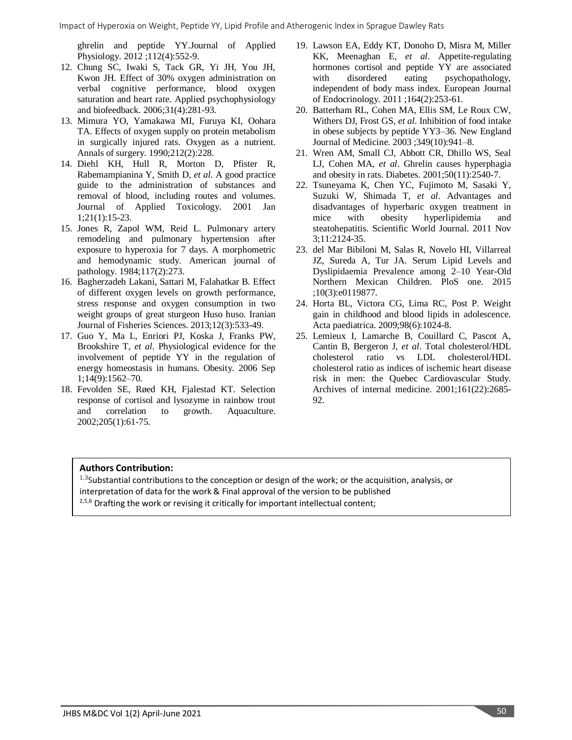ghrelin and peptide YY.Journal of Applied Physiology. 2012 ;112(4):552-9.

12. Chung SC, Iwaki S, Tack GR, Yi JH, You JH, Kwon JH. Effect of 30% oxygen administration on verbal cognitive performance, blood oxygen saturation and heart rate. Applied psychophysiology and biofeedback. 2006;31(4):281-93.
13. Mimura YO, Yamakawa MI, Furuya KI, Oohara TA. Effects of oxygen supply on protein metabolism in surgically injured rats. Oxygen as a nutrient. Annals of surgery. 1990;212(2):228.
14. Diehl KH, Hull R, Morton D, Pfister R, Rabemampianina Y, Smith D, *et al*. A good practice guide to the administration of substances and removal of blood, including routes and volumes. Journal of Applied Toxicology. 2001 Jan 1;21(1):15-23.
15. Jones R, Zapol WM, Reid L. Pulmonary artery remodeling and pulmonary hypertension after exposure to hyperoxia for 7 days. A morphometric and hemodynamic study. American journal of pathology. 1984;117(2):273.
16. Bagherzadeh Lakani, Sattari M, Falahatkar B. Effect of different oxygen levels on growth performance, stress response and oxygen consumption in two weight groups of great sturgeon Huso huso. Iranian Journal of Fisheries Sciences. 2013;12(3):533-49.
17. Guo Y, Ma L, Enriori PJ, Koska J, Franks PW, Brookshire T, *et al*. Physiological evidence for the involvement of peptide YY in the regulation of energy homeostasis in humans. Obesity. 2006 Sep 1;14(9):1562–70.
18. Fevolden SE, Røed KH, Fjalestad KT. Selection response of cortisol and lysozyme in rainbow trout and correlation to growth. Aquaculture. 2002;205(1):61-75.
19. Lawson EA, Eddy KT, Donoho D, Misra M, Miller KK, Meenaghan E, *et al*. Appetite-regulating hormones cortisol and peptide YY are associated with disordered eating psychopathology, independent of body mass index. European Journal of Endocrinology. 2011 ;164(2):253-61.
20. Batterham RL, Cohen MA, Ellis SM, Le Roux CW, Withers DJ, Frost GS, *et al*. Inhibition of food intake in obese subjects by peptide YY3–36. New England Journal of Medicine. 2003 ;349(10):941–8.
21. Wren AM, Small CJ, Abbott CR, Dhillo WS, Seal LJ, Cohen MA, *et al*. Ghrelin causes hyperphagia and obesity in rats. Diabetes. 2001;50(11):2540-7.
22. Tsuneyama K, Chen YC, Fujimoto M, Sasaki Y, Suzuki W, Shimada T, *et al*. Advantages and disadvantages of hyperbaric oxygen treatment in mice with obesity hyperlipidemia and steatohepatitis. Scientific World Journal. 2011 Nov 3;11:2124-35.
23. del Mar Bibiloni M, Salas R, Novelo HI, Villarreal JZ, Sureda A, Tur JA. Serum Lipid Levels and Dyslipidaemia Prevalence among 2–10 Year-Old Northern Mexican Children. PloS one. 2015 ;10(3):e0119877.
24. Horta BL, Victora CG, Lima RC, Post P. Weight gain in childhood and blood lipids in adolescence. Acta paediatrica. 2009;98(6):1024-8.
25. Lemieux I, Lamarche B, Couillard C, Pascot A, Cantin B, Bergeron J, *et al*. Total cholesterol/HDL cholesterol ratio vs LDL cholesterol/HDL cholesterol ratio as indices of ischemic heart disease risk in men: the Quebec Cardiovascular Study. Archives of internal medicine. 2001;161(22):2685-92.

**Authors Contribution:**

[1,3]Substantial contributions to the conception or design of the work; or the acquisition, analysis, or interpretation of data for the work & Final approval of the version to be published

[2,5,6] Drafting the work or revising it critically for important intellectual content;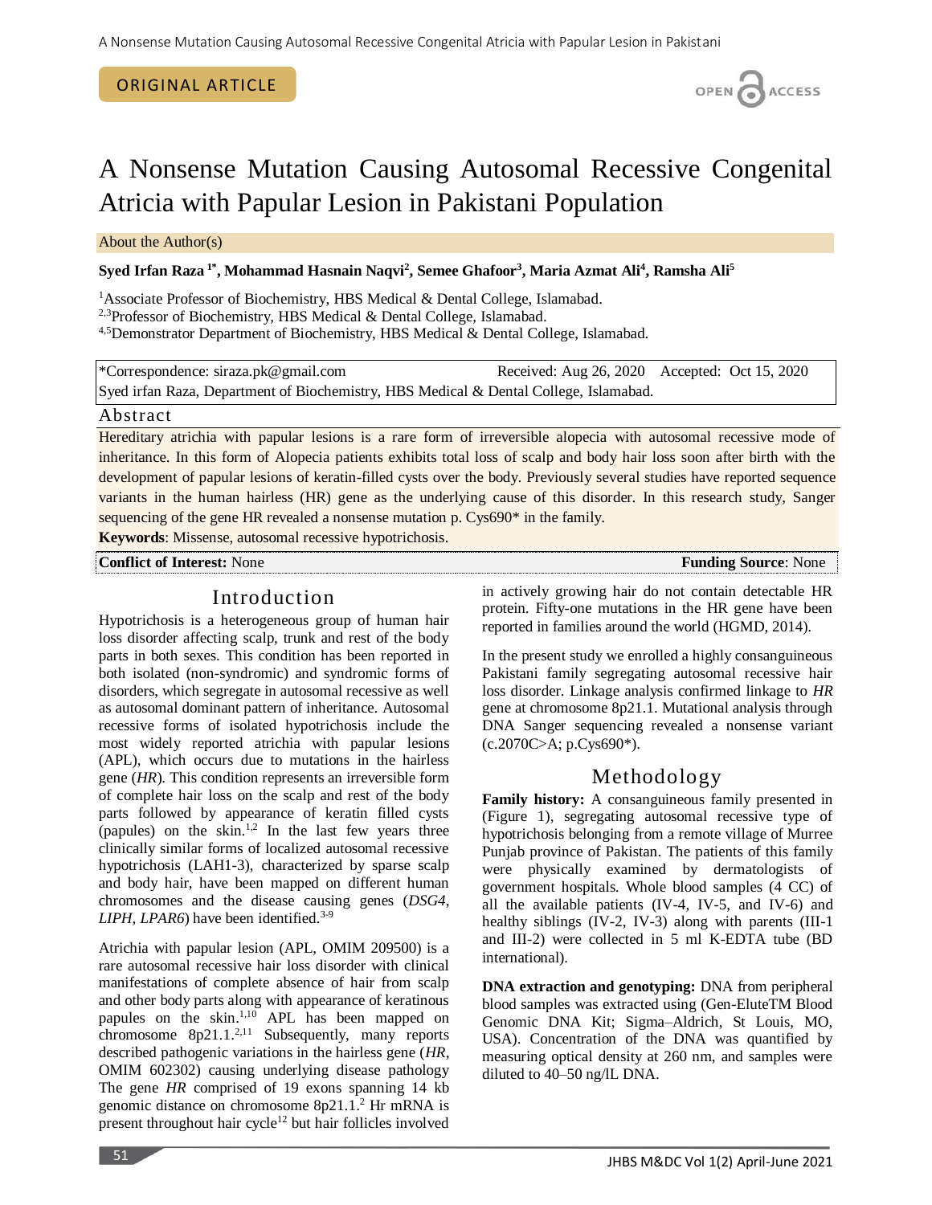ORIGINAL ARTICLE

# A Nonsense Mutation Causing Autosomal Recessive Congenital Atricia with Papular Lesion in Pakistani Population

About the Author(s)

**Syed Irfan Raza [1*], Mohammad Hasnain Naqvi[2], Semee Ghafoor[3], Maria Azmat Ali[4], Ramsha Ali[5]**

[1]Associate Professor of Biochemistry, HBS Medical & Dental College, Islamabad.
[2,3]Professor of Biochemistry, HBS Medical & Dental College, Islamabad.
[4,5]Demonstrator Department of Biochemistry, HBS Medical & Dental College, Islamabad.

*Correspondence: siraza.pk@gmail.com Received: Aug 26, 2020 Accepted: Oct 15, 2020
Syed irfan Raza, Department of Biochemistry, HBS Medical & Dental College, Islamabad.

## Abstract

Hereditary atrichia with papular lesions is a rare form of irreversible alopecia with autosomal recessive mode of inheritance. In this form of Alopecia patients exhibits total loss of scalp and body hair loss soon after birth with the development of papular lesions of keratin-filled cysts over the body. Previously several studies have reported sequence variants in the human hairless (HR) gene as the underlying cause of this disorder. In this research study, Sanger sequencing of the gene HR revealed a nonsense mutation p. Cys690* in the family.

**Keywords**: Missense, autosomal recessive hypotrichosis.

**Conflict of Interest:** None **Funding Source**: None

## Introduction

Hypotrichosis is a heterogeneous group of human hair loss disorder affecting scalp, trunk and rest of the body parts in both sexes. This condition has been reported in both isolated (non-syndromic) and syndromic forms of disorders, which segregate in autosomal recessive as well as autosomal dominant pattern of inheritance. Autosomal recessive forms of isolated hypotrichosis include the most widely reported atrichia with papular lesions (APL), which occurs due to mutations in the hairless gene (*HR*). This condition represents an irreversible form of complete hair loss on the scalp and rest of the body parts followed by appearance of keratin filled cysts (papules) on the skin.[1,2] In the last few years three clinically similar forms of localized autosomal recessive hypotrichosis (LAH1-3), characterized by sparse scalp and body hair, have been mapped on different human chromosomes and the disease causing genes (*DSG4*, *LIPH*, *LPAR6*) have been identified.[3-9]

Atrichia with papular lesion (APL, OMIM 209500) is a rare autosomal recessive hair loss disorder with clinical manifestations of complete absence of hair from scalp and other body parts along with appearance of keratinous papules on the skin.[1,10] APL has been mapped on chromosome 8p21.1.[2,11] Subsequently, many reports described pathogenic variations in the hairless gene (*HR*, OMIM 602302) causing underlying disease pathology The gene *HR* comprised of 19 exons spanning 14 kb genomic distance on chromosome 8p21.1.[2] Hr mRNA is present throughout hair cycle[12] but hair follicles involved in actively growing hair do not contain detectable HR protein. Fifty-one mutations in the HR gene have been reported in families around the world (HGMD, 2014).

In the present study we enrolled a highly consanguineous Pakistani family segregating autosomal recessive hair loss disorder. Linkage analysis confirmed linkage to *HR* gene at chromosome 8p21.1. Mutational analysis through DNA Sanger sequencing revealed a nonsense variant (c.2070C>A; p.Cys690*).

## Methodology

**Family history:** A consanguineous family presented in (Figure 1), segregating autosomal recessive type of hypotrichosis belonging from a remote village of Murree Punjab province of Pakistan. The patients of this family were physically examined by dermatologists of government hospitals. Whole blood samples (4 CC) of all the available patients (IV-4, IV-5, and IV-6) and healthy siblings (IV-2, IV-3) along with parents (III-1 and III-2) were collected in 5 ml K-EDTA tube (BD international).

**DNA extraction and genotyping:** DNA from peripheral blood samples was extracted using (Gen-EluteTM Blood Genomic DNA Kit; Sigma–Aldrich, St Louis, MO, USA). Concentration of the DNA was quantified by measuring optical density at 260 nm, and samples were diluted to 40–50 ng/lL DNA.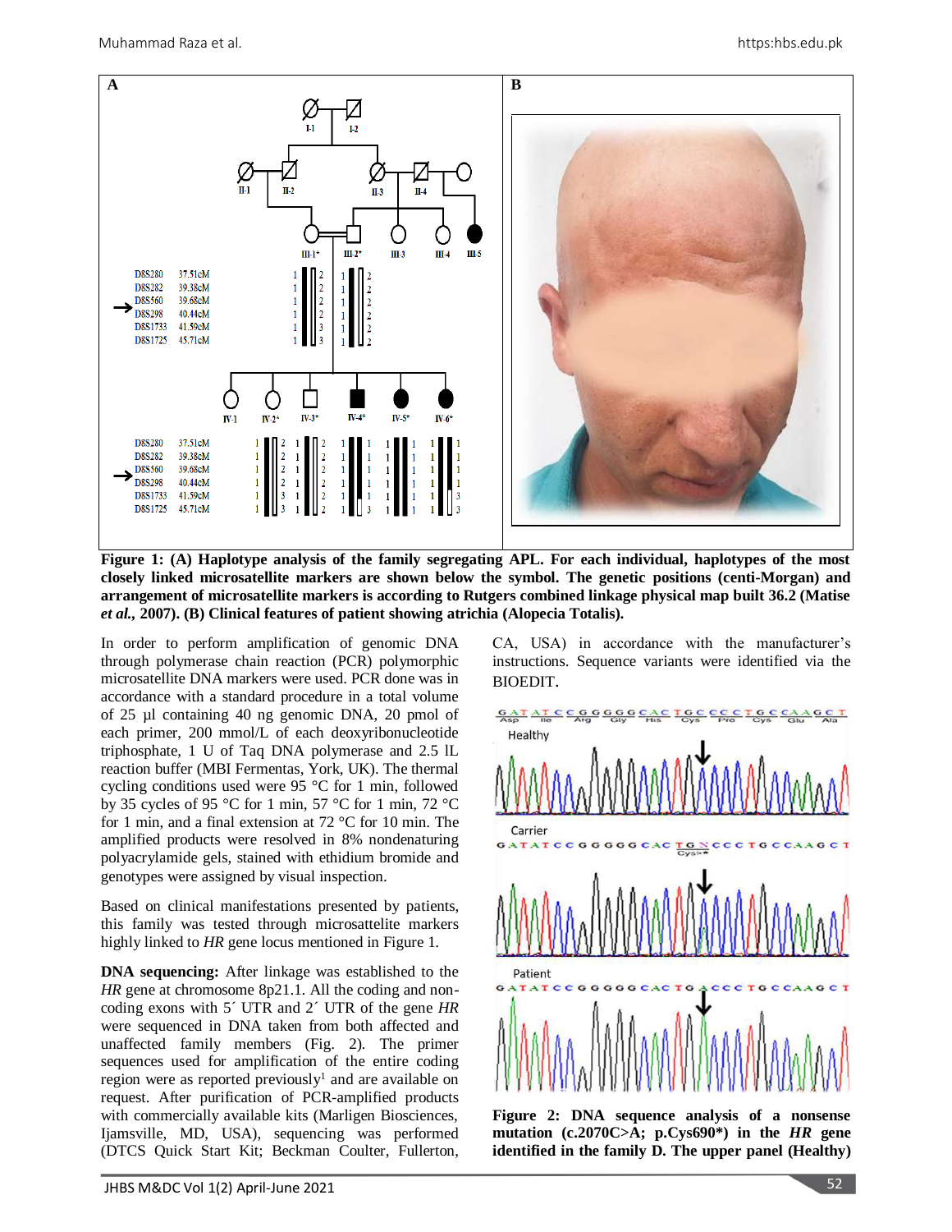**Figure 1: (A) Haplotype analysis of the family segregating APL. For each individual, haplotypes of the most closely linked microsatellite markers are shown below the symbol. The genetic positions (centi-Morgan) and arrangement of microsatellite markers is according to Rutgers combined linkage physical map built 36.2 (Matise *et al.*, 2007). (B) Clinical features of patient showing atrichia (Alopecia Totalis).**

In order to perform amplification of genomic DNA through polymerase chain reaction (PCR) polymorphic microsatellite DNA markers were used. PCR done was in accordance with a standard procedure in a total volume of 25 µl containing 40 ng genomic DNA, 20 pmol of each primer, 200 mmol/L of each deoxyribonucleotide triphosphate, 1 U of Taq DNA polymerase and 2.5 lL reaction buffer (MBI Fermentas, York, UK). The thermal cycling conditions used were 95 °C for 1 min, followed by 35 cycles of 95 °C for 1 min, 57 °C for 1 min, 72 °C for 1 min, and a final extension at 72 °C for 10 min. The amplified products were resolved in 8% nondenaturing polyacrylamide gels, stained with ethidium bromide and genotypes were assigned by visual inspection.

Based on clinical manifestations presented by patients, this family was tested through microsattelite markers highly linked to *HR* gene locus mentioned in Figure 1.

**DNA sequencing:** After linkage was established to the *HR* gene at chromosome 8p21.1. All the coding and non-coding exons with 5´ UTR and 2´ UTR of the gene *HR* were sequenced in DNA taken from both affected and unaffected family members (Fig. 2). The primer sequences used for amplification of the entire coding region were as reported previously[1] and are available on request. After purification of PCR-amplified products with commercially available kits (Marligen Biosciences, Ijamsville, MD, USA), sequencing was performed (DTCS Quick Start Kit; Beckman Coulter, Fullerton, CA, USA) in accordance with the manufacturer's instructions. Sequence variants were identified via the BIOEDIT.

**Figure 2: DNA sequence analysis of a nonsense mutation (c.2070C>A; p.Cys690\*) in the *HR* gene identified in the family D. The upper panel (Healthy)**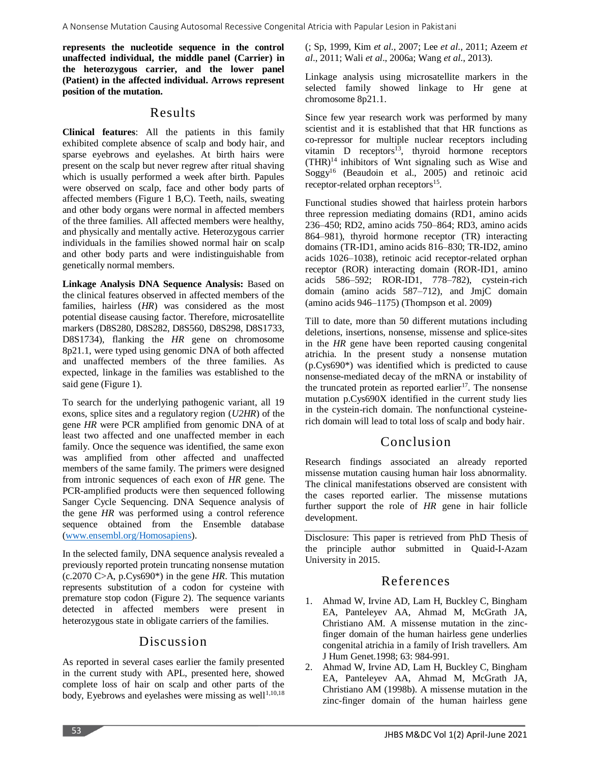**represents the nucleotide sequence in the control unaffected individual, the middle panel (Carrier) in the heterozygous carrier, and the lower panel (Patient) in the affected individual. Arrows represent position of the mutation.**

## Results

**Clinical features**: All the patients in this family exhibited complete absence of scalp and body hair, and sparse eyebrows and eyelashes. At birth hairs were present on the scalp but never regrew after ritual shaving which is usually performed a week after birth. Papules were observed on scalp, face and other body parts of affected members (Figure 1 B,C). Teeth, nails, sweating and other body organs were normal in affected members of the three families. All affected members were healthy, and physically and mentally active. Heterozygous carrier individuals in the families showed normal hair on scalp and other body parts and were indistinguishable from genetically normal members.

**Linkage Analysis DNA Sequence Analysis:** Based on the clinical features observed in affected members of the families, hairless (*HR*) was considered as the most potential disease causing factor. Therefore, microsatellite markers (D8S280, D8S282, D8S560, D8S298, D8S1733, D8S1734), flanking the *HR* gene on chromosome 8p21.1, were typed using genomic DNA of both affected and unaffected members of the three families. As expected, linkage in the families was established to the said gene (Figure 1).

To search for the underlying pathogenic variant, all 19 exons, splice sites and a regulatory region (*U2HR*) of the gene *HR* were PCR amplified from genomic DNA of at least two affected and one unaffected member in each family. Once the sequence was identified, the same exon was amplified from other affected and unaffected members of the same family. The primers were designed from intronic sequences of each exon of *HR* gene. The PCR-amplified products were then sequenced following Sanger Cycle Sequencing. DNA Sequence analysis of the gene *HR* was performed using a control reference sequence obtained from the Ensemble database (www.ensembl.org/Homosapiens).

In the selected family, DNA sequence analysis revealed a previously reported protein truncating nonsense mutation (c.2070 C>A, p.Cys690*) in the gene *HR*. This mutation represents substitution of a codon for cysteine with premature stop codon (Figure 2). The sequence variants detected in affected members were present in heterozygous state in obligate carriers of the families.

## Discussion

As reported in several cases earlier the family presented in the current study with APL, presented here, showed complete loss of hair on scalp and other parts of the body, Eyebrows and eyelashes were missing as well[1,10,18] (; Sp, 1999, Kim *et al*., 2007; Lee *et al*., 2011; Azeem *et al*., 2011; Wali *et al*., 2006a; Wang *et al*., 2013).

Linkage analysis using microsatellite markers in the selected family showed linkage to Hr gene at chromosome 8p21.1.

Since few year research work was performed by many scientist and it is established that that HR functions as co-repressor for multiple nuclear receptors including vitamin D receptors[13], thyroid hormone receptors (THR)[14] inhibitors of Wnt signaling such as Wise and Soggy[16] (Beaudoin et al., 2005) and retinoic acid receptor-related orphan receptors[15].

Functional studies showed that hairless protein harbors three repression mediating domains (RD1, amino acids 236–450; RD2, amino acids 750–864; RD3, amino acids 864–981), thyroid hormone receptor (TR) interacting domains (TR-ID1, amino acids 816–830; TR-ID2, amino acids 1026–1038), retinoic acid receptor-related orphan receptor (ROR) interacting domain (ROR-ID1, amino acids 586–592; ROR-ID1, 778–782), cystein-rich domain (amino acids 587–712), and JmjC domain (amino acids 946–1175) (Thompson et al. 2009)

Till to date, more than 50 different mutations including deletions, insertions, nonsense, missense and splice-sites in the *HR* gene have been reported causing congenital atrichia. In the present study a nonsense mutation (p.Cys690*) was identified which is predicted to cause nonsense-mediated decay of the mRNA or instability of the truncated protein as reported earlier[17]. The nonsense mutation p.Cys690X identified in the current study lies in the cystein-rich domain. The nonfunctional cysteine-rich domain will lead to total loss of scalp and body hair.

## Conclusion

Research findings associated an already reported missense mutation causing human hair loss abnormality. The clinical manifestations observed are consistent with the cases reported earlier. The missense mutations further support the role of *HR* gene in hair follicle development.

Disclosure: This paper is retrieved from PhD Thesis of the principle author submitted in Quaid-I-Azam University in 2015.

## References

1. Ahmad W, Irvine AD, Lam H, Buckley C, Bingham EA, Panteleyev AA, Ahmad M, McGrath JA, Christiano AM. A missense mutation in the zinc-finger domain of the human hairless gene underlies congenital atrichia in a family of Irish travellers. Am J Hum Genet.1998; 63: 984-991.
2. Ahmad W, Irvine AD, Lam H, Buckley C, Bingham EA, Panteleyev AA, Ahmad M, McGrath JA, Christiano AM (1998b). A missense mutation in the zinc-finger domain of the human hairless gene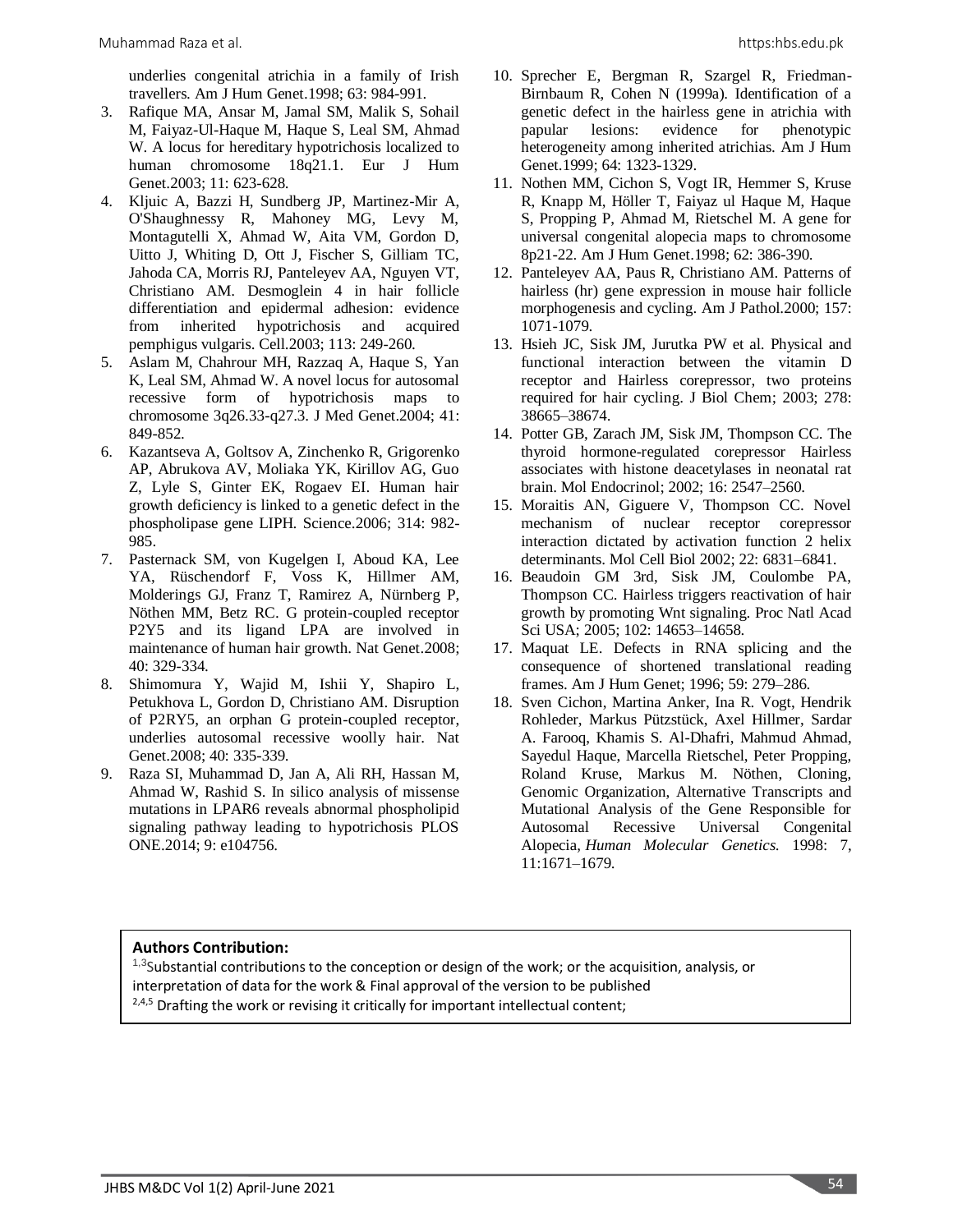underlies congenital atrichia in a family of Irish travellers. Am J Hum Genet.1998; 63: 984-991.

3. Rafique MA, Ansar M, Jamal SM, Malik S, Sohail M, Faiyaz-Ul-Haque M, Haque S, Leal SM, Ahmad W. A locus for hereditary hypotrichosis localized to human chromosome 18q21.1. Eur J Hum Genet.2003; 11: 623-628.
4. Kljuic A, Bazzi H, Sundberg JP, Martinez-Mir A, O'Shaughnessy R, Mahoney MG, Levy M, Montagutelli X, Ahmad W, Aita VM, Gordon D, Uitto J, Whiting D, Ott J, Fischer S, Gilliam TC, Jahoda CA, Morris RJ, Panteleyev AA, Nguyen VT, Christiano AM. Desmoglein 4 in hair follicle differentiation and epidermal adhesion: evidence from inherited hypotrichosis and acquired pemphigus vulgaris. Cell.2003; 113: 249-260.
5. Aslam M, Chahrour MH, Razzaq A, Haque S, Yan K, Leal SM, Ahmad W. A novel locus for autosomal recessive form of hypotrichosis maps to chromosome 3q26.33-q27.3. J Med Genet.2004; 41: 849-852.
6. Kazantseva A, Goltsov A, Zinchenko R, Grigorenko AP, Abrukova AV, Moliaka YK, Kirillov AG, Guo Z, Lyle S, Ginter EK, Rogaev EI. Human hair growth deficiency is linked to a genetic defect in the phospholipase gene LIPH. Science.2006; 314: 982-985.
7. Pasternack SM, von Kugelgen I, Aboud KA, Lee YA, Rüschendorf F, Voss K, Hillmer AM, Molderings GJ, Franz T, Ramirez A, Nürnberg P, Nöthen MM, Betz RC. G protein-coupled receptor P2Y5 and its ligand LPA are involved in maintenance of human hair growth. Nat Genet.2008; 40: 329-334.
8. Shimomura Y, Wajid M, Ishii Y, Shapiro L, Petukhova L, Gordon D, Christiano AM. Disruption of P2RY5, an orphan G protein-coupled receptor, underlies autosomal recessive woolly hair. Nat Genet.2008; 40: 335-339.
9. Raza SI, Muhammad D, Jan A, Ali RH, Hassan M, Ahmad W, Rashid S. In silico analysis of missense mutations in LPAR6 reveals abnormal phospholipid signaling pathway leading to hypotrichosis PLOS ONE.2014; 9: e104756.
10. Sprecher E, Bergman R, Szargel R, Friedman-Birnbaum R, Cohen N (1999a). Identification of a genetic defect in the hairless gene in atrichia with papular lesions: evidence for phenotypic heterogeneity among inherited atrichias. Am J Hum Genet.1999; 64: 1323-1329.
11. Nothen MM, Cichon S, Vogt IR, Hemmer S, Kruse R, Knapp M, Höller T, Faiyaz ul Haque M, Haque S, Propping P, Ahmad M, Rietschel M. A gene for universal congenital alopecia maps to chromosome 8p21-22. Am J Hum Genet.1998; 62: 386-390.
12. Panteleyev AA, Paus R, Christiano AM. Patterns of hairless (hr) gene expression in mouse hair follicle morphogenesis and cycling. Am J Pathol.2000; 157: 1071-1079.
13. Hsieh JC, Sisk JM, Jurutka PW et al. Physical and functional interaction between the vitamin D receptor and Hairless corepressor, two proteins required for hair cycling. J Biol Chem; 2003; 278: 38665–38674.
14. Potter GB, Zarach JM, Sisk JM, Thompson CC. The thyroid hormone-regulated corepressor Hairless associates with histone deacetylases in neonatal rat brain. Mol Endocrinol; 2002; 16: 2547–2560.
15. Moraitis AN, Giguere V, Thompson CC. Novel mechanism of nuclear receptor corepressor interaction dictated by activation function 2 helix determinants. Mol Cell Biol 2002; 22: 6831–6841.
16. Beaudoin GM 3rd, Sisk JM, Coulombe PA, Thompson CC. Hairless triggers reactivation of hair growth by promoting Wnt signaling. Proc Natl Acad Sci USA; 2005; 102: 14653–14658.
17. Maquat LE. Defects in RNA splicing and the consequence of shortened translational reading frames. Am J Hum Genet; 1996; 59: 279–286.
18. Sven Cichon, Martina Anker, Ina R. Vogt, Hendrik Rohleder, Markus Pützstück, Axel Hillmer, Sardar A. Farooq, Khamis S. Al-Dhafri, Mahmud Ahmad, Sayedul Haque, Marcella Rietschel, Peter Propping, Roland Kruse, Markus M. Nöthen, Cloning, Genomic Organization, Alternative Transcripts and Mutational Analysis of the Gene Responsible for Autosomal Recessive Universal Congenital Alopecia, *Human Molecular Genetics.* 1998: 7, 11:1671–1679.

**Authors Contribution:**

[1,3]Substantial contributions to the conception or design of the work; or the acquisition, analysis, or interpretation of data for the work & Final approval of the version to be published

[2,4,5] Drafting the work or revising it critically for important intellectual content;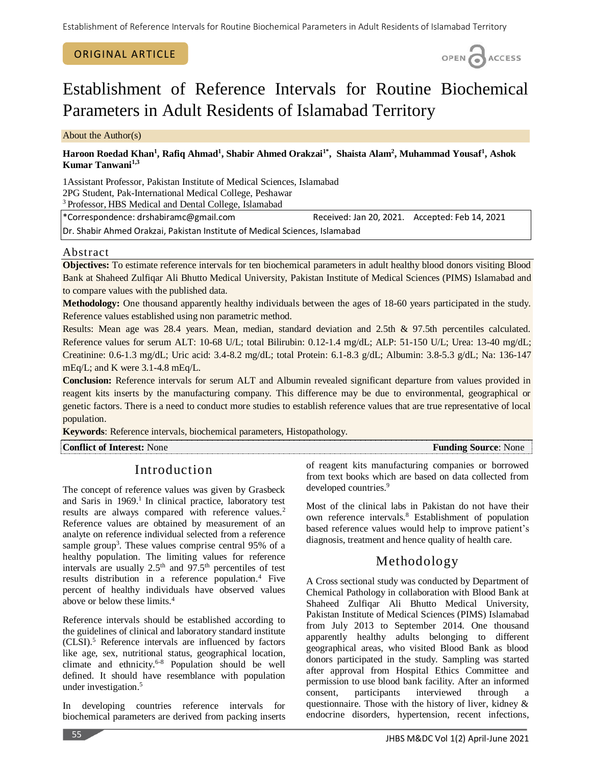ORIGINAL ARTICLE

# Establishment of Reference Intervals for Routine Biochemical Parameters in Adult Residents of Islamabad Territory

About the Author(s)

**Haroon Roedad Khan[1], Rafiq Ahmad[1], Shabir Ahmed Orakzai[1*], Shaista Alam[2], Muhammad Yousaf[1], Ashok Kumar Tanwani[1,3]**

1Assistant Professor, Pakistan Institute of Medical Sciences, Islamabad
2PG Student, Pak-International Medical College, Peshawar
[3] Professor, HBS Medical and Dental College, Islamabad

*Correspondence: drshabiramc@gmail.com    Received: Jan 20, 2021.    Accepted: Feb 14, 2021
Dr. Shabir Ahmed Orakzai, Pakistan Institute of Medical Sciences, Islamabad

## Abstract

**Objectives:** To estimate reference intervals for ten biochemical parameters in adult healthy blood donors visiting Blood Bank at Shaheed Zulfiqar Ali Bhutto Medical University, Pakistan Institute of Medical Sciences (PIMS) Islamabad and to compare values with the published data.

**Methodology:** One thousand apparently healthy individuals between the ages of 18-60 years participated in the study. Reference values established using non parametric method.

Results: Mean age was 28.4 years. Mean, median, standard deviation and 2.5th & 97.5th percentiles calculated. Reference values for serum ALT: 10-68 U/L; total Bilirubin: 0.12-1.4 mg/dL; ALP: 51-150 U/L; Urea: 13-40 mg/dL; Creatinine: 0.6-1.3 mg/dL; Uric acid: 3.4-8.2 mg/dL; total Protein: 6.1-8.3 g/dL; Albumin: 3.8-5.3 g/dL; Na: 136-147 mEq/L; and K were 3.1-4.8 mEq/L.

**Conclusion:** Reference intervals for serum ALT and Albumin revealed significant departure from values provided in reagent kits inserts by the manufacturing company. This difference may be due to environmental, geographical or genetic factors. There is a need to conduct more studies to establish reference values that are true representative of local population.

**Keywords**: Reference intervals, biochemical parameters, Histopathology.

**Conflict of Interest:** None    **Funding Source**: None

## Introduction

The concept of reference values was given by Grasbeck and Saris in 1969.[1] In clinical practice, laboratory test results are always compared with reference values.[2] Reference values are obtained by measurement of an analyte on reference individual selected from a reference sample group[3]. These values comprise central 95% of a healthy population. The limiting values for reference intervals are usually 2.5th and 97.5th percentiles of test results distribution in a reference population.[4] Five percent of healthy individuals have observed values above or below these limits.[4]

Reference intervals should be established according to the guidelines of clinical and laboratory standard institute (CLSI).[5] Reference intervals are influenced by factors like age, sex, nutritional status, geographical location, climate and ethnicity.[6-8] Population should be well defined. It should have resemblance with population under investigation.[5]

In developing countries reference intervals for biochemical parameters are derived from packing inserts of reagent kits manufacturing companies or borrowed from text books which are based on data collected from developed countries.[9]

Most of the clinical labs in Pakistan do not have their own reference intervals.[8] Establishment of population based reference values would help to improve patient's diagnosis, treatment and hence quality of health care.

## Methodology

A Cross sectional study was conducted by Department of Chemical Pathology in collaboration with Blood Bank at Shaheed Zulfiqar Ali Bhutto Medical University, Pakistan Institute of Medical Sciences (PIMS) Islamabad from July 2013 to September 2014. One thousand apparently healthy adults belonging to different geographical areas, who visited Blood Bank as blood donors participated in the study. Sampling was started after approval from Hospital Ethics Committee and permission to use blood bank facility. After an informed consent, participants interviewed through a questionnaire. Those with the history of liver, kidney & endocrine disorders, hypertension, recent infections,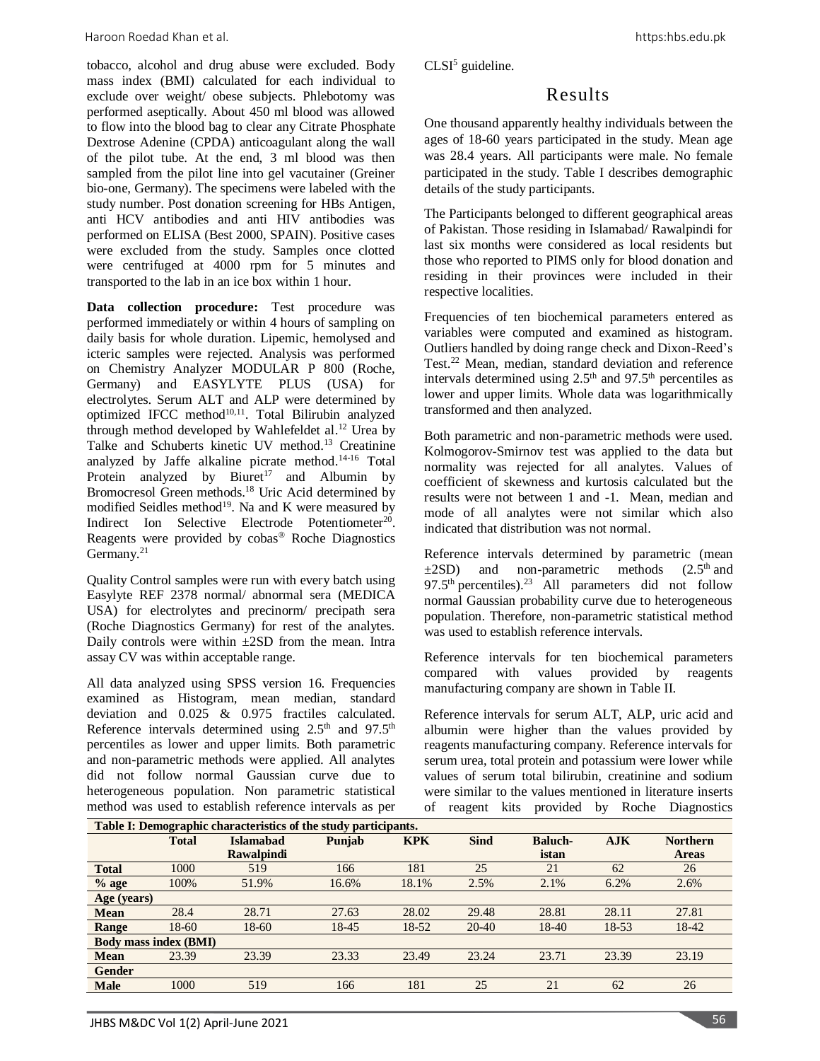tobacco, alcohol and drug abuse were excluded. Body mass index (BMI) calculated for each individual to exclude over weight/ obese subjects. Phlebotomy was performed aseptically. About 450 ml blood was allowed to flow into the blood bag to clear any Citrate Phosphate Dextrose Adenine (CPDA) anticoagulant along the wall of the pilot tube. At the end, 3 ml blood was then sampled from the pilot line into gel vacutainer (Greiner bio-one, Germany). The specimens were labeled with the study number. Post donation screening for HBs Antigen, anti HCV antibodies and anti HIV antibodies was performed on ELISA (Best 2000, SPAIN). Positive cases were excluded from the study. Samples once clotted were centrifuged at 4000 rpm for 5 minutes and transported to the lab in an ice box within 1 hour.

**Data collection procedure:** Test procedure was performed immediately or within 4 hours of sampling on daily basis for whole duration. Lipemic, hemolysed and icteric samples were rejected. Analysis was performed on Chemistry Analyzer MODULAR P 800 (Roche, Germany) and EASYLYTE PLUS (USA) for electrolytes. Serum ALT and ALP were determined by optimized IFCC method[10,11]. Total Bilirubin analyzed through method developed by Wahlefeldet al.[12] Urea by Talke and Schuberts kinetic UV method.[13] Creatinine analyzed by Jaffe alkaline picrate method.[14-16] Total Protein analyzed by Biuret[17] and Albumin by Bromocresol Green methods.[18] Uric Acid determined by modified Seidles method[19]. Na and K were measured by Indirect Ion Selective Electrode Potentiometer[20]. Reagents were provided by cobas® Roche Diagnostics Germany.[21]

Quality Control samples were run with every batch using Easylyte REF 2378 normal/ abnormal sera (MEDICA USA) for electrolytes and precinorm/ precipath sera (Roche Diagnostics Germany) for rest of the analytes. Daily controls were within ±2SD from the mean. Intra assay CV was within acceptable range.

All data analyzed using SPSS version 16. Frequencies examined as Histogram, mean median, standard deviation and 0.025 & 0.975 fractiles calculated. Reference intervals determined using 2.5$^{th}$ and 97.5$^{th}$ percentiles as lower and upper limits. Both parametric and non-parametric methods were applied. All analytes did not follow normal Gaussian curve due to heterogeneous population. Non parametric statistical method was used to establish reference intervals as per CLSI[5] guideline.

## Results

One thousand apparently healthy individuals between the ages of 18-60 years participated in the study. Mean age was 28.4 years. All participants were male. No female participated in the study. Table I describes demographic details of the study participants.

The Participants belonged to different geographical areas of Pakistan. Those residing in Islamabad/ Rawalpindi for last six months were considered as local residents but those who reported to PIMS only for blood donation and residing in their provinces were included in their respective localities.

Frequencies of ten biochemical parameters entered as variables were computed and examined as histogram. Outliers handled by doing range check and Dixon-Reed's Test.[22] Mean, median, standard deviation and reference intervals determined using 2.5$^{th}$ and 97.5$^{th}$ percentiles as lower and upper limits. Whole data was logarithmically transformed and then analyzed.

Both parametric and non-parametric methods were used. Kolmogorov-Smirnov test was applied to the data but normality was rejected for all analytes. Values of coefficient of skewness and kurtosis calculated but the results were not between 1 and -1. Mean, median and mode of all analytes were not similar which also indicated that distribution was not normal.

Reference intervals determined by parametric (mean ±2SD) and non-parametric methods (2.5$^{th}$ and 97.5$^{th}$ percentiles).[23] All parameters did not follow normal Gaussian probability curve due to heterogeneous population. Therefore, non-parametric statistical method was used to establish reference intervals.

Reference intervals for ten biochemical parameters compared with values provided by reagents manufacturing company are shown in Table II.

Reference intervals for serum ALT, ALP, uric acid and albumin were higher than the values provided by reagents manufacturing company. Reference intervals for serum urea, total protein and potassium were lower while values of serum total bilirubin, creatinine and sodium were similar to the values mentioned in literature inserts of reagent kits provided by Roche Diagnostics

**Table I: Demographic characteristics of the study participants.**

| | Total | Islamabad Rawalpindi | Punjab | KPK | Sind | Baluch-istan | AJK | Northern Areas |
|---|---|---|---|---|---|---|---|---|
| **Total** | 1000 | 519 | 166 | 181 | 25 | 21 | 62 | 26 |
| **% age** | 100% | 51.9% | 16.6% | 18.1% | 2.5% | 2.1% | 6.2% | 2.6% |
| **Age (years)** | | | | | | | | |
| **Mean** | 28.4 | 28.71 | 27.63 | 28.02 | 29.48 | 28.81 | 28.11 | 27.81 |
| **Range** | 18-60 | 18-60 | 18-45 | 18-52 | 20-40 | 18-40 | 18-53 | 18-42 |
| **Body mass index (BMI)** | | | | | | | | |
| **Mean** | 23.39 | 23.39 | 23.33 | 23.49 | 23.24 | 23.71 | 23.39 | 23.19 |
| **Gender** | | | | | | | | |
| **Male** | 1000 | 519 | 166 | 181 | 25 | 21 | 62 | 26 |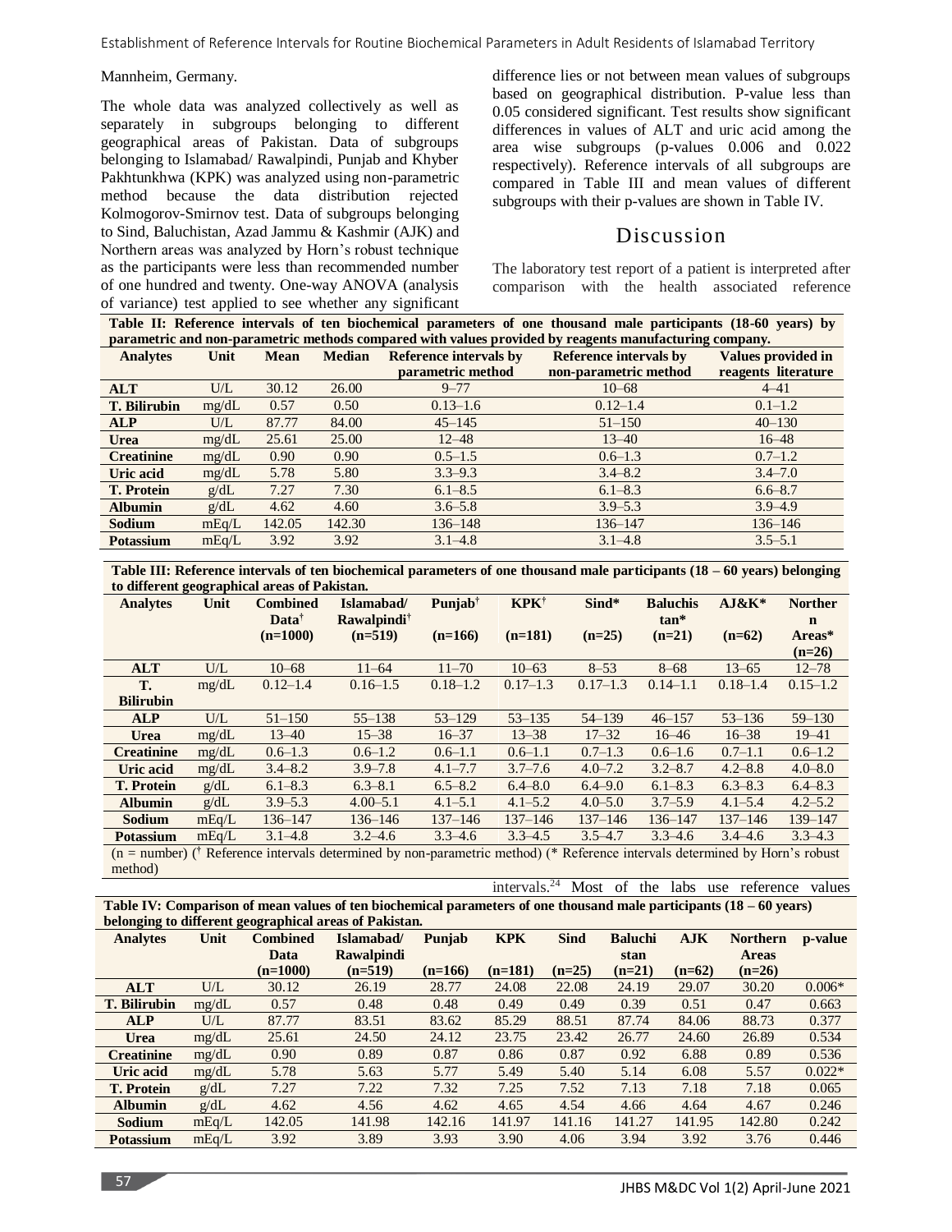Mannheim, Germany.

The whole data was analyzed collectively as well as separately in subgroups belonging to different geographical areas of Pakistan. Data of subgroups belonging to Islamabad/ Rawalpindi, Punjab and Khyber Pakhtunkhwa (KPK) was analyzed using non-parametric method because the data distribution rejected Kolmogorov-Smirnov test. Data of subgroups belonging to Sind, Baluchistan, Azad Jammu & Kashmir (AJK) and Northern areas was analyzed by Horn's robust technique as the participants were less than recommended number of one hundred and twenty. One-way ANOVA (analysis of variance) test applied to see whether any significant difference lies or not between mean values of subgroups based on geographical distribution. P-value less than 0.05 considered significant. Test results show significant differences in values of ALT and uric acid among the area wise subgroups (p-values 0.006 and 0.022 respectively). Reference intervals of all subgroups are compared in Table III and mean values of different subgroups with their p-values are shown in Table IV.

## Discussion

The laboratory test report of a patient is interpreted after comparison with the health associated reference intervals.[24] Most of the labs use reference values

**Table II: Reference intervals of ten biochemical parameters of one thousand male participants (18-60 years) by parametric and non-parametric methods compared with values provided by reagents manufacturing company.**

| Analytes | Unit | Mean | Median | Reference intervals by parametric method | Reference intervals by non-parametric method | Values provided in reagents literature |
|---|---|---|---|---|---|---|
| **ALT** | U/L | 30.12 | 26.00 | 9–77 | 10–68 | 4–41 |
| **T. Bilirubin** | mg/dL | 0.57 | 0.50 | 0.13–1.6 | 0.12–1.4 | 0.1–1.2 |
| **ALP** | U/L | 87.77 | 84.00 | 45–145 | 51–150 | 40–130 |
| **Urea** | mg/dL | 25.61 | 25.00 | 12–48 | 13–40 | 16–48 |
| **Creatinine** | mg/dL | 0.90 | 0.90 | 0.5–1.5 | 0.6–1.3 | 0.7–1.2 |
| **Uric acid** | mg/dL | 5.78 | 5.80 | 3.3–9.3 | 3.4–8.2 | 3.4–7.0 |
| **T. Protein** | g/dL | 7.27 | 7.30 | 6.1–8.5 | 6.1–8.3 | 6.6–8.7 |
| **Albumin** | g/dL | 4.62 | 4.60 | 3.6–5.8 | 3.9–5.3 | 3.9–4.9 |
| **Sodium** | mEq/L | 142.05 | 142.30 | 136–148 | 136–147 | 136–146 |
| **Potassium** | mEq/L | 3.92 | 3.92 | 3.1–4.8 | 3.1–4.8 | 3.5–5.1 |

**Table III: Reference intervals of ten biochemical parameters of one thousand male participants (18 – 60 years) belonging to different geographical areas of Pakistan.**

| Analytes | Unit | Combined Data† (n=1000) | Islamabad/ Rawalpindi† (n=519) | Punjab† (n=166) | KPK† (n=181) | Sind* (n=25) | Baluchistan* (n=21) | AJ&K* (n=62) | Northern Areas* (n=26) |
|---|---|---|---|---|---|---|---|---|---|
| **ALT** | U/L | 10–68 | 11–64 | 11–70 | 10–63 | 8–53 | 8–68 | 13–65 | 12–78 |
| **T. Bilirubin** | mg/dL | 0.12–1.4 | 0.16–1.5 | 0.18–1.2 | 0.17–1.3 | 0.17–1.3 | 0.14–1.1 | 0.18–1.4 | 0.15–1.2 |
| **ALP** | U/L | 51–150 | 55–138 | 53–129 | 53–135 | 54–139 | 46–157 | 53–136 | 59–130 |
| **Urea** | mg/dL | 13–40 | 15–38 | 16–37 | 13–38 | 17–32 | 16–46 | 16–38 | 19–41 |
| **Creatinine** | mg/dL | 0.6–1.3 | 0.6–1.2 | 0.6–1.1 | 0.6–1.1 | 0.7–1.3 | 0.6–1.6 | 0.7–1.1 | 0.6–1.2 |
| **Uric acid** | mg/dL | 3.4–8.2 | 3.9–7.8 | 4.1–7.7 | 3.7–7.6 | 4.0–7.2 | 3.2–8.7 | 4.2–8.8 | 4.0–8.0 |
| **T. Protein** | g/dL | 6.1–8.3 | 6.3–8.1 | 6.5–8.2 | 6.4–8.0 | 6.4–9.0 | 6.1–8.3 | 6.3–8.3 | 6.4–8.3 |
| **Albumin** | g/dL | 3.9–5.3 | 4.00–5.1 | 4.1–5.1 | 4.1–5.2 | 4.0–5.0 | 3.7–5.9 | 4.1–5.4 | 4.2–5.2 |
| **Sodium** | mEq/L | 136–147 | 136–146 | 137–146 | 137–146 | 137–146 | 136–147 | 137–146 | 139–147 |
| **Potassium** | mEq/L | 3.1–4.8 | 3.2–4.6 | 3.3–4.6 | 3.3–4.5 | 3.5–4.7 | 3.3–4.6 | 3.4–4.6 | 3.3–4.3 |

(n = number) († Reference intervals determined by non-parametric method) (* Reference intervals determined by Horn's robust method)

**Table IV: Comparison of mean values of ten biochemical parameters of one thousand male participants (18 – 60 years) belonging to different geographical areas of Pakistan.**

| Analytes | Unit | Combined Data (n=1000) | Islamabad/ Rawalpindi (n=519) | Punjab (n=166) | KPK (n=181) | Sind (n=25) | Baluchistan (n=21) | AJK (n=62) | Northern Areas (n=26) | p-value |
|---|---|---|---|---|---|---|---|---|---|---|
| **ALT** | U/L | 30.12 | 26.19 | 28.77 | 24.08 | 22.08 | 24.19 | 29.07 | 30.20 | 0.006* |
| **T. Bilirubin** | mg/dL | 0.57 | 0.48 | 0.48 | 0.49 | 0.49 | 0.39 | 0.51 | 0.47 | 0.663 |
| **ALP** | U/L | 87.77 | 83.51 | 83.62 | 85.29 | 88.51 | 87.74 | 84.06 | 88.73 | 0.377 |
| **Urea** | mg/dL | 25.61 | 24.50 | 24.12 | 23.75 | 23.42 | 26.77 | 24.60 | 26.89 | 0.534 |
| **Creatinine** | mg/dL | 0.90 | 0.89 | 0.87 | 0.86 | 0.87 | 0.92 | 6.88 | 0.89 | 0.536 |
| **Uric acid** | mg/dL | 5.78 | 5.63 | 5.77 | 5.49 | 5.40 | 5.14 | 6.08 | 5.57 | 0.022* |
| **T. Protein** | g/dL | 7.27 | 7.22 | 7.32 | 7.25 | 7.52 | 7.13 | 7.18 | 7.18 | 0.065 |
| **Albumin** | g/dL | 4.62 | 4.56 | 4.62 | 4.65 | 4.54 | 4.66 | 4.64 | 4.67 | 0.246 |
| **Sodium** | mEq/L | 142.05 | 141.98 | 142.16 | 141.97 | 141.16 | 141.27 | 141.95 | 142.80 | 0.242 |
| **Potassium** | mEq/L | 3.92 | 3.89 | 3.93 | 3.90 | 4.06 | 3.94 | 3.92 | 3.76 | 0.446 |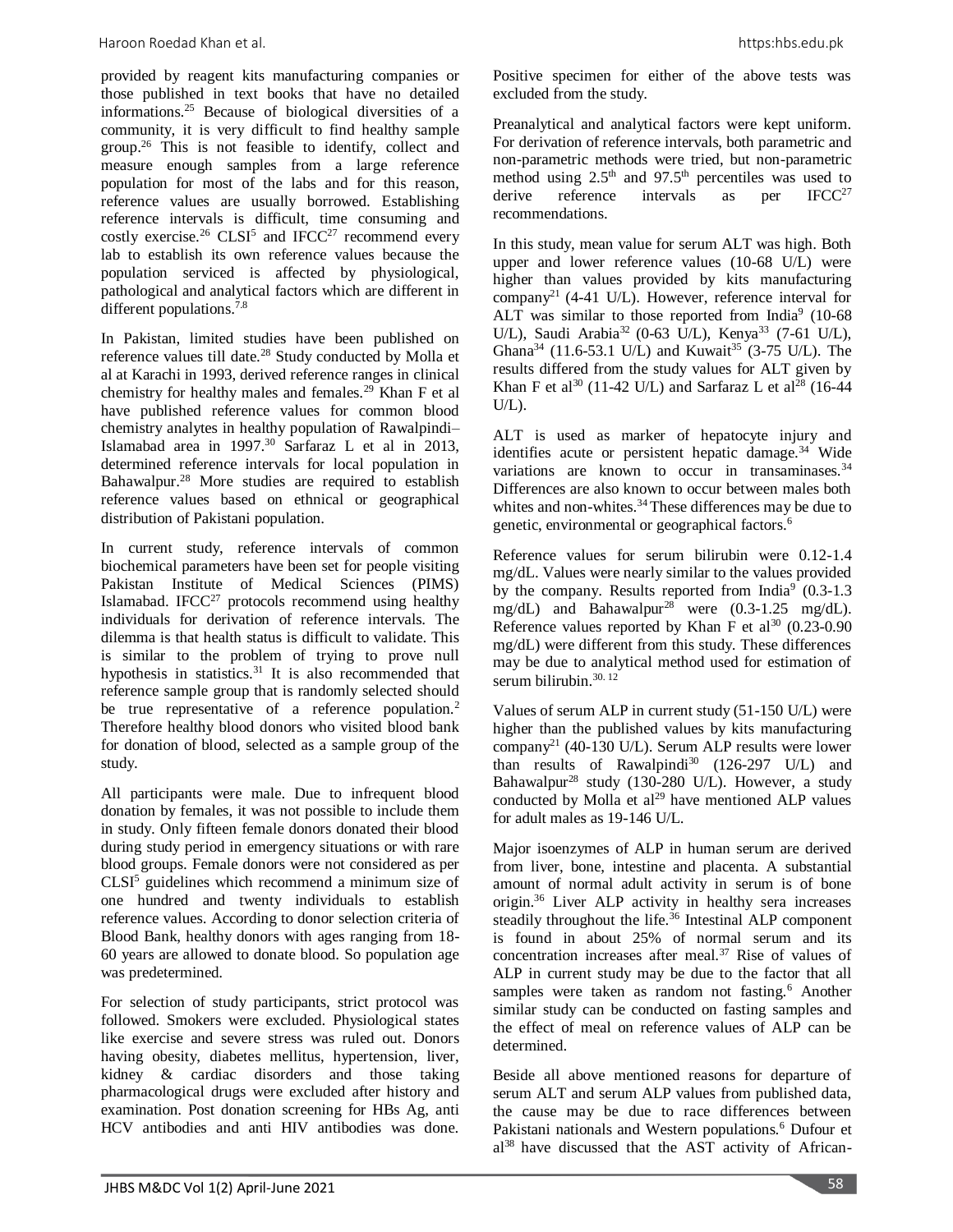provided by reagent kits manufacturing companies or those published in text books that have no detailed informations.[25] Because of biological diversities of a community, it is very difficult to find healthy sample group.[26] This is not feasible to identify, collect and measure enough samples from a large reference population for most of the labs and for this reason, reference values are usually borrowed. Establishing reference intervals is difficult, time consuming and costly exercise.[26] CLSI[5] and IFCC[27] recommend every lab to establish its own reference values because the population serviced is affected by physiological, pathological and analytical factors which are different in different populations.[7,8]

In Pakistan, limited studies have been published on reference values till date.[28] Study conducted by Molla et al at Karachi in 1993, derived reference ranges in clinical chemistry for healthy males and females.[29] Khan F et al have published reference values for common blood chemistry analytes in healthy population of Rawalpindi–Islamabad area in 1997.[30] Sarfaraz L et al in 2013, determined reference intervals for local population in Bahawalpur.[28] More studies are required to establish reference values based on ethnical or geographical distribution of Pakistani population.

In current study, reference intervals of common biochemical parameters have been set for people visiting Pakistan Institute of Medical Sciences (PIMS) Islamabad. IFCC[27] protocols recommend using healthy individuals for derivation of reference intervals. The dilemma is that health status is difficult to validate. This is similar to the problem of trying to prove null hypothesis in statistics.[31] It is also recommended that reference sample group that is randomly selected should be true representative of a reference population.[2] Therefore healthy blood donors who visited blood bank for donation of blood, selected as a sample group of the study.

All participants were male. Due to infrequent blood donation by females, it was not possible to include them in study. Only fifteen female donors donated their blood during study period in emergency situations or with rare blood groups. Female donors were not considered as per CLSI[5] guidelines which recommend a minimum size of one hundred and twenty individuals to establish reference values. According to donor selection criteria of Blood Bank, healthy donors with ages ranging from 18-60 years are allowed to donate blood. So population age was predetermined.

For selection of study participants, strict protocol was followed. Smokers were excluded. Physiological states like exercise and severe stress was ruled out. Donors having obesity, diabetes mellitus, hypertension, liver, kidney & cardiac disorders and those taking pharmacological drugs were excluded after history and examination. Post donation screening for HBs Ag, anti HCV antibodies and anti HIV antibodies was done. Positive specimen for either of the above tests was excluded from the study.

Preanalytical and analytical factors were kept uniform. For derivation of reference intervals, both parametric and non-parametric methods were tried, but non-parametric method using 2.5$^{th}$ and 97.5$^{th}$ percentiles was used to derive reference intervals as per IFCC[27] recommendations.

In this study, mean value for serum ALT was high. Both upper and lower reference values (10-68 U/L) were higher than values provided by kits manufacturing company[21] (4-41 U/L). However, reference interval for ALT was similar to those reported from India[9] (10-68 U/L), Saudi Arabia[32] (0-63 U/L), Kenya[33] (7-61 U/L), Ghana[34] (11.6-53.1 U/L) and Kuwait[35] (3-75 U/L). The results differed from the study values for ALT given by Khan F et al[30] (11-42 U/L) and Sarfaraz L et al[28] (16-44 U/L).

ALT is used as marker of hepatocyte injury and identifies acute or persistent hepatic damage.[34] Wide variations are known to occur in transaminases.[34] Differences are also known to occur between males both whites and non-whites.[34] These differences may be due to genetic, environmental or geographical factors.[6]

Reference values for serum bilirubin were 0.12-1.4 mg/dL. Values were nearly similar to the values provided by the company. Results reported from India[9] (0.3-1.3 mg/dL) and Bahawalpur[28] were (0.3-1.25 mg/dL). Reference values reported by Khan F et al[30] (0.23-0.90 mg/dL) were different from this study. These differences may be due to analytical method used for estimation of serum bilirubin.[30, 12]

Values of serum ALP in current study (51-150 U/L) were higher than the published values by kits manufacturing company[21] (40-130 U/L). Serum ALP results were lower than results of Rawalpindi[30] (126-297 U/L) and Bahawalpur[28] study (130-280 U/L). However, a study conducted by Molla et al[29] have mentioned ALP values for adult males as 19-146 U/L.

Major isoenzymes of ALP in human serum are derived from liver, bone, intestine and placenta. A substantial amount of normal adult activity in serum is of bone origin.[36] Liver ALP activity in healthy sera increases steadily throughout the life.[36] Intestinal ALP component is found in about 25% of normal serum and its concentration increases after meal.[37] Rise of values of ALP in current study may be due to the factor that all samples were taken as random not fasting.[6] Another similar study can be conducted on fasting samples and the effect of meal on reference values of ALP can be determined.

Beside all above mentioned reasons for departure of serum ALT and serum ALP values from published data, the cause may be due to race differences between Pakistani nationals and Western populations.[6] Dufour et al[38] have discussed that the AST activity of African-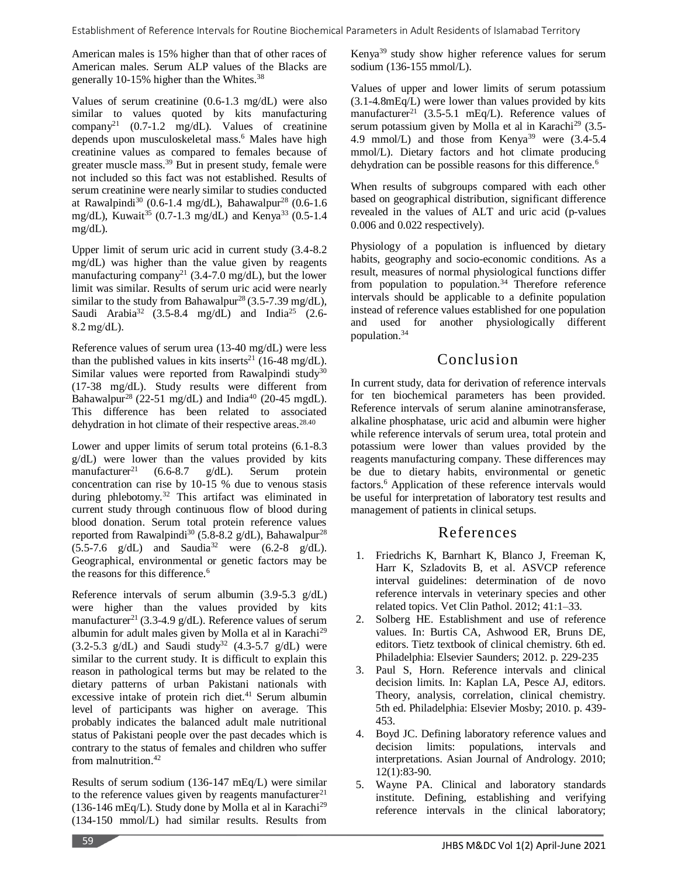American males is 15% higher than that of other races of American males. Serum ALP values of the Blacks are generally 10-15% higher than the Whites.[38]

Values of serum creatinine (0.6-1.3 mg/dL) were also similar to values quoted by kits manufacturing company[21] (0.7-1.2 mg/dL). Values of creatinine depends upon musculoskeletal mass.[6] Males have high creatinine values as compared to females because of greater muscle mass.[39] But in present study, female were not included so this fact was not established. Results of serum creatinine were nearly similar to studies conducted at Rawalpindi[30] (0.6-1.4 mg/dL), Bahawalpur[28] (0.6-1.6 mg/dL), Kuwait[35] (0.7-1.3 mg/dL) and Kenya[33] (0.5-1.4 mg/dL).

Upper limit of serum uric acid in current study (3.4-8.2 mg/dL) was higher than the value given by reagents manufacturing company[21] (3.4-7.0 mg/dL), but the lower limit was similar. Results of serum uric acid were nearly similar to the study from Bahawalpur[28] (3.5-7.39 mg/dL), Saudi Arabia[32] (3.5-8.4 mg/dL) and India[25] (2.6-8.2 mg/dL).

Reference values of serum urea (13-40 mg/dL) were less than the published values in kits inserts[21] (16-48 mg/dL). Similar values were reported from Rawalpindi study[30] (17-38 mg/dL). Study results were different from Bahawalpur[28] (22-51 mg/dL) and India[40] (20-45 mgdL). This difference has been related to associated dehydration in hot climate of their respective areas.[28.40]

Lower and upper limits of serum total proteins (6.1-8.3 g/dL) were lower than the values provided by kits manufacturer[21] (6.6-8.7 g/dL). Serum protein concentration can rise by 10-15 % due to venous stasis during phlebotomy.[32] This artifact was eliminated in current study through continuous flow of blood during blood donation. Serum total protein reference values reported from Rawalpindi[30] (5.8-8.2 g/dL), Bahawalpur[28] (5.5-7.6 g/dL) and Saudia[32] were (6.2-8 g/dL). Geographical, environmental or genetic factors may be the reasons for this difference.[6]

Reference intervals of serum albumin (3.9-5.3 g/dL) were higher than the values provided by kits manufacturer[21] (3.3-4.9 g/dL). Reference values of serum albumin for adult males given by Molla et al in Karachi[29] (3.2-5.3 g/dL) and Saudi study[32] (4.3-5.7 g/dL) were similar to the current study. It is difficult to explain this reason in pathological terms but may be related to the dietary patterns of urban Pakistani nationals with excessive intake of protein rich diet.[41] Serum albumin level of participants was higher on average. This probably indicates the balanced adult male nutritional status of Pakistani people over the past decades which is contrary to the status of females and children who suffer from malnutrition.[42]

Results of serum sodium (136-147 mEq/L) were similar to the reference values given by reagents manufacturer[21] (136-146 mEq/L). Study done by Molla et al in Karachi[29] (134-150 mmol/L) had similar results. Results from Kenya[39] study show higher reference values for serum sodium (136-155 mmol/L).

Values of upper and lower limits of serum potassium (3.1-4.8mEq/L) were lower than values provided by kits manufacturer[21] (3.5-5.1 mEq/L). Reference values of serum potassium given by Molla et al in Karachi[29] (3.5-4.9 mmol/L) and those from Kenya[39] were (3.4-5.4 mmol/L). Dietary factors and hot climate producing dehydration can be possible reasons for this difference.[6]

When results of subgroups compared with each other based on geographical distribution, significant difference revealed in the values of ALT and uric acid (p-values 0.006 and 0.022 respectively).

Physiology of a population is influenced by dietary habits, geography and socio-economic conditions. As a result, measures of normal physiological functions differ from population to population.[34] Therefore reference intervals should be applicable to a definite population instead of reference values established for one population and used for another physiologically different population.[34]

## Conclusion

In current study, data for derivation of reference intervals for ten biochemical parameters has been provided. Reference intervals of serum alanine aminotransferase, alkaline phosphatase, uric acid and albumin were higher while reference intervals of serum urea, total protein and potassium were lower than values provided by the reagents manufacturing company. These differences may be due to dietary habits, environmental or genetic factors.[6] Application of these reference intervals would be useful for interpretation of laboratory test results and management of patients in clinical setups.

## References

1. Friedrichs K, Barnhart K, Blanco J, Freeman K, Harr K, Szladovits B, et al. ASVCP reference interval guidelines: determination of de novo reference intervals in veterinary species and other related topics. Vet Clin Pathol. 2012; 41:1–33.
2. Solberg HE. Establishment and use of reference values. In: Burtis CA, Ashwood ER, Bruns DE, editors. Tietz textbook of clinical chemistry. 6th ed. Philadelphia: Elsevier Saunders; 2012. p. 229-235
3. Paul S, Horn. Reference intervals and clinical decision limits. In: Kaplan LA, Pesce AJ, editors. Theory, analysis, correlation, clinical chemistry. 5th ed. Philadelphia: Elsevier Mosby; 2010. p. 439-453.
4. Boyd JC. Defining laboratory reference values and decision limits: populations, intervals and interpretations. Asian Journal of Andrology. 2010; 12(1):83-90.
5. Wayne PA. Clinical and laboratory standards institute. Defining, establishing and verifying reference intervals in the clinical laboratory;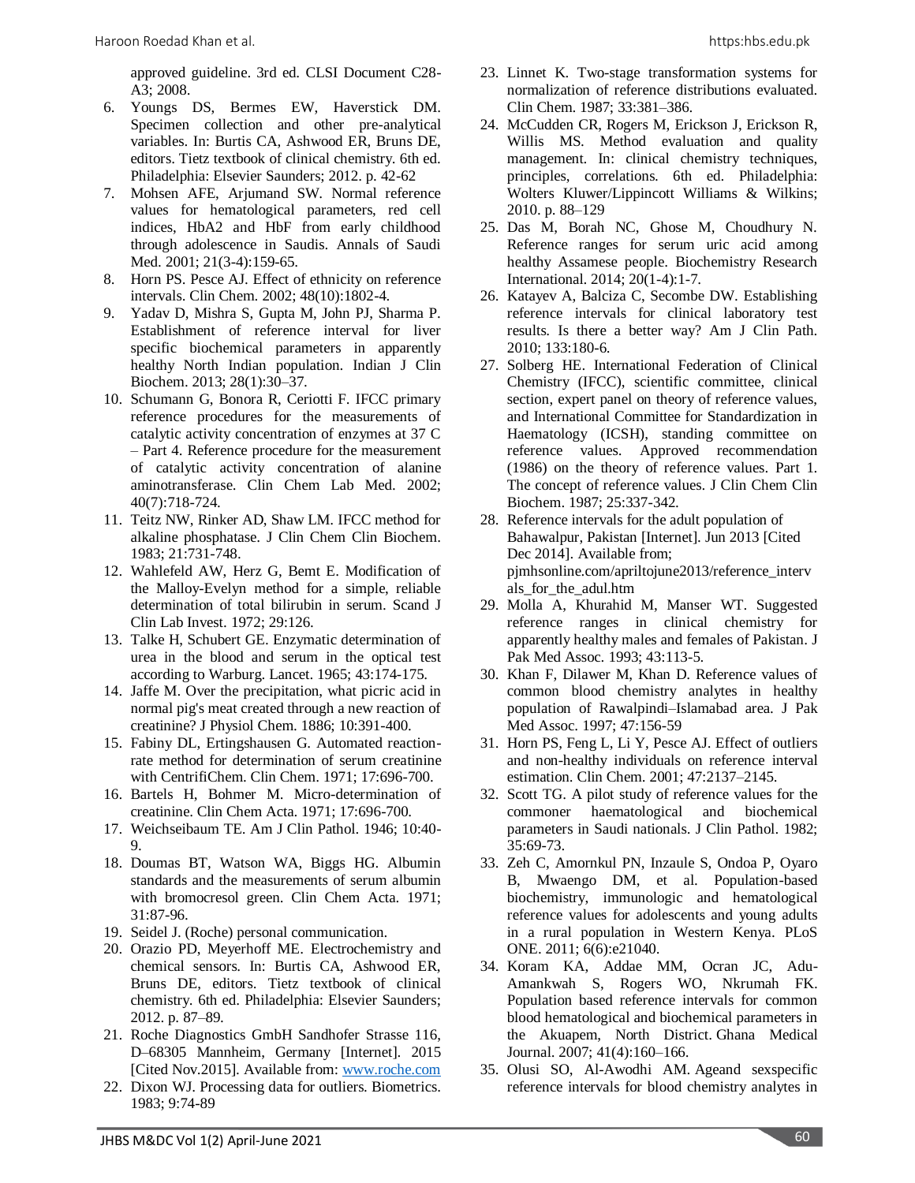approved guideline. 3rd ed. CLSI Document C28-A3; 2008.

6. Youngs DS, Bermes EW, Haverstick DM. Specimen collection and other pre-analytical variables. In: Burtis CA, Ashwood ER, Bruns DE, editors. Tietz textbook of clinical chemistry. 6th ed. Philadelphia: Elsevier Saunders; 2012. p. 42-62
7. Mohsen AFE, Arjumand SW. Normal reference values for hematological parameters, red cell indices, HbA2 and HbF from early childhood through adolescence in Saudis. Annals of Saudi Med. 2001; 21(3-4):159-65.
8. Horn PS. Pesce AJ. Effect of ethnicity on reference intervals. Clin Chem. 2002; 48(10):1802-4.
9. Yadav D, Mishra S, Gupta M, John PJ, Sharma P. Establishment of reference interval for liver specific biochemical parameters in apparently healthy North Indian population. Indian J Clin Biochem. 2013; 28(1):30–37.
10. Schumann G, Bonora R, Ceriotti F. IFCC primary reference procedures for the measurements of catalytic activity concentration of enzymes at 37 C – Part 4. Reference procedure for the measurement of catalytic activity concentration of alanine aminotransferase. Clin Chem Lab Med. 2002; 40(7):718-724.
11. Teitz NW, Rinker AD, Shaw LM. IFCC method for alkaline phosphatase. J Clin Chem Clin Biochem. 1983; 21:731-748.
12. Wahlefeld AW, Herz G, Bemt E. Modification of the Malloy-Evelyn method for a simple, reliable determination of total bilirubin in serum. Scand J Clin Lab Invest. 1972; 29:126.
13. Talke H, Schubert GE. Enzymatic determination of urea in the blood and serum in the optical test according to Warburg. Lancet. 1965; 43:174-175.
14. Jaffe M. Over the precipitation, what picric acid in normal pig's meat created through a new reaction of creatinine? J Physiol Chem. 1886; 10:391-400.
15. Fabiny DL, Ertingshausen G. Automated reaction-rate method for determination of serum creatinine with CentrifiChem. Clin Chem. 1971; 17:696-700.
16. Bartels H, Bohmer M. Micro-determination of creatinine. Clin Chem Acta. 1971; 17:696-700.
17. Weichseibaum TE. Am J Clin Pathol. 1946; 10:40-9.
18. Doumas BT, Watson WA, Biggs HG. Albumin standards and the measurements of serum albumin with bromocresol green. Clin Chem Acta. 1971; 31:87-96.
19. Seidel J. (Roche) personal communication.
20. Orazio PD, Meyerhoff ME. Electrochemistry and chemical sensors. In: Burtis CA, Ashwood ER, Bruns DE, editors. Tietz textbook of clinical chemistry. 6th ed. Philadelphia: Elsevier Saunders; 2012. p. 87–89.
21. Roche Diagnostics GmbH Sandhofer Strasse 116, D–68305 Mannheim, Germany [Internet]. 2015 [Cited Nov.2015]. Available from: www.roche.com
22. Dixon WJ. Processing data for outliers. Biometrics. 1983; 9:74-89
23. Linnet K. Two-stage transformation systems for normalization of reference distributions evaluated. Clin Chem. 1987; 33:381–386.
24. McCudden CR, Rogers M, Erickson J, Erickson R, Willis MS. Method evaluation and quality management. In: clinical chemistry techniques, principles, correlations. 6th ed. Philadelphia: Wolters Kluwer/Lippincott Williams & Wilkins; 2010. p. 88–129
25. Das M, Borah NC, Ghose M, Choudhury N. Reference ranges for serum uric acid among healthy Assamese people. Biochemistry Research International. 2014; 20(1-4):1-7.
26. Katayev A, Balciza C, Secombe DW. Establishing reference intervals for clinical laboratory test results. Is there a better way? Am J Clin Path. 2010; 133:180-6.
27. Solberg HE. International Federation of Clinical Chemistry (IFCC), scientific committee, clinical section, expert panel on theory of reference values, and International Committee for Standardization in Haematology (ICSH), standing committee on reference values. Approved recommendation (1986) on the theory of reference values. Part 1. The concept of reference values. J Clin Chem Clin Biochem. 1987; 25:337-342.
28. Reference intervals for the adult population of Bahawalpur, Pakistan [Internet]. Jun 2013 [Cited Dec 2014]. Available from; pjmhsonline.com/apriltojune2013/reference_intervals_for_the_adul.htm
29. Molla A, Khurahid M, Manser WT. Suggested reference ranges in clinical chemistry for apparently healthy males and females of Pakistan. J Pak Med Assoc. 1993; 43:113-5.
30. Khan F, Dilawer M, Khan D. Reference values of common blood chemistry analytes in healthy population of Rawalpindi–Islamabad area. J Pak Med Assoc. 1997; 47:156-59
31. Horn PS, Feng L, Li Y, Pesce AJ. Effect of outliers and non-healthy individuals on reference interval estimation. Clin Chem. 2001; 47:2137–2145.
32. Scott TG. A pilot study of reference values for the commoner haematological and biochemical parameters in Saudi nationals. J Clin Pathol. 1982; 35:69-73.
33. Zeh C, Amornkul PN, Inzaule S, Ondoa P, Oyaro B, Mwaengo DM, et al. Population-based biochemistry, immunologic and hematological reference values for adolescents and young adults in a rural population in Western Kenya. PLoS ONE. 2011; 6(6):e21040.
34. Koram KA, Addae MM, Ocran JC, Adu-Amankwah S, Rogers WO, Nkrumah FK. Population based reference intervals for common blood hematological and biochemical parameters in the Akuapem, North District. Ghana Medical Journal. 2007; 41(4):160–166.
35. Olusi SO, Al-Awodhi AM. Ageand sexspecific reference intervals for blood chemistry analytes in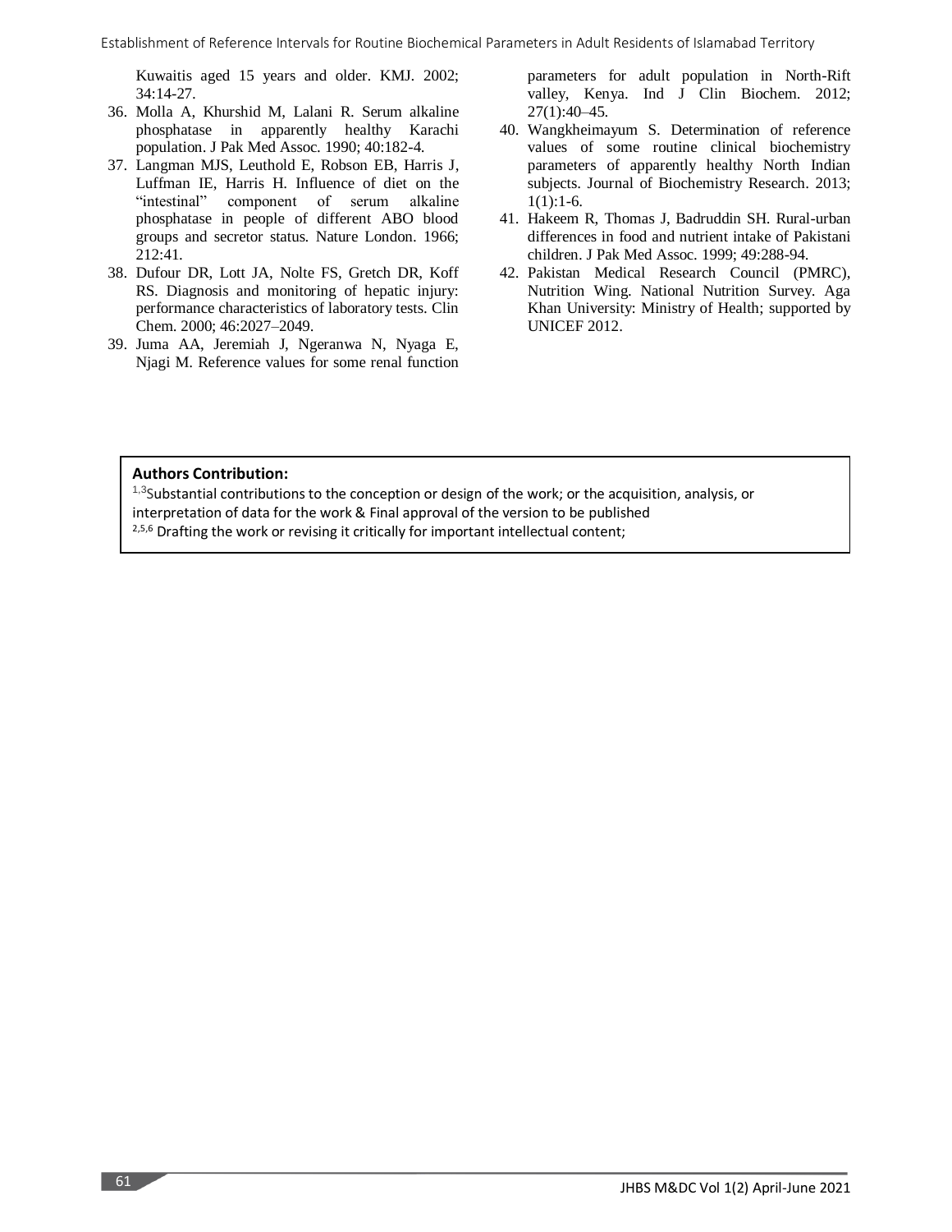Kuwaitis aged 15 years and older. KMJ. 2002; 34:14-27.

36. Molla A, Khurshid M, Lalani R. Serum alkaline phosphatase in apparently healthy Karachi population. J Pak Med Assoc. 1990; 40:182-4.
37. Langman MJS, Leuthold E, Robson EB, Harris J, Luffman IE, Harris H. Influence of diet on the "intestinal" component of serum alkaline phosphatase in people of different ABO blood groups and secretor status. Nature London. 1966; 212:41.
38. Dufour DR, Lott JA, Nolte FS, Gretch DR, Koff RS. Diagnosis and monitoring of hepatic injury: performance characteristics of laboratory tests. Clin Chem. 2000; 46:2027–2049.
39. Juma AA, Jeremiah J, Ngeranwa N, Nyaga E, Njagi M. Reference values for some renal function parameters for adult population in North-Rift valley, Kenya. Ind J Clin Biochem. 2012; 27(1):40–45.
40. Wangkheimayum S. Determination of reference values of some routine clinical biochemistry parameters of apparently healthy North Indian subjects. Journal of Biochemistry Research. 2013; 1(1):1-6.
41. Hakeem R, Thomas J, Badruddin SH. Rural-urban differences in food and nutrient intake of Pakistani children. J Pak Med Assoc. 1999; 49:288-94.
42. Pakistan Medical Research Council (PMRC), Nutrition Wing. National Nutrition Survey. Aga Khan University: Ministry of Health; supported by UNICEF 2012.

**Authors Contribution:**

[1,3]Substantial contributions to the conception or design of the work; or the acquisition, analysis, or interpretation of data for the work & Final approval of the version to be published

[2,5,6] Drafting the work or revising it critically for important intellectual content;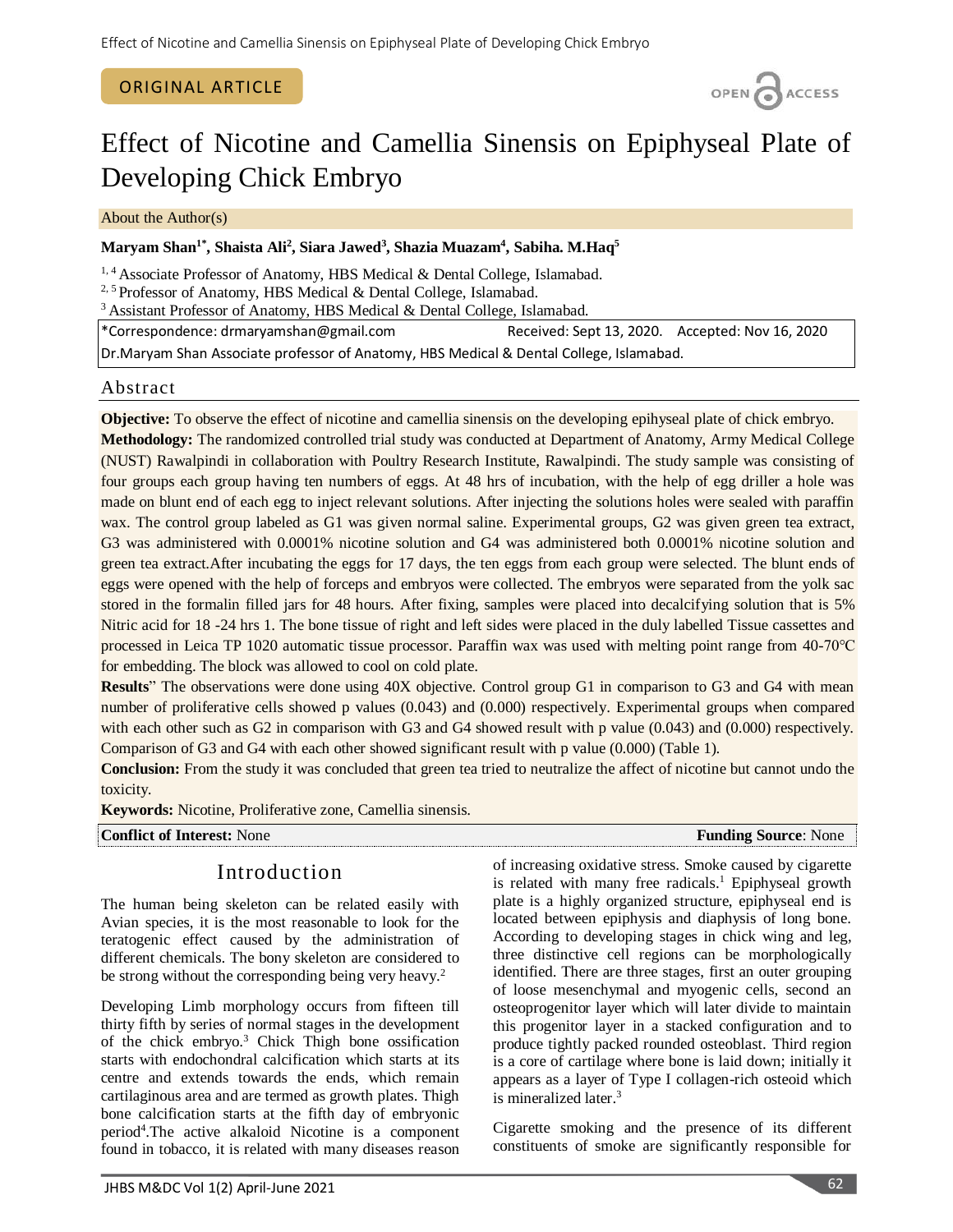ORIGINAL ARTICLE

# Effect of Nicotine and Camellia Sinensis on Epiphyseal Plate of Developing Chick Embryo

About the Author(s)

**Maryam Shan[1*], Shaista Ali[2], Siara Jawed[3], Shazia Muazam[4], Sabiha. M.Haq[5]**

[1, 4] Associate Professor of Anatomy, HBS Medical & Dental College, Islamabad.
[2, 5] Professor of Anatomy, HBS Medical & Dental College, Islamabad.
[3] Assistant Professor of Anatomy, HBS Medical & Dental College, Islamabad.

*Correspondence: drmaryamshan@gmail.com    Received: Sept 13, 2020.    Accepted: Nov 16, 2020
Dr.Maryam Shan Associate professor of Anatomy, HBS Medical & Dental College, Islamabad.

## Abstract

**Objective:** To observe the effect of nicotine and camellia sinensis on the developing epihyseal plate of chick embryo.
**Methodology:** The randomized controlled trial study was conducted at Department of Anatomy, Army Medical College (NUST) Rawalpindi in collaboration with Poultry Research Institute, Rawalpindi. The study sample was consisting of four groups each group having ten numbers of eggs. At 48 hrs of incubation, with the help of egg driller a hole was made on blunt end of each egg to inject relevant solutions. After injecting the solutions holes were sealed with paraffin wax. The control group labeled as G1 was given normal saline. Experimental groups, G2 was given green tea extract, G3 was administered with 0.0001% nicotine solution and G4 was administered both 0.0001% nicotine solution and green tea extract.After incubating the eggs for 17 days, the ten eggs from each group were selected. The blunt ends of eggs were opened with the help of forceps and embryos were collected. The embryos were separated from the yolk sac stored in the formalin filled jars for 48 hours. After fixing, samples were placed into decalcifying solution that is 5% Nitric acid for 18 -24 hrs 1. The bone tissue of right and left sides were placed in the duly labelled Tissue cassettes and processed in Leica TP 1020 automatic tissue processor. Paraffin wax was used with melting point range from 40-70°C for embedding. The block was allowed to cool on cold plate.
**Results**" The observations were done using 40X objective. Control group G1 in comparison to G3 and G4 with mean number of proliferative cells showed p values (0.043) and (0.000) respectively. Experimental groups when compared with each other such as G2 in comparison with G3 and G4 showed result with p value (0.043) and (0.000) respectively. Comparison of G3 and G4 with each other showed significant result with p value (0.000) (Table 1).
**Conclusion:** From the study it was concluded that green tea tried to neutralize the affect of nicotine but cannot undo the toxicity.
**Keywords:** Nicotine, Proliferative zone, Camellia sinensis.

**Conflict of Interest:** None    **Funding Source**: None

## Introduction

The human being skeleton can be related easily with Avian species, it is the most reasonable to look for the teratogenic effect caused by the administration of different chemicals. The bony skeleton are considered to be strong without the corresponding being very heavy.[2]

Developing Limb morphology occurs from fifteen till thirty fifth by series of normal stages in the development of the chick embryo.[3] Chick Thigh bone ossification starts with endochondral calcification which starts at its centre and extends towards the ends, which remain cartilaginous area and are termed as growth plates. Thigh bone calcification starts at the fifth day of embryonic period[4].The active alkaloid Nicotine is a component found in tobacco, it is related with many diseases reason of increasing oxidative stress. Smoke caused by cigarette is related with many free radicals.[1] Epiphyseal growth plate is a highly organized structure, epiphyseal end is located between epiphysis and diaphysis of long bone. According to developing stages in chick wing and leg, three distinctive cell regions can be morphologically identified. There are three stages, first an outer grouping of loose mesenchymal and myogenic cells, second an osteoprogenitor layer which will later divide to maintain this progenitor layer in a stacked configuration and to produce tightly packed rounded osteoblast. Third region is a core of cartilage where bone is laid down; initially it appears as a layer of Type I collagen-rich osteoid which is mineralized later.[3]

Cigarette smoking and the presence of its different constituents of smoke are significantly responsible for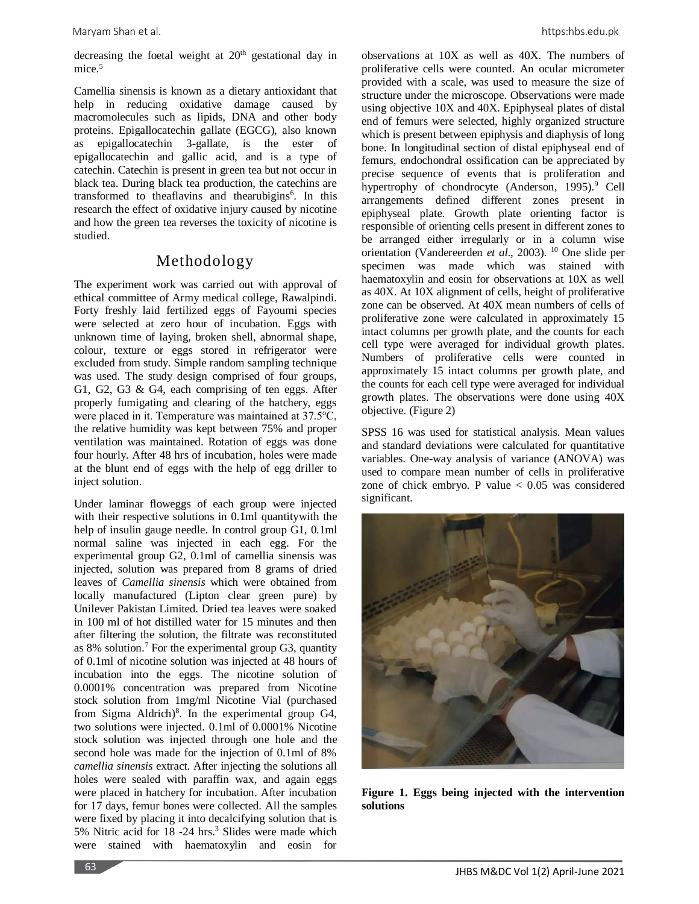decreasing the foetal weight at 20th gestational day in mice.[5]

Camellia sinensis is known as a dietary antioxidant that help in reducing oxidative damage caused by macromolecules such as lipids, DNA and other body proteins. Epigallocatechin gallate (EGCG), also known as epigallocatechin 3-gallate, is the ester of epigallocatechin and gallic acid, and is a type of catechin. Catechin is present in green tea but not occur in black tea. During black tea production, the catechins are transformed to theaflavins and thearubigins[6]. In this research the effect of oxidative injury caused by nicotine and how the green tea reverses the toxicity of nicotine is studied.

## Methodology

The experiment work was carried out with approval of ethical committee of Army medical college, Rawalpindi. Forty freshly laid fertilized eggs of Fayoumi species were selected at zero hour of incubation. Eggs with unknown time of laying, broken shell, abnormal shape, colour, texture or eggs stored in refrigerator were excluded from study. Simple random sampling technique was used. The study design comprised of four groups, G1, G2, G3 & G4, each comprising of ten eggs. After properly fumigating and clearing of the hatchery, eggs were placed in it. Temperature was maintained at 37.5°C, the relative humidity was kept between 75% and proper ventilation was maintained. Rotation of eggs was done four hourly. After 48 hrs of incubation, holes were made at the blunt end of eggs with the help of egg driller to inject solution.

Under laminar floweggs of each group were injected with their respective solutions in 0.1ml quantitywith the help of insulin gauge needle. In control group G1, 0.1ml normal saline was injected in each egg. For the experimental group G2, 0.1ml of camellia sinensis was injected, solution was prepared from 8 grams of dried leaves of *Camellia sinensis* which were obtained from locally manufactured (Lipton clear green pure) by Unilever Pakistan Limited. Dried tea leaves were soaked in 100 ml of hot distilled water for 15 minutes and then after filtering the solution, the filtrate was reconstituted as 8% solution.[7] For the experimental group G3, quantity of 0.1ml of nicotine solution was injected at 48 hours of incubation into the eggs. The nicotine solution of 0.0001% concentration was prepared from Nicotine stock solution from 1mg/ml Nicotine Vial (purchased from Sigma Aldrich)[8]. In the experimental group G4, two solutions were injected. 0.1ml of 0.0001% Nicotine stock solution was injected through one hole and the second hole was made for the injection of 0.1ml of 8% *camellia sinensis* extract. After injecting the solutions all holes were sealed with paraffin wax, and again eggs were placed in hatchery for incubation. After incubation for 17 days, femur bones were collected. All the samples were fixed by placing it into decalcifying solution that is 5% Nitric acid for 18 -24 hrs.[3] Slides were made which were stained with haematoxylin and eosin for observations at 10X as well as 40X. The numbers of proliferative cells were counted. An ocular micrometer provided with a scale, was used to measure the size of structure under the microscope. Observations were made using objective 10X and 40X. Epiphyseal plates of distal end of femurs were selected, highly organized structure which is present between epiphysis and diaphysis of long bone. In longitudinal section of distal epiphyseal end of femurs, endochondral ossification can be appreciated by precise sequence of events that is proliferation and hypertrophy of chondrocyte (Anderson, 1995).[9] Cell arrangements defined different zones present in epiphyseal plate. Growth plate orienting factor is responsible of orienting cells present in different zones to be arranged either irregularly or in a column wise orientation (Vandereerden *et al*., 2003). [10] One slide per specimen was made which was stained with haematoxylin and eosin for observations at 10X as well as 40X. At 10X alignment of cells, height of proliferative zone can be observed. At 40X mean numbers of cells of proliferative zone were calculated in approximately 15 intact columns per growth plate, and the counts for each cell type were averaged for individual growth plates. Numbers of proliferative cells were counted in approximately 15 intact columns per growth plate, and the counts for each cell type were averaged for individual growth plates. The observations were done using 40X objective. (Figure 2)

SPSS 16 was used for statistical analysis. Mean values and standard deviations were calculated for quantitative variables. One-way analysis of variance (ANOVA) was used to compare mean number of cells in proliferative zone of chick embryo. P value $< 0.05$ was considered significant.

**Figure 1. Eggs being injected with the intervention solutions**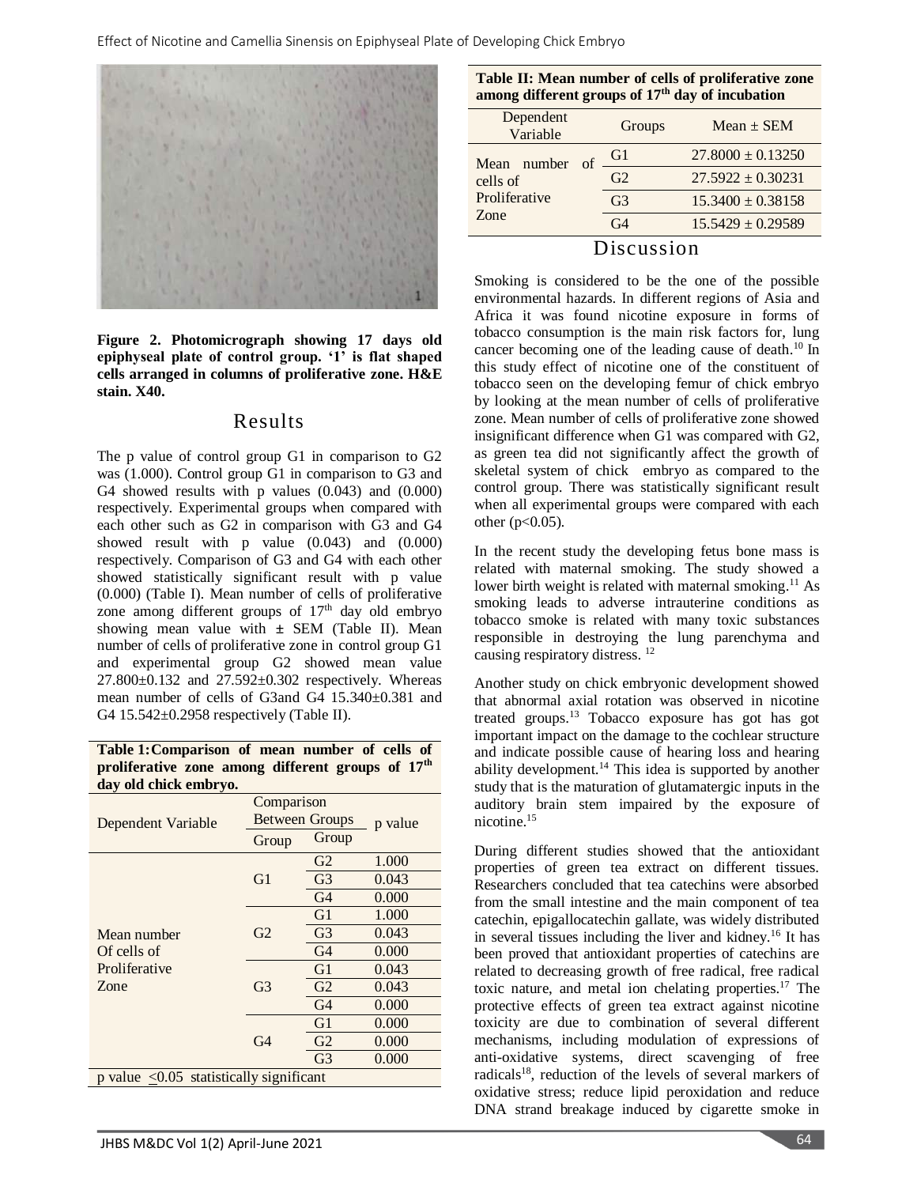Figure 2. Photomicrograph showing 17 days old epiphyseal plate of control group. '1' is flat shaped cells arranged in columns of proliferative zone. H&E stain. X40.

## Results

The p value of control group G1 in comparison to G2 was (1.000). Control group G1 in comparison to G3 and G4 showed results with p values (0.043) and (0.000) respectively. Experimental groups when compared with each other such as G2 in comparison with G3 and G4 showed result with p value (0.043) and (0.000) respectively. Comparison of G3 and G4 with each other showed statistically significant result with p value (0.000) (Table I). Mean number of cells of proliferative zone among different groups of 17th day old embryo showing mean value with ± SEM (Table II). Mean number of cells of proliferative zone in control group G1 and experimental group G2 showed mean value 27.800±0.132 and 27.592±0.302 respectively. Whereas mean number of cells of G3and G4 15.340±0.381 and G4 15.542±0.2958 respectively (Table II).

**Table 1: Comparison of mean number of cells of proliferative zone among different groups of 17th day old chick embryo.**

| Dependent Variable | Comparison Between Groups | | p value |
|---|---|---|---|
| | Group | Group | |
| Mean number Of cells of Proliferative Zone | G1 | G2 | 1.000 |
| | | G3 | 0.043 |
| | | G4 | 0.000 |
| | G2 | G1 | 1.000 |
| | | G3 | 0.043 |
| | | G4 | 0.000 |
| | G3 | G1 | 0.043 |
| | | G2 | 0.043 |
| | | G4 | 0.000 |
| | G4 | G1 | 0.000 |
| | | G2 | 0.000 |
| | | G3 | 0.000 |

p value ≤0.05 statistically significant

**Table II: Mean number of cells of proliferative zone among different groups of 17th day of incubation**

| Dependent Variable | Groups | Mean ± SEM |
|---|---|---|
| Mean number of cells of Proliferative Zone | G1 | 27.8000 ± 0.13250 |
| | G2 | 27.5922 ± 0.30231 |
| | G3 | 15.3400 ± 0.38158 |
| | G4 | 15.5429 ± 0.29589 |

## Discussion

Smoking is considered to be the one of the possible environmental hazards. In different regions of Asia and Africa it was found nicotine exposure in forms of tobacco consumption is the main risk factors for, lung cancer becoming one of the leading cause of death.[10] In this study effect of nicotine one of the constituent of tobacco seen on the developing femur of chick embryo by looking at the mean number of cells of proliferative zone. Mean number of cells of proliferative zone showed insignificant difference when G1 was compared with G2, as green tea did not significantly affect the growth of skeletal system of chick embryo as compared to the control group. There was statistically significant result when all experimental groups were compared with each other ($p<0.05$).

In the recent study the developing fetus bone mass is related with maternal smoking. The study showed a lower birth weight is related with maternal smoking.[11] As smoking leads to adverse intrauterine conditions as tobacco smoke is related with many toxic substances responsible in destroying the lung parenchyma and causing respiratory distress.[12]

Another study on chick embryonic development showed that abnormal axial rotation was observed in nicotine treated groups.[13] Tobacco exposure has got has got important impact on the damage to the cochlear structure and indicate possible cause of hearing loss and hearing ability development.[14] This idea is supported by another study that is the maturation of glutamatergic inputs in the auditory brain stem impaired by the exposure of nicotine.[15]

During different studies showed that the antioxidant properties of green tea extract on different tissues. Researchers concluded that tea catechins were absorbed from the small intestine and the main component of tea catechin, epigallocatechin gallate, was widely distributed in several tissues including the liver and kidney.[16] It has been proved that antioxidant properties of catechins are related to decreasing growth of free radical, free radical toxic nature, and metal ion chelating properties.[17] The protective effects of green tea extract against nicotine toxicity are due to combination of several different mechanisms, including modulation of expressions of anti-oxidative systems, direct scavenging of free radicals[18], reduction of the levels of several markers of oxidative stress; reduce lipid peroxidation and reduce DNA strand breakage induced by cigarette smoke in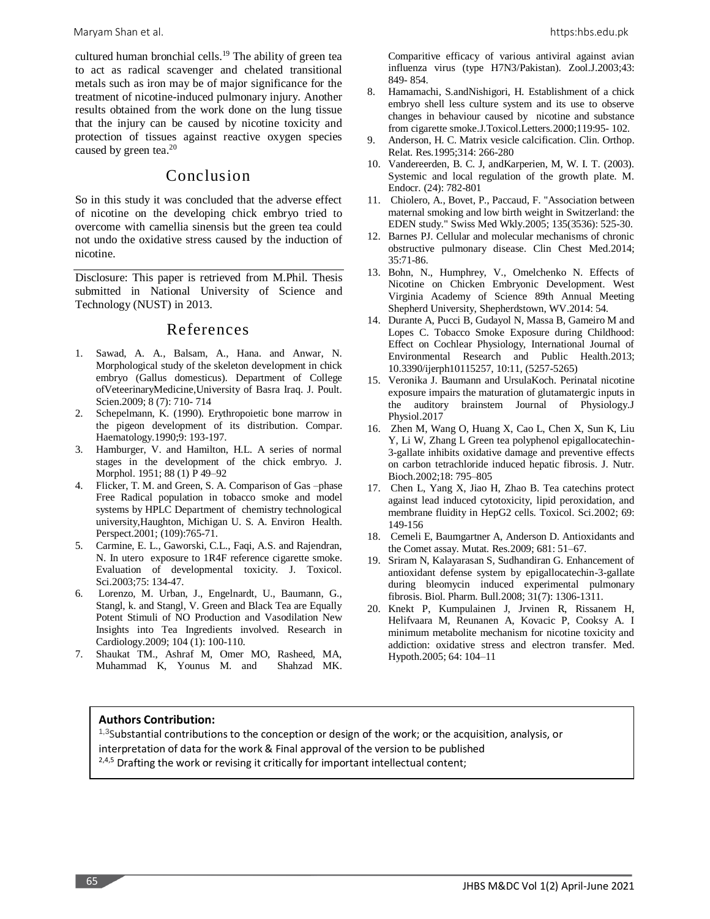cultured human bronchial cells.[19] The ability of green tea to act as radical scavenger and chelated transitional metals such as iron may be of major significance for the treatment of nicotine-induced pulmonary injury. Another results obtained from the work done on the lung tissue that the injury can be caused by nicotine toxicity and protection of tissues against reactive oxygen species caused by green tea.[20]

## Conclusion

So in this study it was concluded that the adverse effect of nicotine on the developing chick embryo tried to overcome with camellia sinensis but the green tea could not undo the oxidative stress caused by the induction of nicotine.

Disclosure: This paper is retrieved from M.Phil. Thesis submitted in National University of Science and Technology (NUST) in 2013.

## References

1. Sawad, A. A., Balsam, A., Hana. and Anwar, N. Morphological study of the skeleton development in chick embryo (Gallus domesticus). Department of College ofVeteerinaryMedicine,University of Basra Iraq. J. Poult. Scien.2009; 8 (7): 710- 714
2. Schepelmann, K. (1990). Erythropoietic bone marrow in the pigeon development of its distribution. Compar. Haematology.1990;9: 193-197.
3. Hamburger, V. and Hamilton, H.L. A series of normal stages in the development of the chick embryo. J. Morphol. 1951; 88 (1) P 49–92
4. Flicker, T. M. and Green, S. A. Comparison of Gas –phase Free Radical population in tobacco smoke and model systems by HPLC Department of chemistry technological university,Haughton, Michigan U. S. A. Environ Health. Perspect.2001; (109):765-71.
5. Carmine, E. L., Gaworski, C.L., Faqi, A.S. and Rajendran, N. In utero exposure to 1R4F reference cigarette smoke. Evaluation of developmental toxicity. J. Toxicol. Sci.2003;75: 134-47.
6. Lorenzo, M. Urban, J., Engelnardt, U., Baumann, G., Stangl, k. and Stangl, V. Green and Black Tea are Equally Potent Stimuli of NO Production and Vasodilation New Insights into Tea Ingredients involved. Research in Cardiology.2009; 104 (1): 100-110.
7. Shaukat TM., Ashraf M, Omer MO, Rasheed, MA, Muhammad K, Younus M. and Shahzad MK. Comparitive efficacy of various antiviral against avian influenza virus (type H7N3/Pakistan). Zool.J.2003;43: 849- 854.
8. Hamamachi, S.andNishigori, H. Establishment of a chick embryo shell less culture system and its use to observe changes in behaviour caused by nicotine and substance from cigarette smoke.J.Toxicol.Letters.2000;119:95- 102.
9. Anderson, H. C. Matrix vesicle calcification. Clin. Orthop. Relat. Res.1995;314: 266-280
10. Vandereerden, B. C. J, andKarperien, M, W. I. T. (2003). Systemic and local regulation of the growth plate. M. Endocr. (24): 782-801
11. Chiolero, A., Bovet, P., Paccaud, F. "Association between maternal smoking and low birth weight in Switzerland: the EDEN study." Swiss Med Wkly.2005; 135(3536): 525-30.
12. Barnes PJ. Cellular and molecular mechanisms of chronic obstructive pulmonary disease. Clin Chest Med.2014; 35:71-86.
13. Bohn, N., Humphrey, V., Omelchenko N. Effects of Nicotine on Chicken Embryonic Development. West Virginia Academy of Science 89th Annual Meeting Shepherd University, Shepherdstown, WV.2014: 54.
14. Durante A, Pucci B, Gudayol N, Massa B, Gameiro M and Lopes C. Tobacco Smoke Exposure during Childhood: Effect on Cochlear Physiology, International Journal of Environmental Research and Public Health.2013; 10.3390/ijerph10115257, 10:11, (5257-5265)
15. Veronika J. Baumann and UrsulaKoch. Perinatal nicotine exposure impairs the maturation of glutamatergic inputs in the auditory brainstem Journal of Physiology.J Physiol.2017
16. Zhen M, Wang O, Huang X, Cao L, Chen X, Sun K, Liu Y, Li W, Zhang L Green tea polyphenol epigallocatechin-3-gallate inhibits oxidative damage and preventive effects on carbon tetrachloride induced hepatic fibrosis. J. Nutr. Bioch.2002;18: 795–805
17. Chen L, Yang X, Jiao H, Zhao B. Tea catechins protect against lead induced cytotoxicity, lipid peroxidation, and membrane fluidity in HepG2 cells. Toxicol. Sci.2002; 69: 149-156
18. Cemeli E, Baumgartner A, Anderson D. Antioxidants and the Comet assay. Mutat. Res.2009; 681: 51–67.
19. Sriram N, Kalayarasan S, Sudhandiran G. Enhancement of antioxidant defense system by epigallocatechin-3-gallate during bleomycin induced experimental pulmonary fibrosis. Biol. Pharm. Bull.2008; 31(7): 1306-1311.
20. Knekt P, Kumpulainen J, Jrvinen R, Rissanem H, Helifvaara M, Reunanen A, Kovacic P, Cooksy A. I minimum metabolite mechanism for nicotine toxicity and addiction: oxidative stress and electron transfer. Med. Hypoth.2005; 64: 104–11

**Authors Contribution:**
[1,3]Substantial contributions to the conception or design of the work; or the acquisition, analysis, or interpretation of data for the work & Final approval of the version to be published
[2,4,5] Drafting the work or revising it critically for important intellectual content;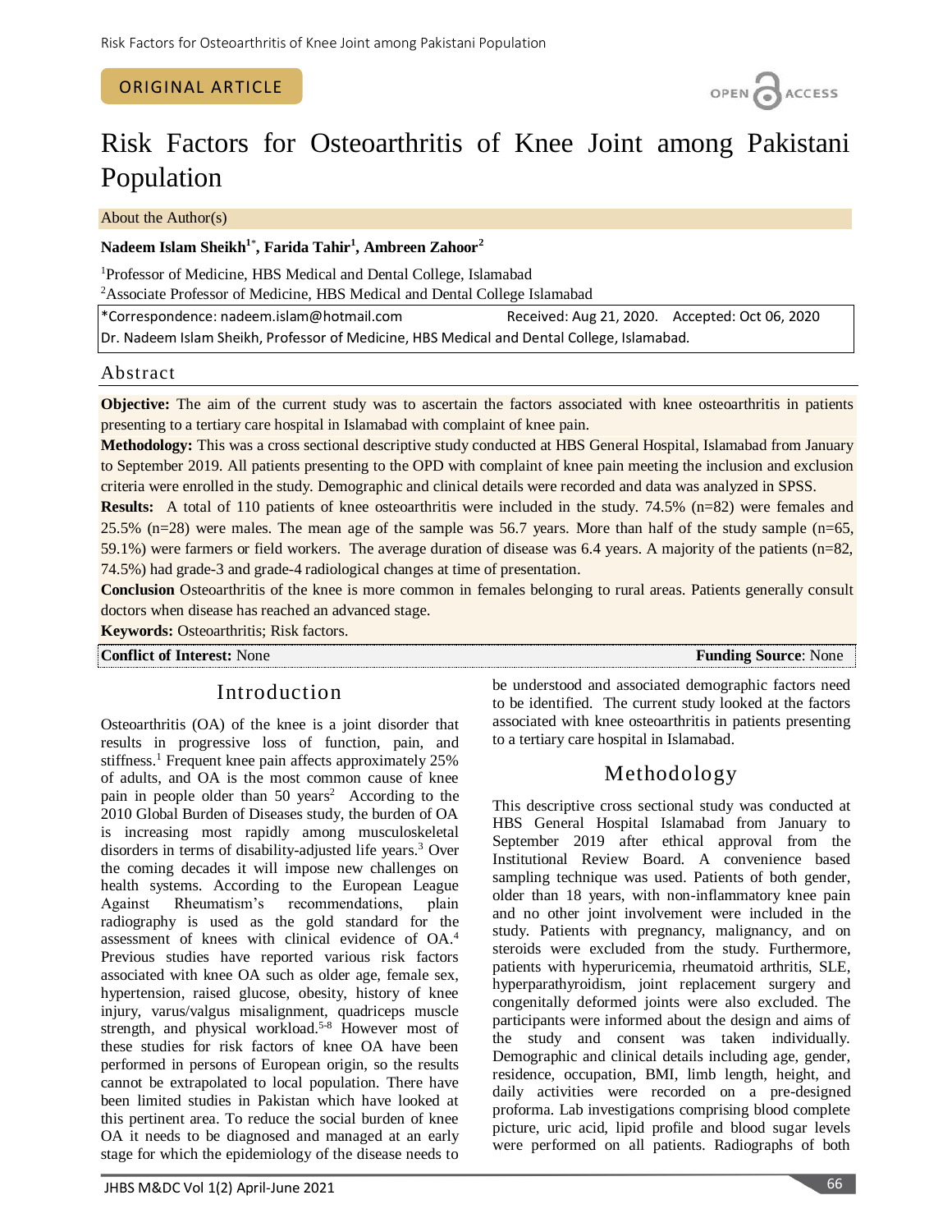ORIGINAL ARTICLE

OPEN ACCESS

# Risk Factors for Osteoarthritis of Knee Joint among Pakistani Population

About the Author(s)

**Nadeem Islam Sheikh[1*], Farida Tahir[1], Ambreen Zahoor[2]**

[1]Professor of Medicine, HBS Medical and Dental College, Islamabad

[2]Associate Professor of Medicine, HBS Medical and Dental College Islamabad

*Correspondence: nadeem.islam@hotmail.com Received: Aug 21, 2020. Accepted: Oct 06, 2020

Dr. Nadeem Islam Sheikh, Professor of Medicine, HBS Medical and Dental College, Islamabad.

## Abstract

**Objective:** The aim of the current study was to ascertain the factors associated with knee osteoarthritis in patients presenting to a tertiary care hospital in Islamabad with complaint of knee pain.

**Methodology:** This was a cross sectional descriptive study conducted at HBS General Hospital, Islamabad from January to September 2019. All patients presenting to the OPD with complaint of knee pain meeting the inclusion and exclusion criteria were enrolled in the study. Demographic and clinical details were recorded and data was analyzed in SPSS.

**Results:** A total of 110 patients of knee osteoarthritis were included in the study. 74.5% (n=82) were females and 25.5% (n=28) were males. The mean age of the sample was 56.7 years. More than half of the study sample (n=65, 59.1%) were farmers or field workers. The average duration of disease was 6.4 years. A majority of the patients (n=82, 74.5%) had grade-3 and grade-4 radiological changes at time of presentation.

**Conclusion** Osteoarthritis of the knee is more common in females belonging to rural areas. Patients generally consult doctors when disease has reached an advanced stage.

**Keywords:** Osteoarthritis; Risk factors.

**Conflict of Interest:** None **Funding Source**: None

## Introduction

Osteoarthritis (OA) of the knee is a joint disorder that results in progressive loss of function, pain, and stiffness.[1] Frequent knee pain affects approximately 25% of adults, and OA is the most common cause of knee pain in people older than 50 years[2] According to the 2010 Global Burden of Diseases study, the burden of OA is increasing most rapidly among musculoskeletal disorders in terms of disability-adjusted life years.[3] Over the coming decades it will impose new challenges on health systems. According to the European League Against Rheumatism's recommendations, plain radiography is used as the gold standard for the assessment of knees with clinical evidence of OA.[4] Previous studies have reported various risk factors associated with knee OA such as older age, female sex, hypertension, raised glucose, obesity, history of knee injury, varus/valgus misalignment, quadriceps muscle strength, and physical workload.[5-8] However most of these studies for risk factors of knee OA have been performed in persons of European origin, so the results cannot be extrapolated to local population. There have been limited studies in Pakistan which have looked at this pertinent area. To reduce the social burden of knee OA it needs to be diagnosed and managed at an early stage for which the epidemiology of the disease needs to be understood and associated demographic factors need to be identified. The current study looked at the factors associated with knee osteoarthritis in patients presenting to a tertiary care hospital in Islamabad.

## Methodology

This descriptive cross sectional study was conducted at HBS General Hospital Islamabad from January to September 2019 after ethical approval from the Institutional Review Board. A convenience based sampling technique was used. Patients of both gender, older than 18 years, with non-inflammatory knee pain and no other joint involvement were included in the study. Patients with pregnancy, malignancy, and on steroids were excluded from the study. Furthermore, patients with hyperuricemia, rheumatoid arthritis, SLE, hyperparathyroidism, joint replacement surgery and congenitally deformed joints were also excluded. The participants were informed about the design and aims of the study and consent was taken individually. Demographic and clinical details including age, gender, residence, occupation, BMI, limb length, height, and daily activities were recorded on a pre-designed proforma. Lab investigations comprising blood complete picture, uric acid, lipid profile and blood sugar levels were performed on all patients. Radiographs of both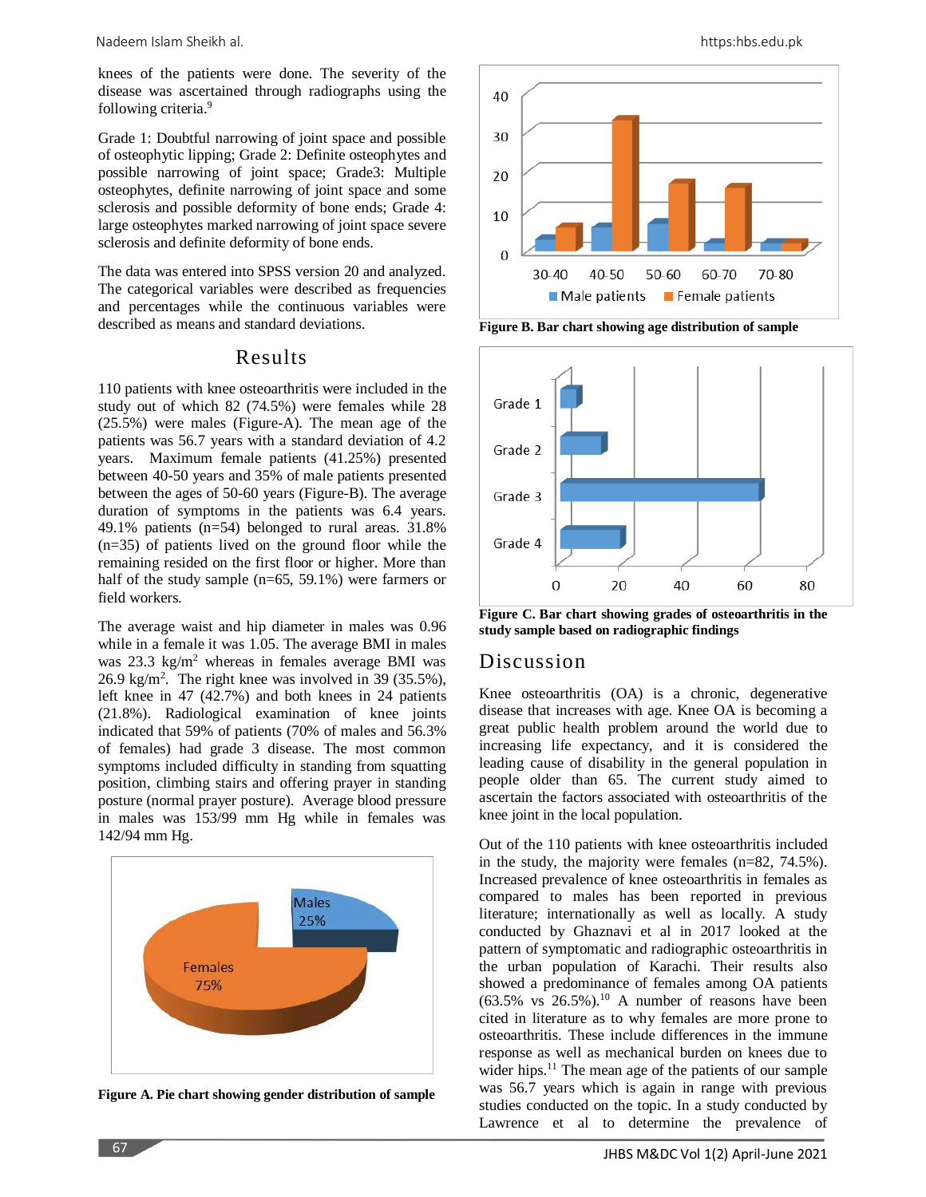knees of the patients were done. The severity of the disease was ascertained through radiographs using the following criteria.[9]

Grade 1: Doubtful narrowing of joint space and possible of osteophytic lipping; Grade 2: Definite osteophytes and possible narrowing of joint space; Grade3: Multiple osteophytes, definite narrowing of joint space and some sclerosis and possible deformity of bone ends; Grade 4: large osteophytes marked narrowing of joint space severe sclerosis and definite deformity of bone ends.

The data was entered into SPSS version 20 and analyzed. The categorical variables were described as frequencies and percentages while the continuous variables were described as means and standard deviations.

## Results

110 patients with knee osteoarthritis were included in the study out of which 82 (74.5%) were females while 28 (25.5%) were males (Figure-A). The mean age of the patients was 56.7 years with a standard deviation of 4.2 years. Maximum female patients (41.25%) presented between 40-50 years and 35% of male patients presented between the ages of 50-60 years (Figure-B). The average duration of symptoms in the patients was 6.4 years. 49.1% patients (n=54) belonged to rural areas. 31.8% (n=35) of patients lived on the ground floor while the remaining resided on the first floor or higher. More than half of the study sample (n=65, 59.1%) were farmers or field workers.

The average waist and hip diameter in males was 0.96 while in a female it was 1.05. The average BMI in males was 23.3 kg/m$^2$ whereas in females average BMI was 26.9 kg/m$^2$. The right knee was involved in 39 (35.5%), left knee in 47 (42.7%) and both knees in 24 patients (21.8%). Radiological examination of knee joints indicated that 59% of patients (70% of males and 56.3% of females) had grade 3 disease. The most common symptoms included difficulty in standing from squatting position, climbing stairs and offering prayer in standing posture (normal prayer posture). Average blood pressure in males was 153/99 mm Hg while in females was 142/94 mm Hg.

**Figure A. Pie chart showing gender distribution of sample**

**Figure B. Bar chart showing age distribution of sample**

**Figure C. Bar chart showing grades of osteoarthritis in the study sample based on radiographic findings**

## Discussion

Knee osteoarthritis (OA) is a chronic, degenerative disease that increases with age. Knee OA is becoming a great public health problem around the world due to increasing life expectancy, and it is considered the leading cause of disability in the general population in people older than 65. The current study aimed to ascertain the factors associated with osteoarthritis of the knee joint in the local population.

Out of the 110 patients with knee osteoarthritis included in the study, the majority were females (n=82, 74.5%). Increased prevalence of knee osteoarthritis in females as compared to males has been reported in previous literature; internationally as well as locally. A study conducted by Ghaznavi et al in 2017 looked at the pattern of symptomatic and radiographic osteoarthritis in the urban population of Karachi. Their results also showed a predominance of females among OA patients (63.5% vs 26.5%).[10] A number of reasons have been cited in literature as to why females are more prone to osteoarthritis. These include differences in the immune response as well as mechanical burden on knees due to wider hips.[11] The mean age of the patients of our sample was 56.7 years which is again in range with previous studies conducted on the topic. In a study conducted by Lawrence et al to determine the prevalence of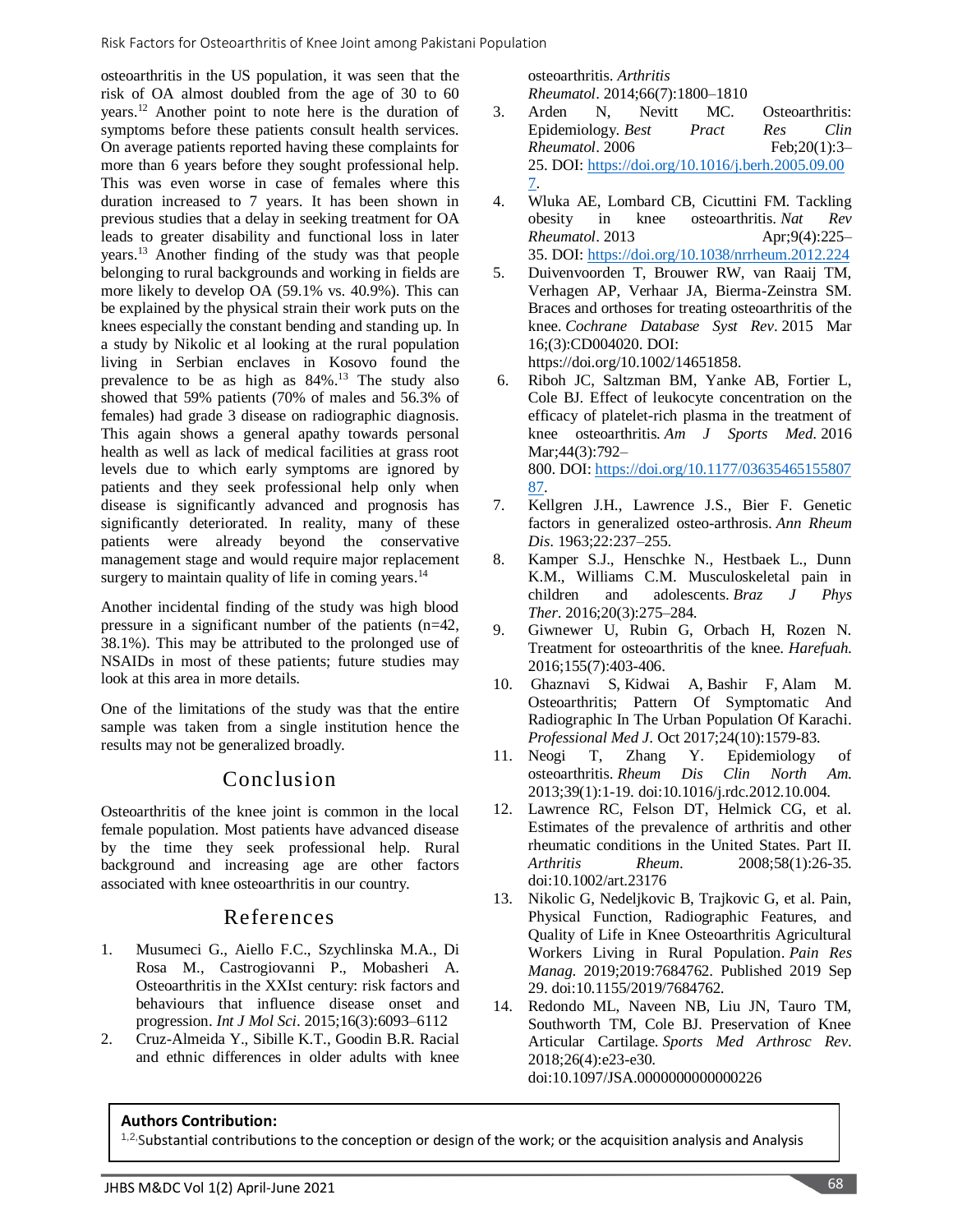osteoarthritis in the US population, it was seen that the risk of OA almost doubled from the age of 30 to 60 years.[12] Another point to note here is the duration of symptoms before these patients consult health services. On average patients reported having these complaints for more than 6 years before they sought professional help. This was even worse in case of females where this duration increased to 7 years. It has been shown in previous studies that a delay in seeking treatment for OA leads to greater disability and functional loss in later years.[13] Another finding of the study was that people belonging to rural backgrounds and working in fields are more likely to develop OA (59.1% vs. 40.9%). This can be explained by the physical strain their work puts on the knees especially the constant bending and standing up. In a study by Nikolic et al looking at the rural population living in Serbian enclaves in Kosovo found the prevalence to be as high as 84%.[13] The study also showed that 59% patients (70% of males and 56.3% of females) had grade 3 disease on radiographic diagnosis. This again shows a general apathy towards personal health as well as lack of medical facilities at grass root levels due to which early symptoms are ignored by patients and they seek professional help only when disease is significantly advanced and prognosis has significantly deteriorated. In reality, many of these patients were already beyond the conservative management stage and would require major replacement surgery to maintain quality of life in coming years.[14]

Another incidental finding of the study was high blood pressure in a significant number of the patients (n=42, 38.1%). This may be attributed to the prolonged use of NSAIDs in most of these patients; future studies may look at this area in more details.

One of the limitations of the study was that the entire sample was taken from a single institution hence the results may not be generalized broadly.

## Conclusion

Osteoarthritis of the knee joint is common in the local female population. Most patients have advanced disease by the time they seek professional help. Rural background and increasing age are other factors associated with knee osteoarthritis in our country.

## References

1. Musumeci G., Aiello F.C., Szychlinska M.A., Di Rosa M., Castrogiovanni P., Mobasheri A. Osteoarthritis in the XXIst century: risk factors and behaviours that influence disease onset and progression. *Int J Mol Sci*. 2015;16(3):6093–6112
2. Cruz-Almeida Y., Sibille K.T., Goodin B.R. Racial and ethnic differences in older adults with knee osteoarthritis. *Arthritis Rheumatol*. 2014;66(7):1800–1810
3. Arden N, Nevitt MC. Osteoarthritis: Epidemiology. *Best Pract Res Clin Rheumatol*. 2006 Feb;20(1):3–25. DOI: https://doi.org/10.1016/j.berh.2005.09.007.
4. Wluka AE, Lombard CB, Cicuttini FM. Tackling obesity in knee osteoarthritis. *Nat Rev Rheumatol*. 2013 Apr;9(4):225–35. DOI: https://doi.org/10.1038/nrrheum.2012.224
5. Duivenvoorden T, Brouwer RW, van Raaij TM, Verhagen AP, Verhaar JA, Bierma-Zeinstra SM. Braces and orthoses for treating osteoarthritis of the knee. *Cochrane Database Syst Rev*. 2015 Mar 16;(3):CD004020. DOI: https://doi.org/10.1002/14651858.
6. Riboh JC, Saltzman BM, Yanke AB, Fortier L, Cole BJ. Effect of leukocyte concentration on the efficacy of platelet-rich plasma in the treatment of knee osteoarthritis. *Am J Sports Med*. 2016 Mar;44(3):792–800. DOI: https://doi.org/10.1177/0363546515580787.
7. Kellgren J.H., Lawrence J.S., Bier F. Genetic factors in generalized osteo-arthrosis. *Ann Rheum Dis*. 1963;22:237–255.
8. Kamper S.J., Henschke N., Hestbaek L., Dunn K.M., Williams C.M. Musculoskeletal pain in children and adolescents. *Braz J Phys Ther*. 2016;20(3):275–284.
9. Giwnewer U, Rubin G, Orbach H, Rozen N. Treatment for osteoarthritis of the knee. *Harefuah*. 2016;155(7):403-406.
10. Ghaznavi S, Kidwai A, Bashir F, Alam M. Osteoarthritis; Pattern Of Symptomatic And Radiographic In The Urban Population Of Karachi. *Professional Med J*. Oct 2017;24(10):1579-83.
11. Neogi T, Zhang Y. Epidemiology of osteoarthritis. *Rheum Dis Clin North Am*. 2013;39(1):1-19. doi:10.1016/j.rdc.2012.10.004.
12. Lawrence RC, Felson DT, Helmick CG, et al. Estimates of the prevalence of arthritis and other rheumatic conditions in the United States. Part II. *Arthritis Rheum*. 2008;58(1):26-35. doi:10.1002/art.23176
13. Nikolic G, Nedeljkovic B, Trajkovic G, et al. Pain, Physical Function, Radiographic Features, and Quality of Life in Knee Osteoarthritis Agricultural Workers Living in Rural Population. *Pain Res Manag*. 2019;2019:7684762. Published 2019 Sep 29. doi:10.1155/2019/7684762.
14. Redondo ML, Naveen NB, Liu JN, Tauro TM, Southworth TM, Cole BJ. Preservation of Knee Articular Cartilage. *Sports Med Arthrosc Rev*. 2018;26(4):e23-e30. doi:10.1097/JSA.0000000000000226

**Authors Contribution:**

[1,2,]Substantial contributions to the conception or design of the work; or the acquisition analysis and Analysis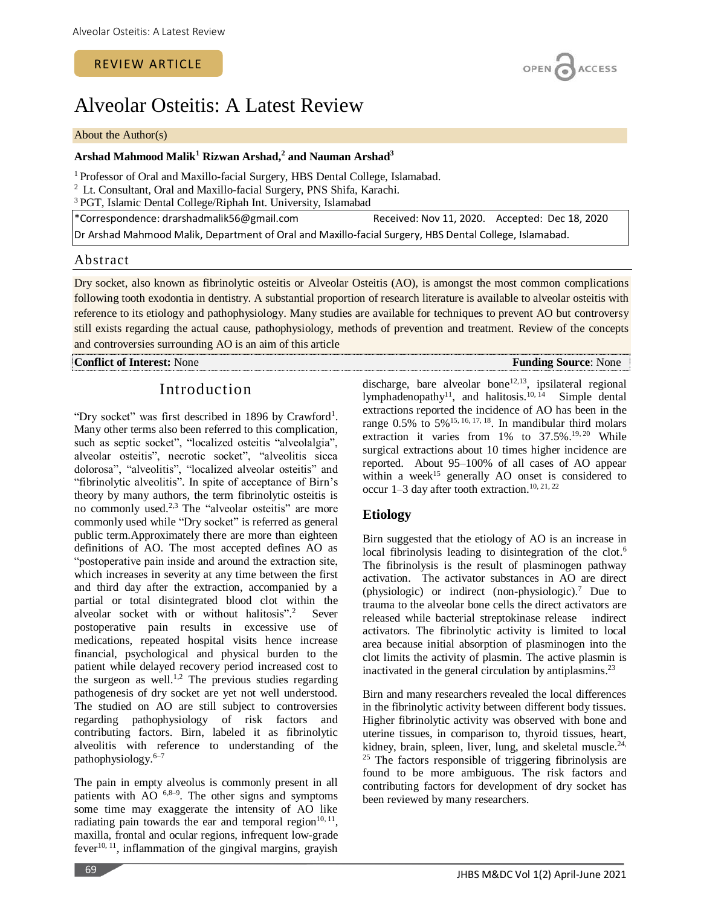REVIEW ARTICLE

# Alveolar Osteitis: A Latest Review

About the Author(s)

**Arshad Mahmood Malik[1] Rizwan Arshad,[2] and Nauman Arshad[3]**

[1] Professor of Oral and Maxillo-facial Surgery, HBS Dental College, Islamabad.
[2] Lt. Consultant, Oral and Maxillo-facial Surgery, PNS Shifa, Karachi.
[3] PGT, Islamic Dental College/Riphah Int. University, Islamabad

*Correspondence: drarshadmalik56@gmail.com Received: Nov 11, 2020. Accepted: Dec 18, 2020
Dr Arshad Mahmood Malik, Department of Oral and Maxillo-facial Surgery, HBS Dental College, Islamabad.

## Abstract

Dry socket, also known as fibrinolytic osteitis or Alveolar Osteitis (AO), is amongst the most common complications following tooth exodontia in dentistry. A substantial proportion of research literature is available to alveolar osteitis with reference to its etiology and pathophysiology. Many studies are available for techniques to prevent AO but controversy still exists regarding the actual cause, pathophysiology, methods of prevention and treatment. Review of the concepts and controversies surrounding AO is an aim of this article

**Conflict of Interest:** None **Funding Source**: None

## Introduction

"Dry socket" was first described in 1896 by Crawford[1]. Many other terms also been referred to this complication, such as septic socket", "localized osteitis "alveolalgia", alveolar osteitis", necrotic socket", "alveolitis sicca dolorosa", "alveolitis", "localized alveolar osteitis" and "fibrinolytic alveolitis". In spite of acceptance of Birn's theory by many authors, the term fibrinolytic osteitis is no commonly used.[2,3] The "alveolar osteitis" are more commonly used while "Dry socket" is referred as general public term.Approximately there are more than eighteen definitions of AO. The most accepted defines AO as "postoperative pain inside and around the extraction site, which increases in severity at any time between the first and third day after the extraction, accompanied by a partial or total disintegrated blood clot within the alveolar socket with or without halitosis".[2] Sever postoperative pain results in excessive use of medications, repeated hospital visits hence increase financial, psychological and physical burden to the patient while delayed recovery period increased cost to the surgeon as well.[1,2] The previous studies regarding pathogenesis of dry socket are yet not well understood. The studied on AO are still subject to controversies regarding pathophysiology of risk factors and contributing factors. Birn, labeled it as fibrinolytic alveolitis with reference to understanding of the pathophysiology.[6–7]

The pain in empty alveolus is commonly present in all patients with AO [6,8–9]. The other signs and symptoms some time may exaggerate the intensity of AO like radiating pain towards the ear and temporal region[10, 11], maxilla, frontal and ocular regions, infrequent low-grade fever[10, 11], inflammation of the gingival margins, grayish discharge, bare alveolar bone[12,13], ipsilateral regional lymphadenopathy[11], and halitosis.[10, 14] Simple dental extractions reported the incidence of AO has been in the range 0.5% to 5%[15, 16, 17, 18]. In mandibular third molars extraction it varies from 1% to 37.5%.[19, 20] While surgical extractions about 10 times higher incidence are reported. About 95–100% of all cases of AO appear within a week[15] generally AO onset is considered to occur 1–3 day after tooth extraction.[10, 21, 22]

## Etiology

Birn suggested that the etiology of AO is an increase in local fibrinolysis leading to disintegration of the clot.[6] The fibrinolysis is the result of plasminogen pathway activation. The activator substances in AO are direct (physiologic) or indirect (non-physiologic).[7] Due to trauma to the alveolar bone cells the direct activators are released while bacterial streptokinase release indirect activators. The fibrinolytic activity is limited to local area because initial absorption of plasminogen into the clot limits the activity of plasmin. The active plasmin is inactivated in the general circulation by antiplasmins.[23]

Birn and many researchers revealed the local differences in the fibrinolytic activity between different body tissues. Higher fibrinolytic activity was observed with bone and uterine tissues, in comparison to, thyroid tissues, heart, kidney, brain, spleen, liver, lung, and skeletal muscle.[24, 25] The factors responsible of triggering fibrinolysis are found to be more ambiguous. The risk factors and contributing factors for development of dry socket has been reviewed by many researchers.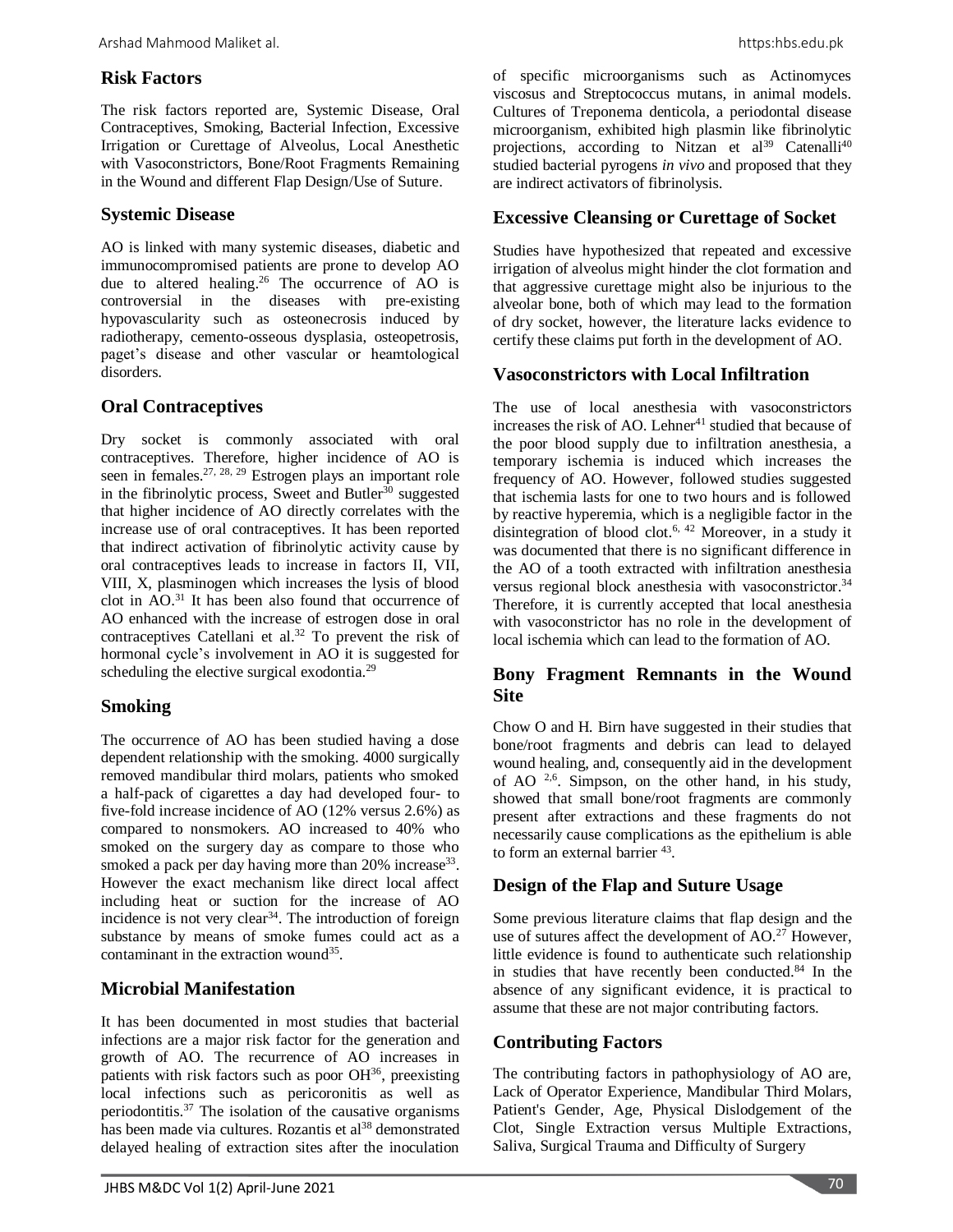## Risk Factors

The risk factors reported are, Systemic Disease, Oral Contraceptives, Smoking, Bacterial Infection, Excessive Irrigation or Curettage of Alveolus, Local Anesthetic with Vasoconstrictors, Bone/Root Fragments Remaining in the Wound and different Flap Design/Use of Suture.

## Systemic Disease

AO is linked with many systemic diseases, diabetic and immunocompromised patients are prone to develop AO due to altered healing.[26] The occurrence of AO is controversial in the diseases with pre-existing hypovascularity such as osteonecrosis induced by radiotherapy, cemento-osseous dysplasia, osteopetrosis, paget's disease and other vascular or heamtological disorders.

## Oral Contraceptives

Dry socket is commonly associated with oral contraceptives. Therefore, higher incidence of AO is seen in females.[27, 28, 29] Estrogen plays an important role in the fibrinolytic process, Sweet and Butler[30] suggested that higher incidence of AO directly correlates with the increase use of oral contraceptives. It has been reported that indirect activation of fibrinolytic activity cause by oral contraceptives leads to increase in factors II, VII, VIII, X, plasminogen which increases the lysis of blood clot in AO.[31] It has been also found that occurrence of AO enhanced with the increase of estrogen dose in oral contraceptives Catellani et al.[32] To prevent the risk of hormonal cycle's involvement in AO it is suggested for scheduling the elective surgical exodontia.[29]

## Smoking

The occurrence of AO has been studied having a dose dependent relationship with the smoking. 4000 surgically removed mandibular third molars, patients who smoked a half-pack of cigarettes a day had developed four- to five-fold increase incidence of AO (12% versus 2.6%) as compared to nonsmokers. AO increased to 40% who smoked on the surgery day as compare to those who smoked a pack per day having more than 20% increase[33]. However the exact mechanism like direct local affect including heat or suction for the increase of AO incidence is not very clear[34]. The introduction of foreign substance by means of smoke fumes could act as a contaminant in the extraction wound[35].

## Microbial Manifestation

It has been documented in most studies that bacterial infections are a major risk factor for the generation and growth of AO. The recurrence of AO increases in patients with risk factors such as poor OH[36], preexisting local infections such as pericoronitis as well as periodontitis.[37] The isolation of the causative organisms has been made via cultures. Rozantis et al[38] demonstrated delayed healing of extraction sites after the inoculation of specific microorganisms such as Actinomyces viscosus and Streptococcus mutans, in animal models. Cultures of Treponema denticola, a periodontal disease microorganism, exhibited high plasmin like fibrinolytic projections, according to Nitzan et al[39] Catenalli[40] studied bacterial pyrogens *in vivo* and proposed that they are indirect activators of fibrinolysis.

## Excessive Cleansing or Curettage of Socket

Studies have hypothesized that repeated and excessive irrigation of alveolus might hinder the clot formation and that aggressive curettage might also be injurious to the alveolar bone, both of which may lead to the formation of dry socket, however, the literature lacks evidence to certify these claims put forth in the development of AO.

## Vasoconstrictors with Local Infiltration

The use of local anesthesia with vasoconstrictors increases the risk of AO. Lehner[41] studied that because of the poor blood supply due to infiltration anesthesia, a temporary ischemia is induced which increases the frequency of AO. However, followed studies suggested that ischemia lasts for one to two hours and is followed by reactive hyperemia, which is a negligible factor in the disintegration of blood clot.[6, 42] Moreover, in a study it was documented that there is no significant difference in the AO of a tooth extracted with infiltration anesthesia versus regional block anesthesia with vasoconstrictor.[34] Therefore, it is currently accepted that local anesthesia with vasoconstrictor has no role in the development of local ischemia which can lead to the formation of AO.

## Bony Fragment Remnants in the Wound Site

Chow O and H. Birn have suggested in their studies that bone/root fragments and debris can lead to delayed wound healing, and, consequently aid in the development of AO [2,6]. Simpson, on the other hand, in his study, showed that small bone/root fragments are commonly present after extractions and these fragments do not necessarily cause complications as the epithelium is able to form an external barrier [43].

## Design of the Flap and Suture Usage

Some previous literature claims that flap design and the use of sutures affect the development of AO.[27] However, little evidence is found to authenticate such relationship in studies that have recently been conducted.[84] In the absence of any significant evidence, it is practical to assume that these are not major contributing factors.

## Contributing Factors

The contributing factors in pathophysiology of AO are, Lack of Operator Experience, Mandibular Third Molars, Patient's Gender, Age, Physical Dislodgement of the Clot, Single Extraction versus Multiple Extractions, Saliva, Surgical Trauma and Difficulty of Surgery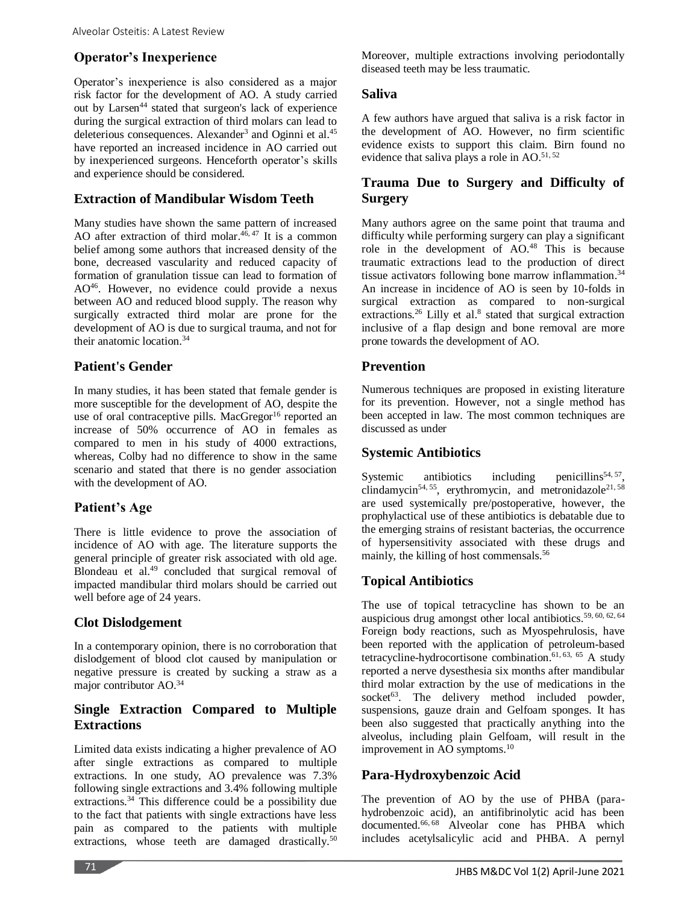## Operator's Inexperience

Operator's inexperience is also considered as a major risk factor for the development of AO. A study carried out by Larsen[44] stated that surgeon's lack of experience during the surgical extraction of third molars can lead to deleterious consequences. Alexander[3] and Oginni et al.[45] have reported an increased incidence in AO carried out by inexperienced surgeons. Henceforth operator's skills and experience should be considered.

## Extraction of Mandibular Wisdom Teeth

Many studies have shown the same pattern of increased AO after extraction of third molar.[46, 47] It is a common belief among some authors that increased density of the bone, decreased vascularity and reduced capacity of formation of granulation tissue can lead to formation of AO[46]. However, no evidence could provide a nexus between AO and reduced blood supply. The reason why surgically extracted third molar are prone for the development of AO is due to surgical trauma, and not for their anatomic location.[34]

## Patient's Gender

In many studies, it has been stated that female gender is more susceptible for the development of AO, despite the use of oral contraceptive pills. MacGregor[16] reported an increase of 50% occurrence of AO in females as compared to men in his study of 4000 extractions, whereas, Colby had no difference to show in the same scenario and stated that there is no gender association with the development of AO.

## Patient's Age

There is little evidence to prove the association of incidence of AO with age. The literature supports the general principle of greater risk associated with old age. Blondeau et al.[49] concluded that surgical removal of impacted mandibular third molars should be carried out well before age of 24 years.

## Clot Dislodgement

In a contemporary opinion, there is no corroboration that dislodgement of blood clot caused by manipulation or negative pressure is created by sucking a straw as a major contributor AO.[34]

## Single Extraction Compared to Multiple Extractions

Limited data exists indicating a higher prevalence of AO after single extractions as compared to multiple extractions. In one study, AO prevalence was 7.3% following single extractions and 3.4% following multiple extractions.[34] This difference could be a possibility due to the fact that patients with single extractions have less pain as compared to the patients with multiple extractions, whose teeth are damaged drastically.[50] Moreover, multiple extractions involving periodontally diseased teeth may be less traumatic.

## Saliva

A few authors have argued that saliva is a risk factor in the development of AO. However, no firm scientific evidence exists to support this claim. Birn found no evidence that saliva plays a role in AO.[51, 52]

## Trauma Due to Surgery and Difficulty of Surgery

Many authors agree on the same point that trauma and difficulty while performing surgery can play a significant role in the development of AO.[48] This is because traumatic extractions lead to the production of direct tissue activators following bone marrow inflammation.[34] An increase in incidence of AO is seen by 10-folds in surgical extraction as compared to non-surgical extractions.[26] Lilly et al.[8] stated that surgical extraction inclusive of a flap design and bone removal are more prone towards the development of AO.

## Prevention

Numerous techniques are proposed in existing literature for its prevention. However, not a single method has been accepted in law. The most common techniques are discussed as under

## Systemic Antibiotics

Systemic antibiotics including penicillins[54, 57], clindamycin[54, 55], erythromycin, and metronidazole[21, 58] are used systemically pre/postoperative, however, the prophylactical use of these antibiotics is debatable due to the emerging strains of resistant bacterias, the occurrence of hypersensitivity associated with these drugs and mainly, the killing of host commensals.[56]

## Topical Antibiotics

The use of topical tetracycline has shown to be an auspicious drug amongst other local antibiotics.[59, 60, 62, 64] Foreign body reactions, such as Myospehrulosis, have been reported with the application of petroleum-based tetracycline-hydrocortisone combination.[61, 63, 65] A study reported a nerve dysesthesia six months after mandibular third molar extraction by the use of medications in the socket[63]. The delivery method included powder, suspensions, gauze drain and Gelfoam sponges. It has been also suggested that practically anything into the alveolus, including plain Gelfoam, will result in the improvement in AO symptoms.[10]

## Para-Hydroxybenzoic Acid

The prevention of AO by the use of PHBA (para-hydrobenzoic acid), an antifibrinolytic acid has been documented.[66, 68] Alveolar cone has PHBA which includes acetylsalicylic acid and PHBA. A pernyl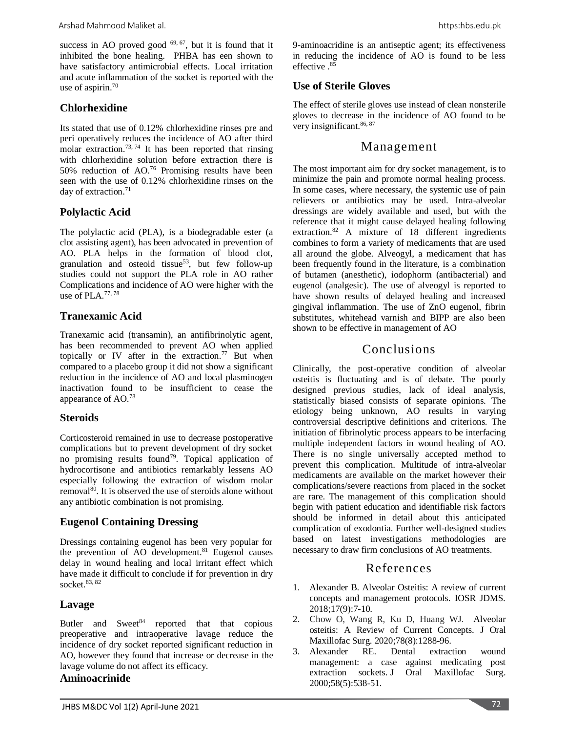success in AO proved good [69, 67], but it is found that it inhibited the bone healing. PHBA has een shown to have satisfactory antimicrobial effects. Local irritation and acute inflammation of the socket is reported with the use of aspirin.[70]

## Chlorhexidine

Its stated that use of 0.12% chlorhexidine rinses pre and peri operatively reduces the incidence of AO after third molar extraction.[73, 74] It has been reported that rinsing with chlorhexidine solution before extraction there is 50% reduction of AO.[76] Promising results have been seen with the use of 0.12% chlorhexidine rinses on the day of extraction.[71]

## Polylactic Acid

The polylactic acid (PLA), is a biodegradable ester (a clot assisting agent), has been advocated in prevention of AO. PLA helps in the formation of blood clot, granulation and osteoid tissue[53], but few follow-up studies could not support the PLA role in AO rather Complications and incidence of AO were higher with the use of PLA.[77, 78]

## Tranexamic Acid

Tranexamic acid (transamin), an antifibrinolytic agent, has been recommended to prevent AO when applied topically or IV after in the extraction.[77] But when compared to a placebo group it did not show a significant reduction in the incidence of AO and local plasminogen inactivation found to be insufficient to cease the appearance of AO.[78]

## Steroids

Corticosteroid remained in use to decrease postoperative complications but to prevent development of dry socket no promising results found[79]. Topical application of hydrocortisone and antibiotics remarkably lessens AO especially following the extraction of wisdom molar removal[80]. It is observed the use of steroids alone without any antibiotic combination is not promising.

## Eugenol Containing Dressing

Dressings containing eugenol has been very popular for the prevention of AO development.[81] Eugenol causes delay in wound healing and local irritant effect which have made it difficult to conclude if for prevention in dry socket.[83, 82]

## Lavage

Butler and Sweet[84] reported that that copious preoperative and intraoperative lavage reduce the incidence of dry socket reported significant reduction in AO, however they found that increase or decrease in the lavage volume do not affect its efficacy.

## Aminoacrinide

9-aminoacridine is an antiseptic agent; its effectiveness in reducing the incidence of AO is found to be less effective .[85]

## Use of Sterile Gloves

The effect of sterile gloves use instead of clean nonsterile gloves to decrease in the incidence of AO found to be very insignificant.[86, 87]

# Management

The most important aim for dry socket management, is to minimize the pain and promote normal healing process. In some cases, where necessary, the systemic use of pain relievers or antibiotics may be used. Intra-alveolar dressings are widely available and used, but with the reference that it might cause delayed healing following extraction.[82] A mixture of 18 different ingredients combines to form a variety of medicaments that are used all around the globe. Alveogyl, a medicament that has been frequently found in the literature, is a combination of butamen (anesthetic), iodophorm (antibacterial) and eugenol (analgesic). The use of alveogyl is reported to have shown results of delayed healing and increased gingival inflammation. The use of ZnO eugenol, fibrin substitutes, whitehead varnish and BIPP are also been shown to be effective in management of AO

# Conclusions

Clinically, the post-operative condition of alveolar osteitis is fluctuating and is of debate. The poorly designed previous studies, lack of ideal analysis, statistically biased consists of separate opinions. The etiology being unknown, AO results in varying controversial descriptive definitions and criterions. The initiation of fibrinolytic process appears to be interfacing multiple independent factors in wound healing of AO. There is no single universally accepted method to prevent this complication. Multitude of intra-alveolar medicaments are available on the market however their complications/severe reactions from placed in the socket are rare. The management of this complication should begin with patient education and identifiable risk factors should be informed in detail about this anticipated complication of exodontia. Further well-designed studies based on latest investigations methodologies are necessary to draw firm conclusions of AO treatments.

# References

1. Alexander B. Alveolar Osteitis: A review of current concepts and management protocols. IOSR JDMS. 2018;17(9):7-10.
2. Chow O, Wang R, Ku D, Huang WJ. Alveolar osteitis: A Review of Current Concepts. J Oral Maxillofac Surg. 2020;78(8):1288-96.
3. Alexander RE. Dental extraction wound management: a case against medicating post extraction sockets. J Oral Maxillofac Surg. 2000;58(5):538-51.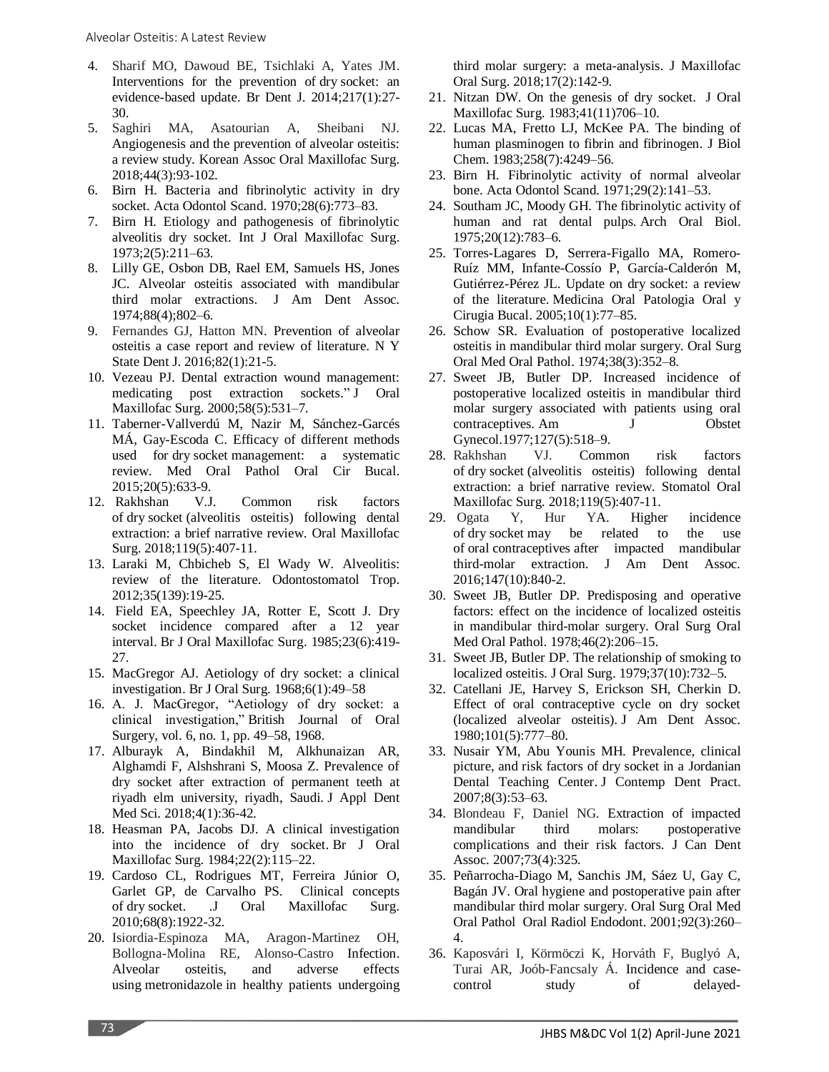4. Sharif MO, Dawoud BE, Tsichlaki A, Yates JM. Interventions for the prevention of dry socket: an evidence-based update. Br Dent J. 2014;217(1):27-30.
5. Saghiri MA, Asatourian A, Sheibani NJ. Angiogenesis and the prevention of alveolar osteitis: a review study. Korean Assoc Oral Maxillofac Surg. 2018;44(3):93-102.
6. Birn H. Bacteria and fibrinolytic activity in dry socket. Acta Odontol Scand. 1970;28(6):773–83.
7. Birn H. Etiology and pathogenesis of fibrinolytic alveolitis dry socket. Int J Oral Maxillofac Surg. 1973;2(5):211–63.
8. Lilly GE, Osbon DB, Rael EM, Samuels HS, Jones JC. Alveolar osteitis associated with mandibular third molar extractions. J Am Dent Assoc. 1974;88(4);802–6.
9. Fernandes GJ, Hatton MN. Prevention of alveolar osteitis a case report and review of literature. N Y State Dent J. 2016;82(1):21-5.
10. Vezeau PJ. Dental extraction wound management: medicating post extraction sockets." J Oral Maxillofac Surg. 2000;58(5):531–7.
11. Taberner-Vallverdú M, Nazir M, Sánchez-Garcés MÁ, Gay-Escoda C. Efficacy of different methods used for dry socket management: a systematic review. Med Oral Pathol Oral Cir Bucal. 2015;20(5):633-9.
12. Rakhshan V.J. Common risk factors of dry socket (alveolitis osteitis) following dental extraction: a brief narrative review. Oral Maxillofac Surg. 2018;119(5):407-11.
13. Laraki M, Chbicheb S, El Wady W. Alveolitis: review of the literature. Odontostomatol Trop. 2012;35(139):19-25.
14. Field EA, Speechley JA, Rotter E, Scott J. Dry socket incidence compared after a 12 year interval. Br J Oral Maxillofac Surg. 1985;23(6):419-27.
15. MacGregor AJ. Aetiology of dry socket: a clinical investigation. Br J Oral Surg. 1968;6(1):49–58
16. A. J. MacGregor, "Aetiology of dry socket: a clinical investigation," British Journal of Oral Surgery, vol. 6, no. 1, pp. 49–58, 1968.
17. Alburayk A, Bindakhil M, Alkhunaizan AR, Alghamdi F, Alshshrani S, Moosa Z. Prevalence of dry socket after extraction of permanent teeth at riyadh elm university, riyadh, Saudi. J Appl Dent Med Sci. 2018;4(1):36-42.
18. Heasman PA, Jacobs DJ. A clinical investigation into the incidence of dry socket. Br J Oral Maxillofac Surg. 1984;22(2):115–22.
19. Cardoso CL, Rodrigues MT, Ferreira Júnior O, Garlet GP, de Carvalho PS. Clinical concepts of dry socket. .J Oral Maxillofac Surg. 2010;68(8):1922-32.
20. Isiordia-Espinoza MA, Aragon-Martinez OH, Bollogna-Molina RE, Alonso-Castro Infection. Alveolar osteitis, and adverse effects using metronidazole in healthy patients undergoing third molar surgery: a meta-analysis. J Maxillofac Oral Surg. 2018;17(2):142-9.
21. Nitzan DW. On the genesis of dry socket. J Oral Maxillofac Surg. 1983;41(11)706–10.
22. Lucas MA, Fretto LJ, McKee PA. The binding of human plasminogen to fibrin and fibrinogen. J Biol Chem. 1983;258(7):4249–56.
23. Birn H. Fibrinolytic activity of normal alveolar bone. Acta Odontol Scand. 1971;29(2):141–53.
24. Southam JC, Moody GH. The fibrinolytic activity of human and rat dental pulps. Arch Oral Biol. 1975;20(12):783–6.
25. Torres-Lagares D, Serrera-Figallo MA, Romero-Ruíz MM, Infante-Cossío P, García-Calderón M, Gutiérrez-Pérez JL. Update on dry socket: a review of the literature. Medicina Oral Patologia Oral y Cirugia Bucal. 2005;10(1):77–85.
26. Schow SR. Evaluation of postoperative localized osteitis in mandibular third molar surgery. Oral Surg Oral Med Oral Pathol. 1974;38(3):352–8.
27. Sweet JB, Butler DP. Increased incidence of postoperative localized osteitis in mandibular third molar surgery associated with patients using oral contraceptives. Am J Obstet Gynecol.1977;127(5):518–9.
28. Rakhshan VJ. Common risk factors of dry socket (alveolitis osteitis) following dental extraction: a brief narrative review. Stomatol Oral Maxillofac Surg. 2018;119(5):407-11.
29. Ogata Y, Hur YA. Higher incidence of dry socket may be related to the use of oral contraceptives after impacted mandibular third-molar extraction. J Am Dent Assoc. 2016;147(10):840-2.
30. Sweet JB, Butler DP. Predisposing and operative factors: effect on the incidence of localized osteitis in mandibular third-molar surgery. Oral Surg Oral Med Oral Pathol. 1978;46(2):206–15.
31. Sweet JB, Butler DP. The relationship of smoking to localized osteitis. J Oral Surg. 1979;37(10):732–5.
32. Catellani JE, Harvey S, Erickson SH, Cherkin D. Effect of oral contraceptive cycle on dry socket (localized alveolar osteitis). J Am Dent Assoc. 1980;101(5):777–80.
33. Nusair YM, Abu Younis MH. Prevalence, clinical picture, and risk factors of dry socket in a Jordanian Dental Teaching Center. J Contemp Dent Pract. 2007;8(3):53–63.
34. Blondeau F, Daniel NG. Extraction of impacted mandibular third molars: postoperative complications and their risk factors. J Can Dent Assoc. 2007;73(4):325.
35. Peñarrocha-Diago M, Sanchis JM, Sáez U, Gay C, Bagán JV. Oral hygiene and postoperative pain after mandibular third molar surgery. Oral Surg Oral Med Oral Pathol Oral Radiol Endodont. 2001;92(3):260–4.
36. Kaposvári I, Körmöczi K, Horváth F, Buglyó A, Turai AR, Joób-Fancsaly Á. Incidence and case-control study of delayed-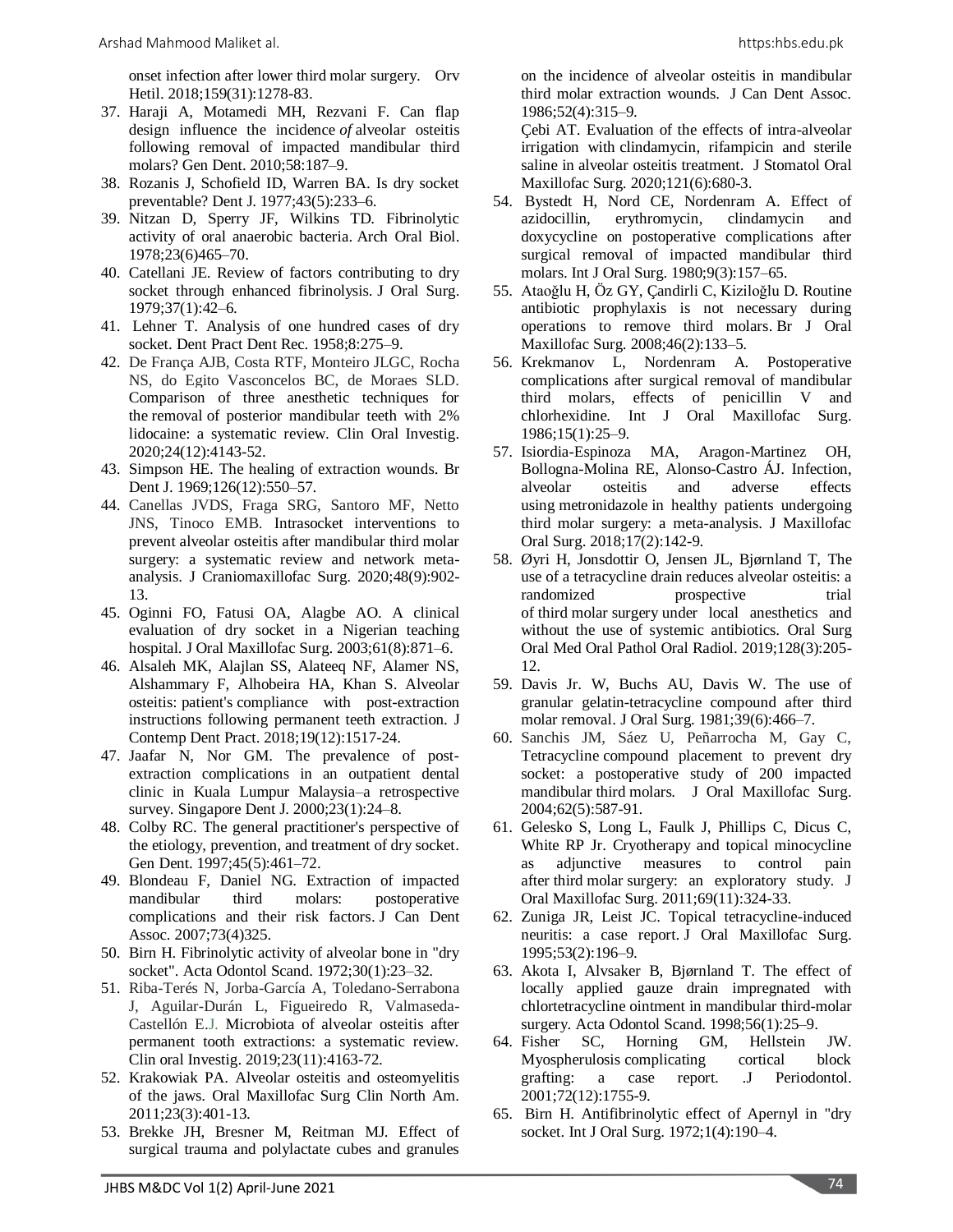onset infection after lower third molar surgery. Orv Hetil. 2018;159(31):1278-83.

37. Haraji A, Motamedi MH, Rezvani F. Can flap design influence the incidence *of* alveolar osteitis following removal of impacted mandibular third molars? Gen Dent. 2010;58:187–9.
38. Rozanis J, Schofield ID, Warren BA. Is dry socket preventable? Dent J. 1977;43(5):233–6.
39. Nitzan D, Sperry JF, Wilkins TD. Fibrinolytic activity of oral anaerobic bacteria. Arch Oral Biol. 1978;23(6)465–70.
40. Catellani JE. Review of factors contributing to dry socket through enhanced fibrinolysis. J Oral Surg. 1979;37(1):42–6.
41. Lehner T. Analysis of one hundred cases of dry socket. Dent Pract Dent Rec. 1958;8:275–9.
42. De França AJB, Costa RTF, Monteiro JLGC, Rocha NS, do Egito Vasconcelos BC, de Moraes SLD. Comparison of three anesthetic techniques for the removal of posterior mandibular teeth with 2% lidocaine: a systematic review. Clin Oral Investig. 2020;24(12):4143-52.
43. Simpson HE. The healing of extraction wounds. Br Dent J. 1969;126(12):550–57.
44. Canellas JVDS, Fraga SRG, Santoro MF, Netto JNS, Tinoco EMB. Intrasocket interventions to prevent alveolar osteitis after mandibular third molar surgery: a systematic review and network meta-analysis. J Craniomaxillofac Surg. 2020;48(9):902-13.
45. Oginni FO, Fatusi OA, Alagbe AO. A clinical evaluation of dry socket in a Nigerian teaching hospital. J Oral Maxillofac Surg. 2003;61(8):871–6.
46. Alsaleh MK, Alajlan SS, Alateeq NF, Alamer NS, Alshammary F, Alhobeira HA, Khan S. Alveolar osteitis: patient's compliance with post-extraction instructions following permanent teeth extraction. J Contemp Dent Pract. 2018;19(12):1517-24.
47. Jaafar N, Nor GM. The prevalence of post-extraction complications in an outpatient dental clinic in Kuala Lumpur Malaysia–a retrospective survey. Singapore Dent J. 2000;23(1):24–8.
48. Colby RC. The general practitioner's perspective of the etiology, prevention, and treatment of dry socket. Gen Dent. 1997;45(5):461–72.
49. Blondeau F, Daniel NG. Extraction of impacted mandibular third molars: postoperative complications and their risk factors. J Can Dent Assoc. 2007;73(4)325.
50. Birn H. Fibrinolytic activity of alveolar bone in "dry socket". Acta Odontol Scand. 1972;30(1):23–32.
51. Riba-Terés N, Jorba-García A, Toledano-Serrabona J, Aguilar-Durán L, Figueiredo R, Valmaseda-Castellón E.J. Microbiota of alveolar osteitis after permanent tooth extractions: a systematic review. Clin oral Investig. 2019;23(11):4163-72.
52. Krakowiak PA. Alveolar osteitis and osteomyelitis of the jaws. Oral Maxillofac Surg Clin North Am. 2011;23(3):401-13.
53. Brekke JH, Bresner M, Reitman MJ. Effect of surgical trauma and polylactate cubes and granules on the incidence of alveolar osteitis in mandibular third molar extraction wounds. J Can Dent Assoc. 1986;52(4):315–9.
   Çebi AT. Evaluation of the effects of intra-alveolar irrigation with clindamycin, rifampicin and sterile saline in alveolar osteitis treatment. J Stomatol Oral Maxillofac Surg. 2020;121(6):680-3.
54. Bystedt H, Nord CE, Nordenram A. Effect of azidocillin, erythromycin, clindamycin and doxycycline on postoperative complications after surgical removal of impacted mandibular third molars. Int J Oral Surg. 1980;9(3):157–65.
55. Ataoğlu H, Öz GY, Çandirli C, Kiziloğlu D. Routine antibiotic prophylaxis is not necessary during operations to remove third molars. Br J Oral Maxillofac Surg. 2008;46(2):133–5.
56. Krekmanov L, Nordenram A. Postoperative complications after surgical removal of mandibular third molars, effects of penicillin V and chlorhexidine. Int J Oral Maxillofac Surg. 1986;15(1):25–9.
57. Isiordia-Espinoza MA, Aragon-Martinez OH, Bollogna-Molina RE, Alonso-Castro ÁJ. Infection, alveolar osteitis and adverse effects using metronidazole in healthy patients undergoing third molar surgery: a meta-analysis. J Maxillofac Oral Surg. 2018;17(2):142-9.
58. Øyri H, Jonsdottir O, Jensen JL, Bjørnland T, The use of a tetracycline drain reduces alveolar osteitis: a randomized prospective trial of third molar surgery under local anesthetics and without the use of systemic antibiotics. Oral Surg Oral Med Oral Pathol Oral Radiol. 2019;128(3):205-12.
59. Davis Jr. W, Buchs AU, Davis W. The use of granular gelatin-tetracycline compound after third molar removal. J Oral Surg. 1981;39(6):466–7.
60. Sanchis JM, Sáez U, Peñarrocha M, Gay C, Tetracycline compound placement to prevent dry socket: a postoperative study of 200 impacted mandibular third molars. J Oral Maxillofac Surg. 2004;62(5):587-91.
61. Gelesko S, Long L, Faulk J, Phillips C, Dicus C, White RP Jr. Cryotherapy and topical minocycline as adjunctive measures to control pain after third molar surgery: an exploratory study. J Oral Maxillofac Surg. 2011;69(11):324-33.
62. Zuniga JR, Leist JC. Topical tetracycline-induced neuritis: a case report. J Oral Maxillofac Surg. 1995;53(2):196–9.
63. Akota I, Alvsaker B, Bjørnland T. The effect of locally applied gauze drain impregnated with chlortetracycline ointment in mandibular third-molar surgery. Acta Odontol Scand. 1998;56(1):25–9.
64. Fisher SC, Horning GM, Hellstein JW. Myospherulosis complicating cortical block grafting: a case report. .J Periodontol. 2001;72(12):1755-9.
65. Birn H. Antifibrinolytic effect of Apernyl in "dry socket. Int J Oral Surg. 1972;1(4):190–4.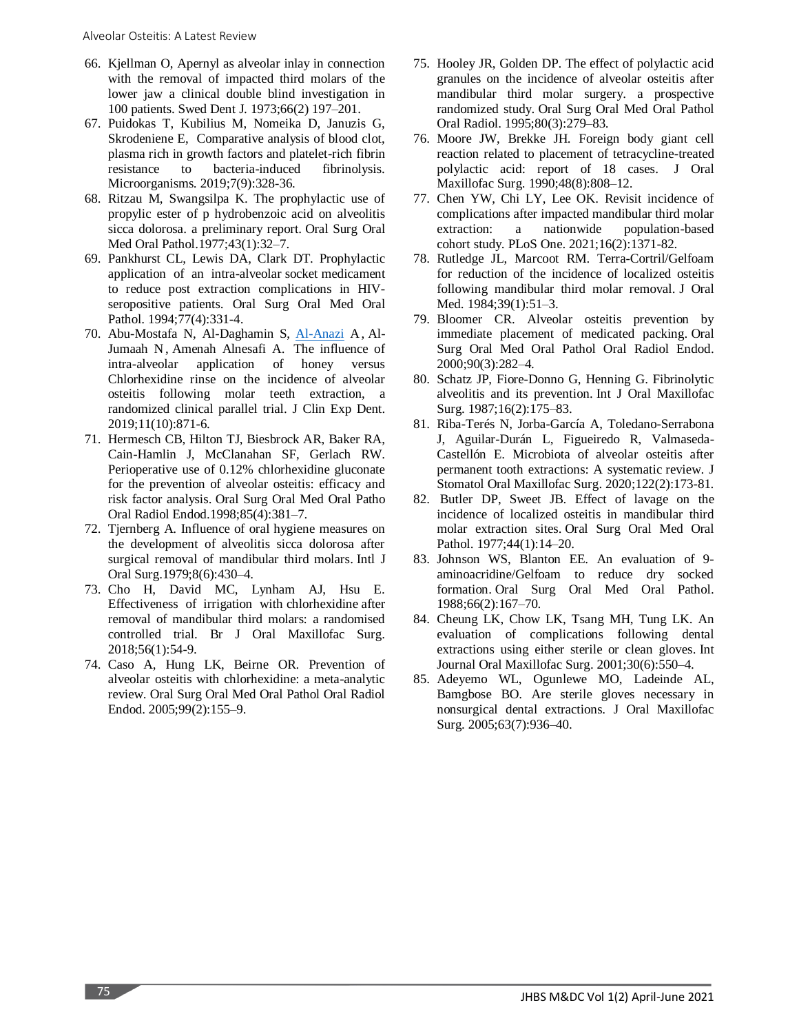66. Kjellman O, Apernyl as alveolar inlay in connection with the removal of impacted third molars of the lower jaw a clinical double blind investigation in 100 patients. Swed Dent J. 1973;66(2) 197–201.
67. Puidokas T, Kubilius M, Nomeika D, Januzis G, Skrodeniene E, Comparative analysis of blood clot, plasma rich in growth factors and platelet-rich fibrin resistance to bacteria-induced fibrinolysis. Microorganisms. 2019;7(9):328-36.
68. Ritzau M, Swangsilpa K. The prophylactic use of propylic ester of p hydrobenzoic acid on alveolitis sicca dolorosa. a preliminary report. Oral Surg Oral Med Oral Pathol.1977;43(1):32–7.
69. Pankhurst CL, Lewis DA, Clark DT. Prophylactic application of an intra-alveolar socket medicament to reduce post extraction complications in HIV-seropositive patients. Oral Surg Oral Med Oral Pathol. 1994;77(4):331-4.
70. Abu-Mostafa N, Al-Daghamin S, Al-Anazi A, Al-Jumaah N, Amenah Alnesafi A. The influence of intra-alveolar application of honey versus Chlorhexidine rinse on the incidence of alveolar osteitis following molar teeth extraction, a randomized clinical parallel trial. J Clin Exp Dent. 2019;11(10):871-6.
71. Hermesch CB, Hilton TJ, Biesbrock AR, Baker RA, Cain-Hamlin J, McClanahan SF, Gerlach RW. Perioperative use of 0.12% chlorhexidine gluconate for the prevention of alveolar osteitis: efficacy and risk factor analysis. Oral Surg Oral Med Oral Patho Oral Radiol Endod.1998;85(4):381–7.
72. Tjernberg A. Influence of oral hygiene measures on the development of alveolitis sicca dolorosa after surgical removal of mandibular third molars. Intl J Oral Surg.1979;8(6):430–4.
73. Cho H, David MC, Lynham AJ, Hsu E. Effectiveness of irrigation with chlorhexidine after removal of mandibular third molars: a randomised controlled trial. Br J Oral Maxillofac Surg. 2018;56(1):54-9.
74. Caso A, Hung LK, Beirne OR. Prevention of alveolar osteitis with chlorhexidine: a meta-analytic review. Oral Surg Oral Med Oral Pathol Oral Radiol Endod. 2005;99(2):155–9.
75. Hooley JR, Golden DP. The effect of polylactic acid granules on the incidence of alveolar osteitis after mandibular third molar surgery. a prospective randomized study. Oral Surg Oral Med Oral Pathol Oral Radiol. 1995;80(3):279–83.
76. Moore JW, Brekke JH. Foreign body giant cell reaction related to placement of tetracycline-treated polylactic acid: report of 18 cases. J Oral Maxillofac Surg. 1990;48(8):808–12.
77. Chen YW, Chi LY, Lee OK. Revisit incidence of complications after impacted mandibular third molar extraction: a nationwide population-based cohort study. PLoS One. 2021;16(2):1371-82.
78. Rutledge JL, Marcoot RM. Terra-Cortril/Gelfoam for reduction of the incidence of localized osteitis following mandibular third molar removal. J Oral Med. 1984;39(1):51–3.
79. Bloomer CR. Alveolar osteitis prevention by immediate placement of medicated packing. Oral Surg Oral Med Oral Pathol Oral Radiol Endod. 2000;90(3):282–4.
80. Schatz JP, Fiore-Donno G, Henning G. Fibrinolytic alveolitis and its prevention. Int J Oral Maxillofac Surg. 1987;16(2):175–83.
81. Riba-Terés N, Jorba-García A, Toledano-Serrabona J, Aguilar-Durán L, Figueiredo R, Valmaseda-Castellón E. Microbiota of alveolar osteitis after permanent tooth extractions: A systematic review. J Stomatol Oral Maxillofac Surg. 2020;122(2):173-81.
82. Butler DP, Sweet JB. Effect of lavage on the incidence of localized osteitis in mandibular third molar extraction sites. Oral Surg Oral Med Oral Pathol. 1977;44(1):14–20.
83. Johnson WS, Blanton EE. An evaluation of 9-aminoacridine/Gelfoam to reduce dry socked formation. Oral Surg Oral Med Oral Pathol. 1988;66(2):167–70.
84. Cheung LK, Chow LK, Tsang MH, Tung LK. An evaluation of complications following dental extractions using either sterile or clean gloves. Int Journal Oral Maxillofac Surg. 2001;30(6):550–4.
85. Adeyemo WL, Ogunlewe MO, Ladeinde AL, Bamgbose BO. Are sterile gloves necessary in nonsurgical dental extractions. J Oral Maxillofac Surg. 2005;63(7):936–40.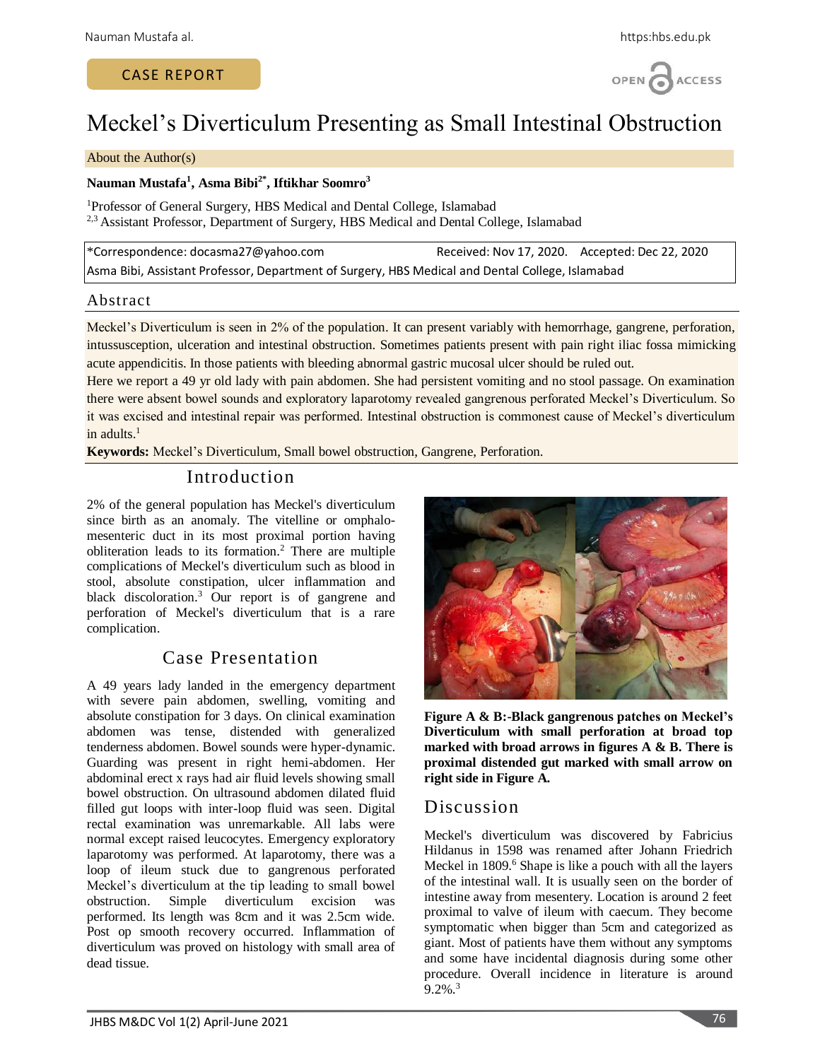CASE REPORT

# Meckel's Diverticulum Presenting as Small Intestinal Obstruction

About the Author(s)

**Nauman Mustafa[1], Asma Bibi[2*], Iftikhar Soomro[3]**

[1]Professor of General Surgery, HBS Medical and Dental College, Islamabad
[2,3] Assistant Professor, Department of Surgery, HBS Medical and Dental College, Islamabad

*Correspondence: docasma27@yahoo.com Received: Nov 17, 2020. Accepted: Dec 22, 2020
Asma Bibi, Assistant Professor, Department of Surgery, HBS Medical and Dental College, Islamabad

## Abstract

Meckel's Diverticulum is seen in 2% of the population. It can present variably with hemorrhage, gangrene, perforation, intussusception, ulceration and intestinal obstruction. Sometimes patients present with pain right iliac fossa mimicking acute appendicitis. In those patients with bleeding abnormal gastric mucosal ulcer should be ruled out.

Here we report a 49 yr old lady with pain abdomen. She had persistent vomiting and no stool passage. On examination there were absent bowel sounds and exploratory laparotomy revealed gangrenous perforated Meckel's Diverticulum. So it was excised and intestinal repair was performed. Intestinal obstruction is commonest cause of Meckel's diverticulum in adults.[1]

**Keywords:** Meckel's Diverticulum, Small bowel obstruction, Gangrene, Perforation.

## Introduction

2% of the general population has Meckel's diverticulum since birth as an anomaly. The vitelline or omphalo-mesenteric duct in its most proximal portion having obliteration leads to its formation.[2] There are multiple complications of Meckel's diverticulum such as blood in stool, absolute constipation, ulcer inflammation and black discoloration.[3] Our report is of gangrene and perforation of Meckel's diverticulum that is a rare complication.

## Case Presentation

A 49 years lady landed in the emergency department with severe pain abdomen, swelling, vomiting and absolute constipation for 3 days. On clinical examination abdomen was tense, distended with generalized tenderness abdomen. Bowel sounds were hyper-dynamic. Guarding was present in right hemi-abdomen. Her abdominal erect x rays had air fluid levels showing small bowel obstruction. On ultrasound abdomen dilated fluid filled gut loops with inter-loop fluid was seen. Digital rectal examination was unremarkable. All labs were normal except raised leucocytes. Emergency exploratory laparotomy was performed. At laparotomy, there was a loop of ileum stuck due to gangrenous perforated Meckel's diverticulum at the tip leading to small bowel obstruction. Simple diverticulum excision was performed. Its length was 8cm and it was 2.5cm wide. Post op smooth recovery occurred. Inflammation of diverticulum was proved on histology with small area of dead tissue.

**Figure A & B:-Black gangrenous patches on Meckel's Diverticulum with small perforation at broad top marked with broad arrows in figures A & B. There is proximal distended gut marked with small arrow on right side in Figure A.**

## Discussion

Meckel's diverticulum was discovered by Fabricius Hildanus in 1598 was renamed after Johann Friedrich Meckel in 1809.[6] Shape is like a pouch with all the layers of the intestinal wall. It is usually seen on the border of intestine away from mesentery. Location is around 2 feet proximal to valve of ileum with caecum. They become symptomatic when bigger than 5cm and categorized as giant. Most of patients have them without any symptoms and some have incidental diagnosis during some other procedure. Overall incidence in literature is around 9.2%.[3]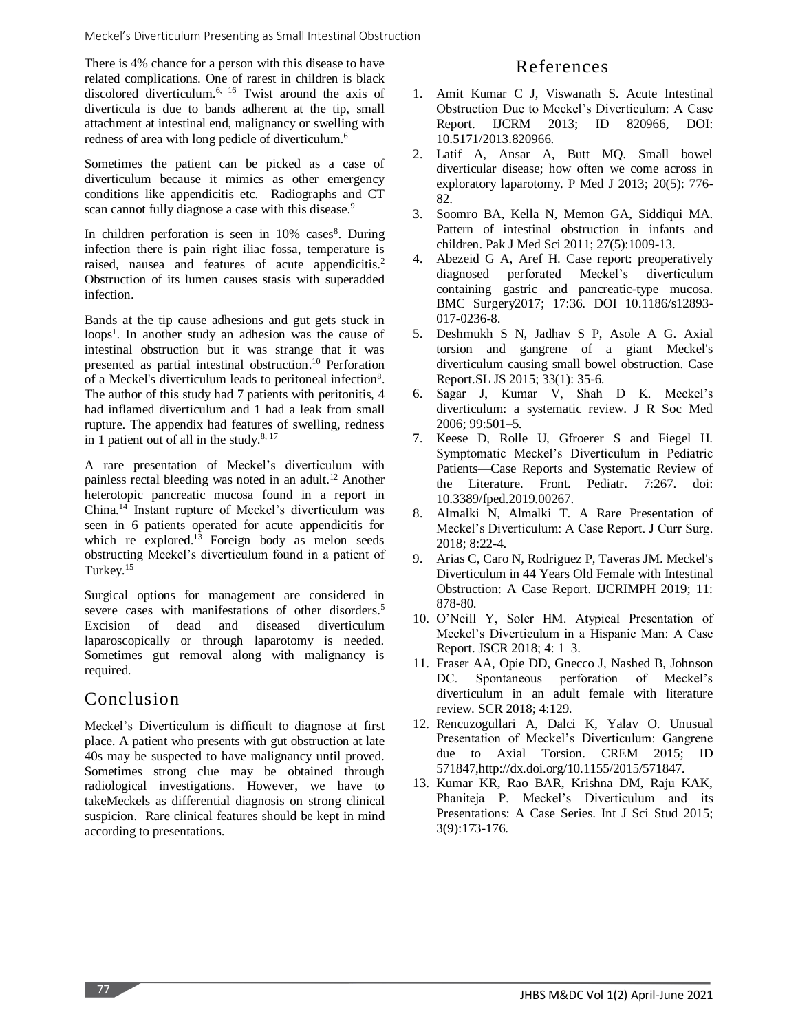There is 4% chance for a person with this disease to have related complications. One of rarest in children is black discolored diverticulum.[6, 16] Twist around the axis of diverticula is due to bands adherent at the tip, small attachment at intestinal end, malignancy or swelling with redness of area with long pedicle of diverticulum.[6]

Sometimes the patient can be picked as a case of diverticulum because it mimics as other emergency conditions like appendicitis etc. Radiographs and CT scan cannot fully diagnose a case with this disease.[9]

In children perforation is seen in 10% cases[8]. During infection there is pain right iliac fossa, temperature is raised, nausea and features of acute appendicitis.[2] Obstruction of its lumen causes stasis with superadded infection.

Bands at the tip cause adhesions and gut gets stuck in loops[1]. In another study an adhesion was the cause of intestinal obstruction but it was strange that it was presented as partial intestinal obstruction.[10] Perforation of a Meckel's diverticulum leads to peritoneal infection[8]. The author of this study had 7 patients with peritonitis, 4 had inflamed diverticulum and 1 had a leak from small rupture. The appendix had features of swelling, redness in 1 patient out of all in the study.[8, 17]

A rare presentation of Meckel's diverticulum with painless rectal bleeding was noted in an adult.[12] Another heterotopic pancreatic mucosa found in a report in China.[14] Instant rupture of Meckel's diverticulum was seen in 6 patients operated for acute appendicitis for which re explored.[13] Foreign body as melon seeds obstructing Meckel's diverticulum found in a patient of Turkey.[15]

Surgical options for management are considered in severe cases with manifestations of other disorders.[5] Excision of dead and diseased diverticulum laparoscopically or through laparotomy is needed. Sometimes gut removal along with malignancy is required.

## Conclusion

Meckel's Diverticulum is difficult to diagnose at first place. A patient who presents with gut obstruction at late 40s may be suspected to have malignancy until proved. Sometimes strong clue may be obtained through radiological investigations. However, we have to takeMeckels as differential diagnosis on strong clinical suspicion. Rare clinical features should be kept in mind according to presentations.

## References

1. Amit Kumar C J, Viswanath S. Acute Intestinal Obstruction Due to Meckel's Diverticulum: A Case Report. IJCRM 2013; ID 820966, DOI: 10.5171/2013.820966.
2. Latif A, Ansar A, Butt MQ. Small bowel diverticular disease; how often we come across in exploratory laparotomy. P Med J 2013; 20(5): 776-82.
3. Soomro BA, Kella N, Memon GA, Siddiqui MA. Pattern of intestinal obstruction in infants and children. Pak J Med Sci 2011; 27(5):1009-13.
4. Abezeid G A, Aref H. Case report: preoperatively diagnosed perforated Meckel's diverticulum containing gastric and pancreatic-type mucosa. BMC Surgery2017; 17:36. DOI 10.1186/s12893-017-0236-8.
5. Deshmukh S N, Jadhav S P, Asole A G. Axial torsion and gangrene of a giant Meckel's diverticulum causing small bowel obstruction. Case Report.SL JS 2015; 33(1): 35-6.
6. Sagar J, Kumar V, Shah D K. Meckel's diverticulum: a systematic review. J R Soc Med 2006; 99:501–5.
7. Keese D, Rolle U, Gfroerer S and Fiegel H. Symptomatic Meckel's Diverticulum in Pediatric Patients—Case Reports and Systematic Review of the Literature. Front. Pediatr. 7:267. doi: 10.3389/fped.2019.00267.
8. Almalki N, Almalki T. A Rare Presentation of Meckel's Diverticulum: A Case Report. J Curr Surg. 2018; 8:22-4.
9. Arias C, Caro N, Rodriguez P, Taveras JM. Meckel's Diverticulum in 44 Years Old Female with Intestinal Obstruction: A Case Report. IJCRIMPH 2019; 11: 878-80.
10. O'Neill Y, Soler HM. Atypical Presentation of Meckel's Diverticulum in a Hispanic Man: A Case Report. JSCR 2018; 4: 1–3.
11. Fraser AA, Opie DD, Gnecco J, Nashed B, Johnson DC. Spontaneous perforation of Meckel's diverticulum in an adult female with literature review. SCR 2018; 4:129.
12. Rencuzogullari A, Dalci K, Yalav O. Unusual Presentation of Meckel's Diverticulum: Gangrene due to Axial Torsion. CREM 2015; ID 571847,http://dx.doi.org/10.1155/2015/571847.
13. Kumar KR, Rao BAR, Krishna DM, Raju KAK, Phaniteja P. Meckel's Diverticulum and its Presentations: A Case Series. Int J Sci Stud 2015; 3(9):173-176.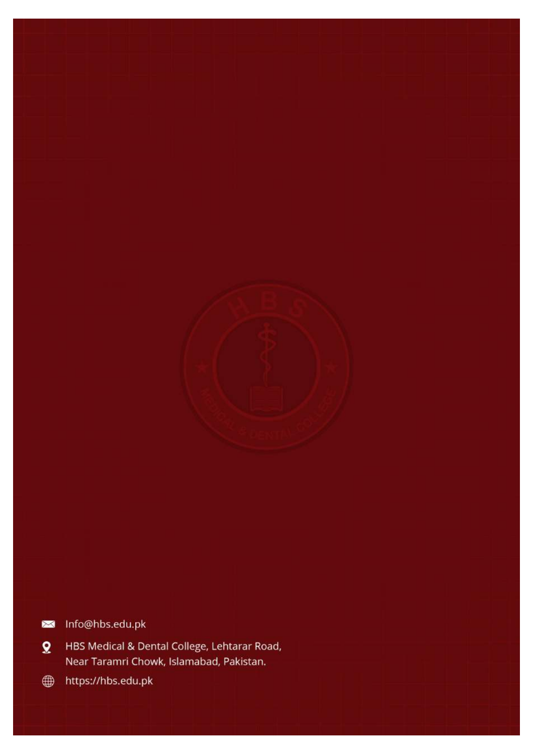Info@hbs.edu.pk

HBS Medical & Dental College, Lehtarar Road,
Near Taramri Chowk, Islamabad, Pakistan.

https://hbs.edu.pk